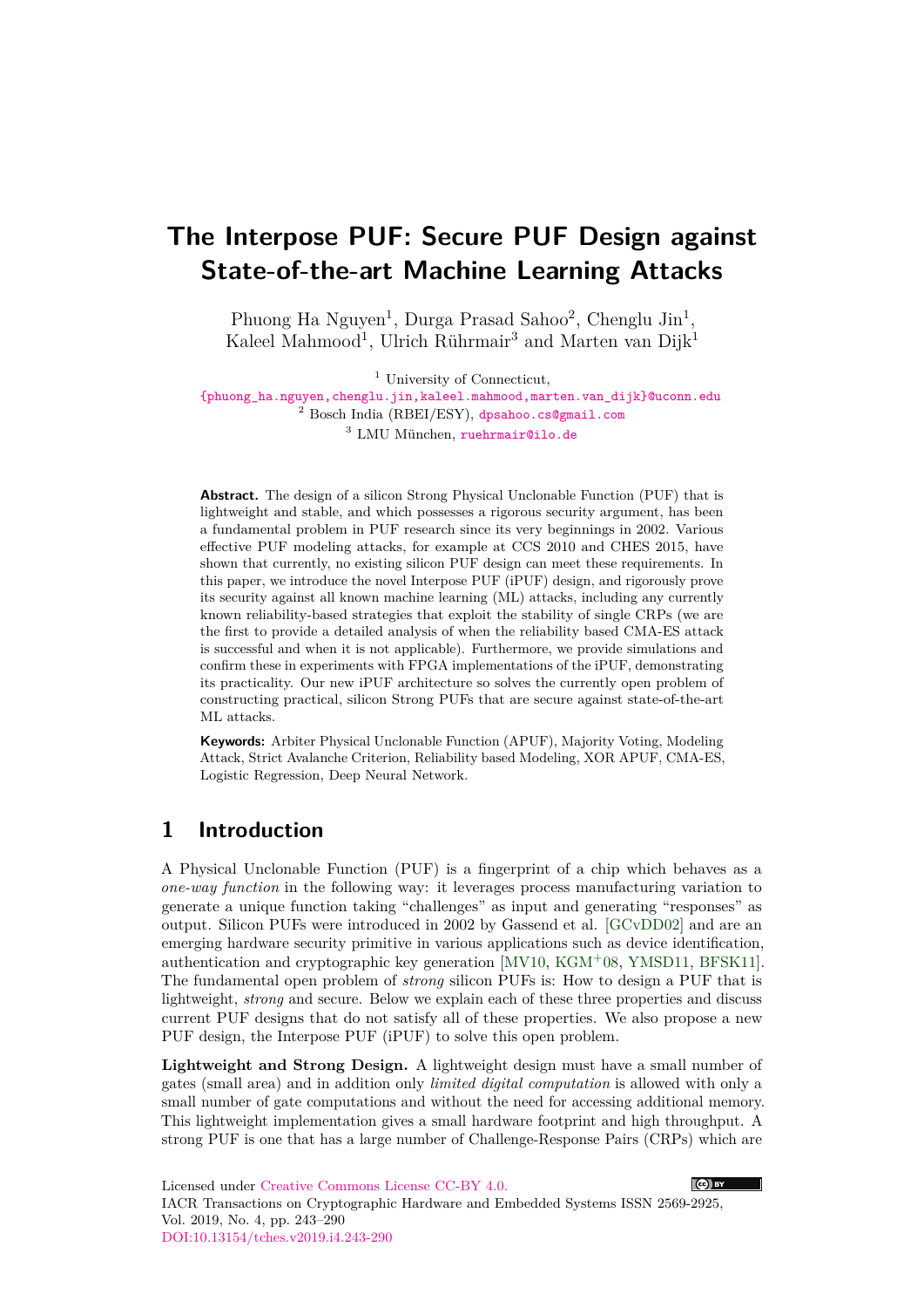# The Interpose PUF: Secure PUF Design against State-of-the-art Machine Learning Attacks

Phuong Ha Nguyen[1], Durga Prasad Sahoo[2], Chenglu Jin[1], Kaleel Mahmood[1], Ulrich Rührmair[3] and Marten van Dijk[1]

[1] University of Connecticut, {phuong_ha.nguyen,chenglu.jin,kaleel.mahmood,marten.van_dijk}@uconn.edu

[2] Bosch India (RBEI/ESY), dpsahoo.cs@gmail.com

[3] LMU München, ruehrmair@ilo.de

**Abstract.** The design of a silicon Strong Physical Unclonable Function (PUF) that is lightweight and stable, and which possesses a rigorous security argument, has been a fundamental problem in PUF research since its very beginnings in 2002. Various effective PUF modeling attacks, for example at CCS 2010 and CHES 2015, have shown that currently, no existing silicon PUF design can meet these requirements. In this paper, we introduce the novel Interpose PUF (iPUF) design, and rigorously prove its security against all known machine learning (ML) attacks, including any currently known reliability-based strategies that exploit the stability of single CRPs (we are the first to provide a detailed analysis of when the reliability based CMA-ES attack is successful and when it is not applicable). Furthermore, we provide simulations and confirm these in experiments with FPGA implementations of the iPUF, demonstrating its practicality. Our new iPUF architecture so solves the currently open problem of constructing practical, silicon Strong PUFs that are secure against state-of-the-art ML attacks.

**Keywords:** Arbiter Physical Unclonable Function (APUF), Majority Voting, Modeling Attack, Strict Avalanche Criterion, Reliability based Modeling, XOR APUF, CMA-ES, Logistic Regression, Deep Neural Network.

## 1 Introduction

A Physical Unclonable Function (PUF) is a fingerprint of a chip which behaves as a *one-way function* in the following way: it leverages process manufacturing variation to generate a unique function taking "challenges" as input and generating "responses" as output. Silicon PUFs were introduced in 2002 by Gassend et al. [GCvDD02] and are an emerging hardware security primitive in various applications such as device identification, authentication and cryptographic key generation [MV10, KGM+08, YMSD11, BFSK11]. The fundamental open problem of *strong* silicon PUFs is: How to design a PUF that is lightweight, *strong* and secure. Below we explain each of these three properties and discuss current PUF designs that do not satisfy all of these properties. We also propose a new PUF design, the Interpose PUF (iPUF) to solve this open problem.

**Lightweight and Strong Design.** A lightweight design must have a small number of gates (small area) and in addition only *limited digital computation* is allowed with only a small number of gate computations and without the need for accessing additional memory. This lightweight implementation gives a small hardware footprint and high throughput. A strong PUF is one that has a large number of Challenge-Response Pairs (CRPs) which are

Licensed under Creative Commons License CC-BY 4.0.

IACR Transactions on Cryptographic Hardware and Embedded Systems ISSN 2569-2925, Vol. 2019, No. 4, pp. 243–290

DOI:10.13154/tches.v2019.i4.243-290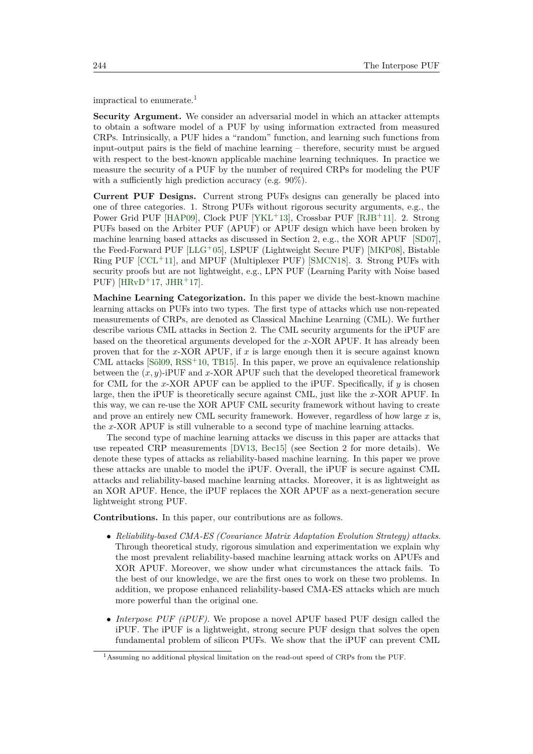impractical to enumerate.[1]

**Security Argument.** We consider an adversarial model in which an attacker attempts to obtain a software model of a PUF by using information extracted from measured CRPs. Intrinsically, a PUF hides a "random" function, and learning such functions from input-output pairs is the field of machine learning – therefore, security must be argued with respect to the best-known applicable machine learning techniques. In practice we measure the security of a PUF by the number of required CRPs for modeling the PUF with a sufficiently high prediction accuracy (e.g. 90%).

**Current PUF Designs.** Current strong PUFs designs can generally be placed into one of three categories. 1. Strong PUFs without rigorous security arguments, e.g., the Power Grid PUF [HAP09], Clock PUF [YKL+13], Crossbar PUF [RJB+11]. 2. Strong PUFs based on the Arbiter PUF (APUF) or APUF design which have been broken by machine learning based attacks as discussed in Section 2, e.g., the XOR APUF [SD07], the Feed-Forward PUF [LLG+05], LSPUF (Lightweight Secure PUF) [MKP08], Bistable Ring PUF [CCL+11], and MPUF (Multiplexer PUF) [SMCN18]. 3. Strong PUFs with security proofs but are not lightweight, e.g., LPN PUF (Learning Parity with Noise based PUF) [HRvD+17, JHR+17].

**Machine Learning Categorization.** In this paper we divide the best-known machine learning attacks on PUFs into two types. The first type of attacks which use non-repeated measurements of CRPs, are denoted as Classical Machine Learning (CML). We further describe various CML attacks in Section 2. The CML security arguments for the iPUF are based on the theoretical arguments developed for the $x$-XOR APUF. It has already been proven that for the $x$-XOR APUF, if $x$ is large enough then it is secure against known CML attacks [Söl09, RSS+10, TB15]. In this paper, we prove an equivalence relationship between the $(x, y)$-iPUF and $x$-XOR APUF such that the developed theoretical framework for CML for the $x$-XOR APUF can be applied to the iPUF. Specifically, if $y$ is chosen large, then the iPUF is theoretically secure against CML, just like the $x$-XOR APUF. In this way, we can re-use the XOR APUF CML security framework without having to create and prove an entirely new CML security framework. However, regardless of how large $x$ is, the $x$-XOR APUF is still vulnerable to a second type of machine learning attacks.

The second type of machine learning attacks we discuss in this paper are attacks that use repeated CRP measurements [DV13, Bec15] (see Section 2 for more details). We denote these types of attacks as reliability-based machine learning. In this paper we prove these attacks are unable to model the iPUF. Overall, the iPUF is secure against CML attacks and reliability-based machine learning attacks. Moreover, it is as lightweight as an XOR APUF. Hence, the iPUF replaces the XOR APUF as a next-generation secure lightweight strong PUF.

**Contributions.** In this paper, our contributions are as follows.

- *Reliability-based CMA-ES (Covariance Matrix Adaptation Evolution Strategy) attacks.* Through theoretical study, rigorous simulation and experimentation we explain why the most prevalent reliability-based machine learning attack works on APUFs and XOR APUF. Moreover, we show under what circumstances the attack fails. To the best of our knowledge, we are the first ones to work on these two problems. In addition, we propose enhanced reliability-based CMA-ES attacks which are much more powerful than the original one.
- *Interpose PUF (iPUF).* We propose a novel APUF based PUF design called the iPUF. The iPUF is a lightweight, strong secure PUF design that solves the open fundamental problem of silicon PUFs. We show that the iPUF can prevent CML

[1] Assuming no additional physical limitation on the read-out speed of CRPs from the PUF.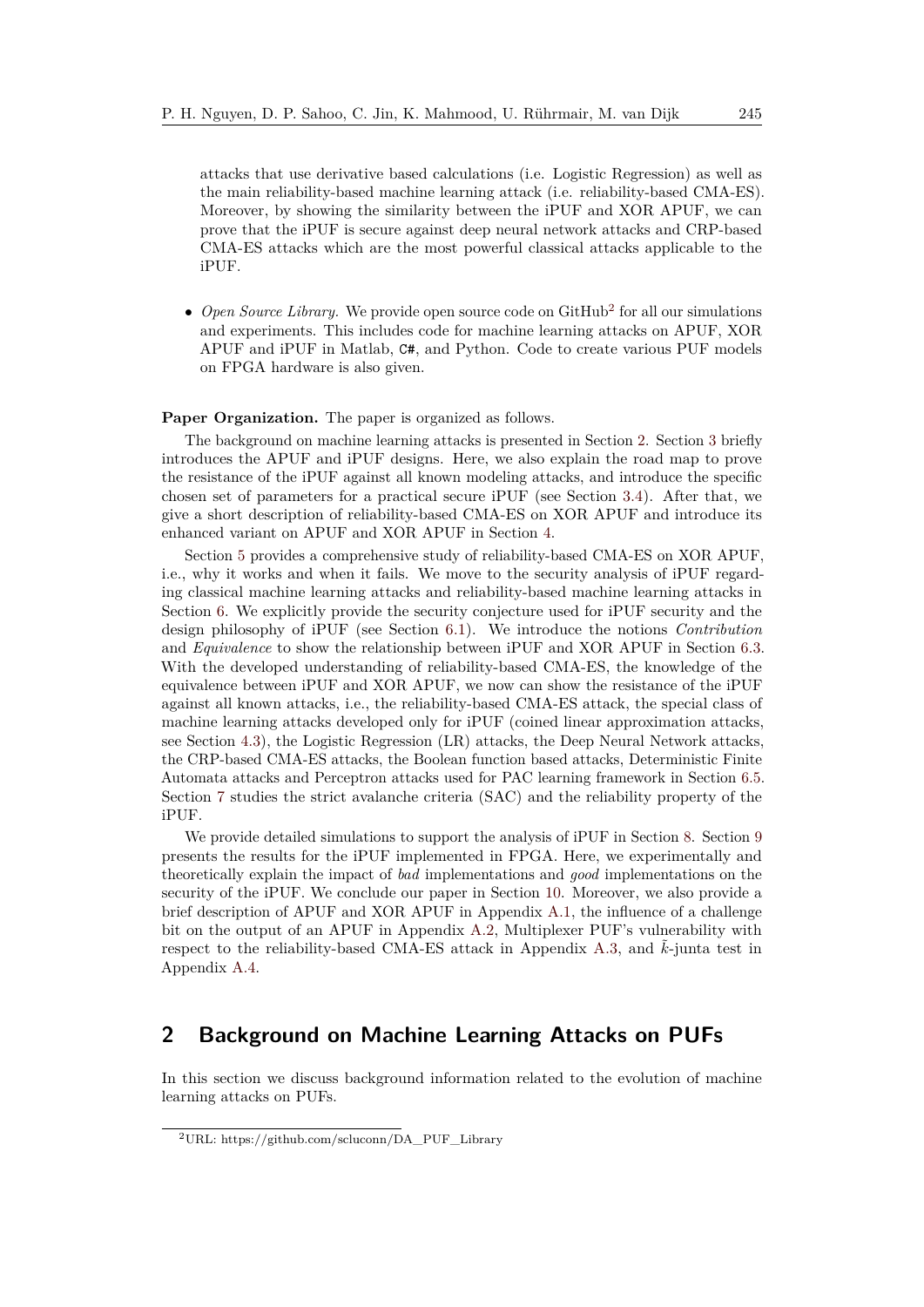attacks that use derivative based calculations (i.e. Logistic Regression) as well as the main reliability-based machine learning attack (i.e. reliability-based CMA-ES). Moreover, by showing the similarity between the iPUF and XOR APUF, we can prove that the iPUF is secure against deep neural network attacks and CRP-based CMA-ES attacks which are the most powerful classical attacks applicable to the iPUF.

- *Open Source Library.* We provide open source code on GitHub[2] for all our simulations and experiments. This includes code for machine learning attacks on APUF, XOR APUF and iPUF in Matlab, `C#`, and Python. Code to create various PUF models on FPGA hardware is also given.

**Paper Organization.** The paper is organized as follows.

The background on machine learning attacks is presented in Section 2. Section 3 briefly introduces the APUF and iPUF designs. Here, we also explain the road map to prove the resistance of the iPUF against all known modeling attacks, and introduce the specific chosen set of parameters for a practical secure iPUF (see Section 3.4). After that, we give a short description of reliability-based CMA-ES on XOR APUF and introduce its enhanced variant on APUF and XOR APUF in Section 4.

Section 5 provides a comprehensive study of reliability-based CMA-ES on XOR APUF, i.e., why it works and when it fails. We move to the security analysis of iPUF regarding classical machine learning attacks and reliability-based machine learning attacks in Section 6. We explicitly provide the security conjecture used for iPUF security and the design philosophy of iPUF (see Section 6.1). We introduce the notions *Contribution* and *Equivalence* to show the relationship between iPUF and XOR APUF in Section 6.3. With the developed understanding of reliability-based CMA-ES, the knowledge of the equivalence between iPUF and XOR APUF, we now can show the resistance of the iPUF against all known attacks, i.e., the reliability-based CMA-ES attack, the special class of machine learning attacks developed only for iPUF (coined linear approximation attacks, see Section 4.3), the Logistic Regression (LR) attacks, the Deep Neural Network attacks, the CRP-based CMA-ES attacks, the Boolean function based attacks, Deterministic Finite Automata attacks and Perceptron attacks used for PAC learning framework in Section 6.5. Section 7 studies the strict avalanche criteria (SAC) and the reliability property of the iPUF.

We provide detailed simulations to support the analysis of iPUF in Section 8. Section 9 presents the results for the iPUF implemented in FPGA. Here, we experimentally and theoretically explain the impact of *bad* implementations and *good* implementations on the security of the iPUF. We conclude our paper in Section 10. Moreover, we also provide a brief description of APUF and XOR APUF in Appendix A.1, the influence of a challenge bit on the output of an APUF in Appendix A.2, Multiplexer PUF's vulnerability with respect to the reliability-based CMA-ES attack in Appendix A.3, and $\tilde{k}$-junta test in Appendix A.4.

## 2 Background on Machine Learning Attacks on PUFs

In this section we discuss background information related to the evolution of machine learning attacks on PUFs.

[2]URL: https://github.com/scluconn/DA_PUF_Library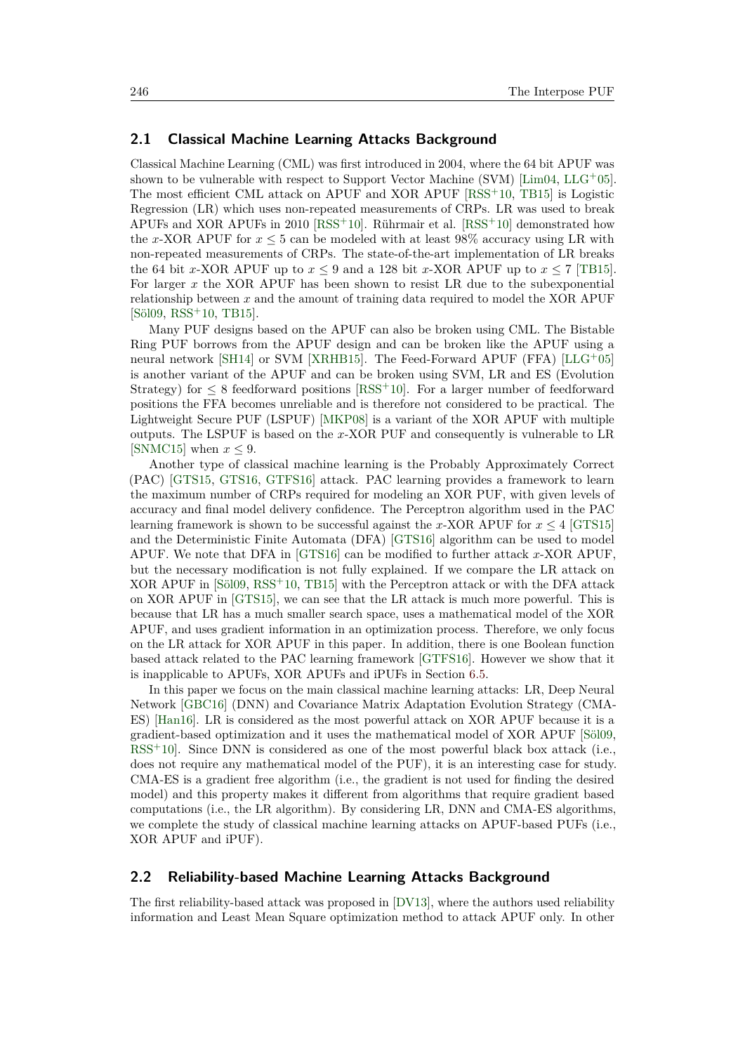## 2.1 Classical Machine Learning Attacks Background

Classical Machine Learning (CML) was first introduced in 2004, where the 64 bit APUF was shown to be vulnerable with respect to Support Vector Machine (SVM) [Lim04, LLG+05]. The most efficient CML attack on APUF and XOR APUF [RSS+10, TB15] is Logistic Regression (LR) which uses non-repeated measurements of CRPs. LR was used to break APUFs and XOR APUFs in 2010 [RSS+10]. Rührmair et al. [RSS+10] demonstrated how the $x$-XOR APUF for $x \leq 5$ can be modeled with at least 98% accuracy using LR with non-repeated measurements of CRPs. The state-of-the-art implementation of LR breaks the 64 bit $x$-XOR APUF up to $x \leq 9$ and a 128 bit $x$-XOR APUF up to $x \leq 7$ [TB15]. For larger $x$ the XOR APUF has been shown to resist LR due to the subexponential relationship between $x$ and the amount of training data required to model the XOR APUF [Söl09, RSS+10, TB15].

Many PUF designs based on the APUF can also be broken using CML. The Bistable Ring PUF borrows from the APUF design and can be broken like the APUF using a neural network [SH14] or SVM [XRHB15]. The Feed-Forward APUF (FFA) [LLG+05] is another variant of the APUF and can be broken using SVM, LR and ES (Evolution Strategy) for $\leq 8$ feedforward positions [RSS+10]. For a larger number of feedforward positions the FFA becomes unreliable and is therefore not considered to be practical. The Lightweight Secure PUF (LSPUF) [MKP08] is a variant of the XOR APUF with multiple outputs. The LSPUF is based on the $x$-XOR PUF and consequently is vulnerable to LR [SNMC15] when $x \leq 9$.

Another type of classical machine learning is the Probably Approximately Correct (PAC) [GTS15, GTS16, GTFS16] attack. PAC learning provides a framework to learn the maximum number of CRPs required for modeling an XOR PUF, with given levels of accuracy and final model delivery confidence. The Perceptron algorithm used in the PAC learning framework is shown to be successful against the $x$-XOR APUF for $x \leq 4$ [GTS15] and the Deterministic Finite Automata (DFA) [GTS16] algorithm can be used to model APUF. We note that DFA in [GTS16] can be modified to further attack $x$-XOR APUF, but the necessary modification is not fully explained. If we compare the LR attack on XOR APUF in [Söl09, RSS+10, TB15] with the Perceptron attack or with the DFA attack on XOR APUF in [GTS15], we can see that the LR attack is much more powerful. This is because that LR has a much smaller search space, uses a mathematical model of the XOR APUF, and uses gradient information in an optimization process. Therefore, we only focus on the LR attack for XOR APUF in this paper. In addition, there is one Boolean function based attack related to the PAC learning framework [GTFS16]. However we show that it is inapplicable to APUFs, XOR APUFs and iPUFs in Section 6.5.

In this paper we focus on the main classical machine learning attacks: LR, Deep Neural Network [GBC16] (DNN) and Covariance Matrix Adaptation Evolution Strategy (CMA-ES) [Han16]. LR is considered as the most powerful attack on XOR APUF because it is a gradient-based optimization and it uses the mathematical model of XOR APUF [Söl09, RSS+10]. Since DNN is considered as one of the most powerful black box attack (i.e., does not require any mathematical model of the PUF), it is an interesting case for study. CMA-ES is a gradient free algorithm (i.e., the gradient is not used for finding the desired model) and this property makes it different from algorithms that require gradient based computations (i.e., the LR algorithm). By considering LR, DNN and CMA-ES algorithms, we complete the study of classical machine learning attacks on APUF-based PUFs (i.e., XOR APUF and iPUF).

## 2.2 Reliability-based Machine Learning Attacks Background

The first reliability-based attack was proposed in [DV13], where the authors used reliability information and Least Mean Square optimization method to attack APUF only. In other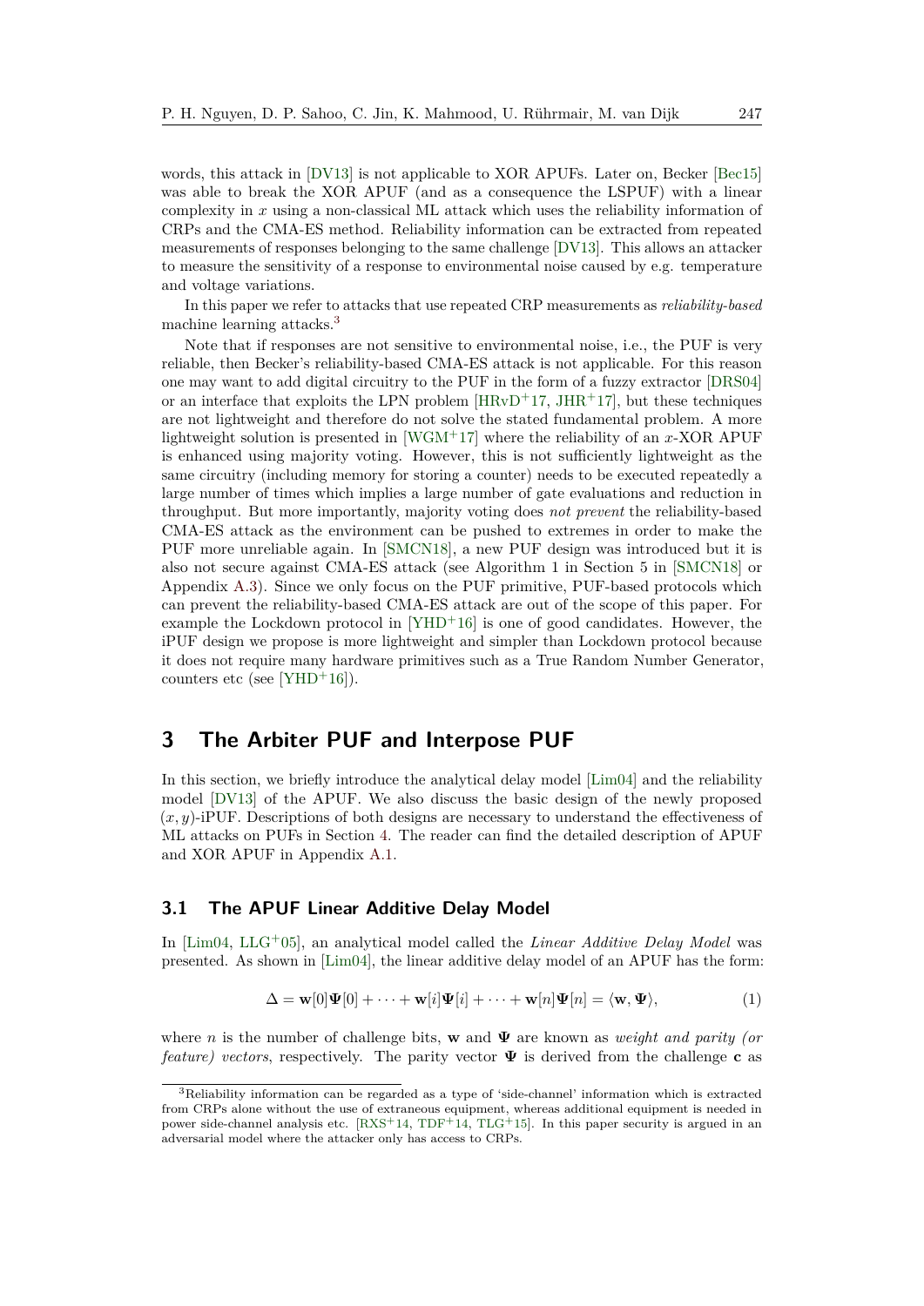words, this attack in [DV13] is not applicable to XOR APUFs. Later on, Becker [Bec15] was able to break the XOR APUF (and as a consequence the LSPUF) with a linear complexity in $x$ using a non-classical ML attack which uses the reliability information of CRPs and the CMA-ES method. Reliability information can be extracted from repeated measurements of responses belonging to the same challenge [DV13]. This allows an attacker to measure the sensitivity of a response to environmental noise caused by e.g. temperature and voltage variations.

In this paper we refer to attacks that use repeated CRP measurements as *reliability-based* machine learning attacks.[3]

Note that if responses are not sensitive to environmental noise, i.e., the PUF is very reliable, then Becker's reliability-based CMA-ES attack is not applicable. For this reason one may want to add digital circuitry to the PUF in the form of a fuzzy extractor [DRS04] or an interface that exploits the LPN problem [HRvD+17, JHR+17], but these techniques are not lightweight and therefore do not solve the stated fundamental problem. A more lightweight solution is presented in [WGM+17] where the reliability of an $x$-XOR APUF is enhanced using majority voting. However, this is not sufficiently lightweight as the same circuitry (including memory for storing a counter) needs to be executed repeatedly a large number of times which implies a large number of gate evaluations and reduction in throughput. But more importantly, majority voting does *not prevent* the reliability-based CMA-ES attack as the environment can be pushed to extremes in order to make the PUF more unreliable again. In [SMCN18], a new PUF design was introduced but it is also not secure against CMA-ES attack (see Algorithm 1 in Section 5 in [SMCN18] or Appendix A.3). Since we only focus on the PUF primitive, PUF-based protocols which can prevent the reliability-based CMA-ES attack are out of the scope of this paper. For example the Lockdown protocol in [YHD+16] is one of good candidates. However, the iPUF design we propose is more lightweight and simpler than Lockdown protocol because it does not require many hardware primitives such as a True Random Number Generator, counters etc (see [YHD+16]).

## 3 The Arbiter PUF and Interpose PUF

In this section, we briefly introduce the analytical delay model [Lim04] and the reliability model [DV13] of the APUF. We also discuss the basic design of the newly proposed $(x, y)$-iPUF. Descriptions of both designs are necessary to understand the effectiveness of ML attacks on PUFs in Section 4. The reader can find the detailed description of APUF and XOR APUF in Appendix A.1.

### 3.1 The APUF Linear Additive Delay Model

In [Lim04, LLG+05], an analytical model called the *Linear Additive Delay Model* was presented. As shown in [Lim04], the linear additive delay model of an APUF has the form:

$$\Delta = \mathbf{w}[0]\mathbf{\Psi}[0] + \cdots + \mathbf{w}[i]\mathbf{\Psi}[i] + \cdots + \mathbf{w}[n]\mathbf{\Psi}[n] = \langle \mathbf{w}, \mathbf{\Psi} \rangle, \tag{1}$$

where $n$ is the number of challenge bits, $\mathbf{w}$ and $\mathbf{\Psi}$ are known as *weight and parity (or feature) vectors*, respectively. The parity vector $\mathbf{\Psi}$ is derived from the challenge $\mathbf{c}$ as

[3] Reliability information can be regarded as a type of 'side-channel' information which is extracted from CRPs alone without the use of extraneous equipment, whereas additional equipment is needed in power side-channel analysis etc. [RXS+14, TDF+14, TLG+15]. In this paper security is argued in an adversarial model where the attacker only has access to CRPs.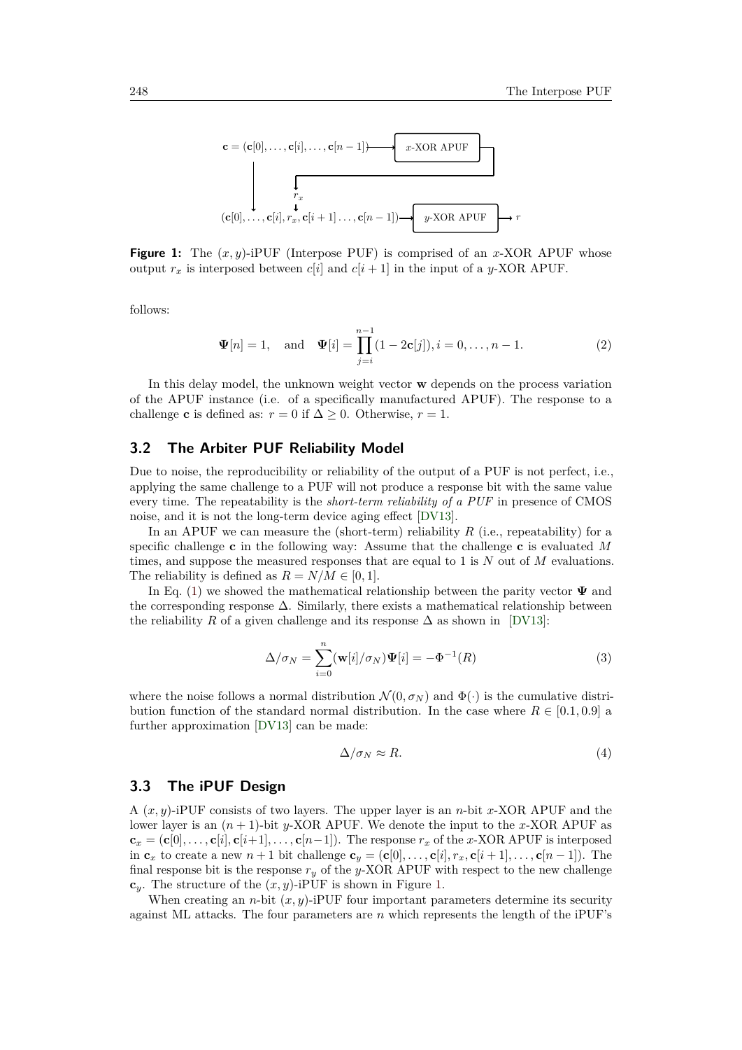**Figure 1:** The $(x, y)$-iPUF (Interpose PUF) is comprised of an $x$-XOR APUF whose output $r_x$ is interposed between $c[i]$ and $c[i+1]$ in the input of a $y$-XOR APUF.

follows:

$$\mathbf{\Psi}[n] = 1, \quad \text{and} \quad \mathbf{\Psi}[i] = \prod_{j=i}^{n-1}(1 - 2\mathbf{c}[j]), i = 0, \ldots, n-1. \tag{2}$$

In this delay model, the unknown weight vector $\mathbf{w}$ depends on the process variation of the APUF instance (i.e. of a specifically manufactured APUF). The response to a challenge $\mathbf{c}$ is defined as: $r = 0$ if $\Delta \geq 0$. Otherwise, $r = 1$.

## 3.2 The Arbiter PUF Reliability Model

Due to noise, the reproducibility or reliability of the output of a PUF is not perfect, i.e., applying the same challenge to a PUF will not produce a response bit with the same value every time. The repeatability is the *short-term reliability of a PUF* in presence of CMOS noise, and it is not the long-term device aging effect [DV13].

In an APUF we can measure the (short-term) reliability $R$ (i.e., repeatability) for a specific challenge $\mathbf{c}$ in the following way: Assume that the challenge $\mathbf{c}$ is evaluated $M$ times, and suppose the measured responses that are equal to 1 is $N$ out of $M$ evaluations. The reliability is defined as $R = N/M \in [0, 1]$.

In Eq. (1) we showed the mathematical relationship between the parity vector $\mathbf{\Psi}$ and the corresponding response $\Delta$. Similarly, there exists a mathematical relationship between the reliability $R$ of a given challenge and its response $\Delta$ as shown in [DV13]:

$$\Delta/\sigma_N = \sum_{i=0}^{n}(\mathbf{w}[i]/\sigma_N)\mathbf{\Psi}[i] = -\Phi^{-1}(R) \tag{3}$$

where the noise follows a normal distribution $\mathcal{N}(0, \sigma_N)$ and $\Phi(\cdot)$ is the cumulative distribution function of the standard normal distribution. In the case where $R \in [0.1, 0.9]$ a further approximation [DV13] can be made:

$$\Delta/\sigma_N \approx R. \tag{4}$$

## 3.3 The iPUF Design

A $(x, y)$-iPUF consists of two layers. The upper layer is an $n$-bit $x$-XOR APUF and the lower layer is an $(n+1)$-bit $y$-XOR APUF. We denote the input to the $x$-XOR APUF as $\mathbf{c}_x = (\mathbf{c}[0], \ldots, \mathbf{c}[i], \mathbf{c}[i+1], \ldots, \mathbf{c}[n-1])$. The response $r_x$ of the $x$-XOR APUF is interposed in $\mathbf{c}_x$ to create a new $n+1$ bit challenge $\mathbf{c}_y = (\mathbf{c}[0], \ldots, \mathbf{c}[i], r_x, \mathbf{c}[i+1], \ldots, \mathbf{c}[n-1])$. The final response bit is the response $r_y$ of the $y$-XOR APUF with respect to the new challenge $\mathbf{c}_y$. The structure of the $(x, y)$-iPUF is shown in Figure 1.

When creating an $n$-bit $(x, y)$-iPUF four important parameters determine its security against ML attacks. The four parameters are $n$ which represents the length of the iPUF's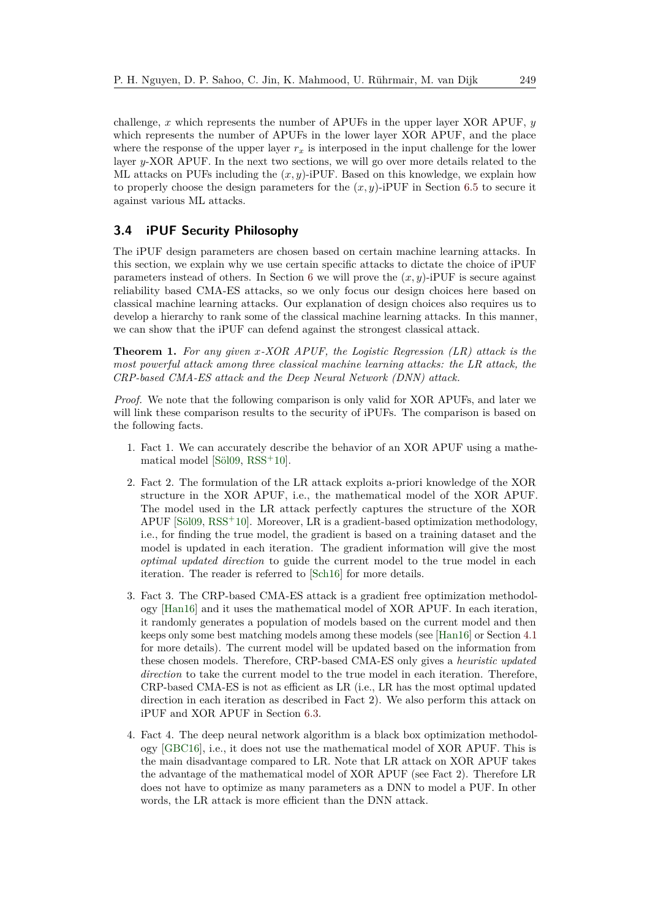challenge, $x$ which represents the number of APUFs in the upper layer XOR APUF, $y$ which represents the number of APUFs in the lower layer XOR APUF, and the place where the response of the upper layer $r_x$ is interposed in the input challenge for the lower layer $y$-XOR APUF. In the next two sections, we will go over more details related to the ML attacks on PUFs including the $(x, y)$-iPUF. Based on this knowledge, we explain how to properly choose the design parameters for the $(x, y)$-iPUF in Section 6.5 to secure it against various ML attacks.

### 3.4 iPUF Security Philosophy

The iPUF design parameters are chosen based on certain machine learning attacks. In this section, we explain why we use certain specific attacks to dictate the choice of iPUF parameters instead of others. In Section 6 we will prove the $(x, y)$-iPUF is secure against reliability based CMA-ES attacks, so we only focus our design choices here based on classical machine learning attacks. Our explanation of design choices also requires us to develop a hierarchy to rank some of the classical machine learning attacks. In this manner, we can show that the iPUF can defend against the strongest classical attack.

**Theorem 1.** *For any given $x$-XOR APUF, the Logistic Regression (LR) attack is the most powerful attack among three classical machine learning attacks: the LR attack, the CRP-based CMA-ES attack and the Deep Neural Network (DNN) attack.*

*Proof.* We note that the following comparison is only valid for XOR APUFs, and later we will link these comparison results to the security of iPUFs. The comparison is based on the following facts.

1. Fact 1. We can accurately describe the behavior of an XOR APUF using a mathematical model [Söl09, RSS+10].
2. Fact 2. The formulation of the LR attack exploits a-priori knowledge of the XOR structure in the XOR APUF, i.e., the mathematical model of the XOR APUF. The model used in the LR attack perfectly captures the structure of the XOR APUF [Söl09, RSS+10]. Moreover, LR is a gradient-based optimization methodology, i.e., for finding the true model, the gradient is based on a training dataset and the model is updated in each iteration. The gradient information will give the most *optimal updated direction* to guide the current model to the true model in each iteration. The reader is referred to [Sch16] for more details.
3. Fact 3. The CRP-based CMA-ES attack is a gradient free optimization methodology [Han16] and it uses the mathematical model of XOR APUF. In each iteration, it randomly generates a population of models based on the current model and then keeps only some best matching models among these models (see [Han16] or Section 4.1 for more details). The current model will be updated based on the information from these chosen models. Therefore, CRP-based CMA-ES only gives a *heuristic updated direction* to take the current model to the true model in each iteration. Therefore, CRP-based CMA-ES is not as efficient as LR (i.e., LR has the most optimal updated direction in each iteration as described in Fact 2). We also perform this attack on iPUF and XOR APUF in Section 6.3.
4. Fact 4. The deep neural network algorithm is a black box optimization methodology [GBC16], i.e., it does not use the mathematical model of XOR APUF. This is the main disadvantage compared to LR. Note that LR attack on XOR APUF takes the advantage of the mathematical model of XOR APUF (see Fact 2). Therefore LR does not have to optimize as many parameters as a DNN to model a PUF. In other words, the LR attack is more efficient than the DNN attack.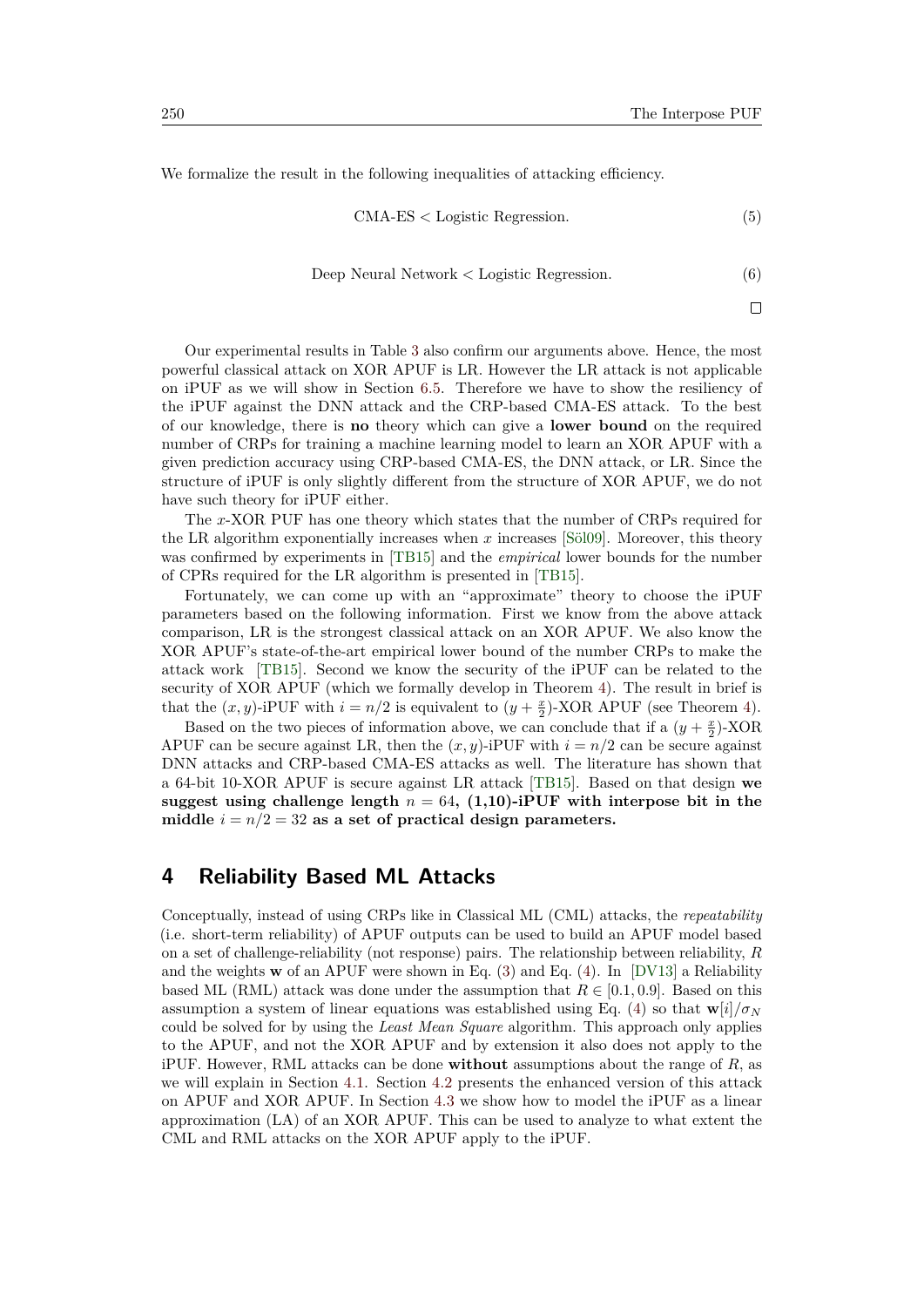We formalize the result in the following inequalities of attacking efficiency.

$$\text{CMA-ES} < \text{Logistic Regression.} \tag{5}$$

$$\text{Deep Neural Network} < \text{Logistic Regression.} \tag{6}$$

□

Our experimental results in Table 3 also confirm our arguments above. Hence, the most powerful classical attack on XOR APUF is LR. However the LR attack is not applicable on iPUF as we will show in Section 6.5. Therefore we have to show the resiliency of the iPUF against the DNN attack and the CRP-based CMA-ES attack. To the best of our knowledge, there is **no** theory which can give a **lower bound** on the required number of CRPs for training a machine learning model to learn an XOR APUF with a given prediction accuracy using CRP-based CMA-ES, the DNN attack, or LR. Since the structure of iPUF is only slightly different from the structure of XOR APUF, we do not have such theory for iPUF either.

The $x$-XOR PUF has one theory which states that the number of CRPs required for the LR algorithm exponentially increases when $x$ increases [Söl09]. Moreover, this theory was confirmed by experiments in [TB15] and the *empirical* lower bounds for the number of CPRs required for the LR algorithm is presented in [TB15].

Fortunately, we can come up with an "approximate" theory to choose the iPUF parameters based on the following information. First we know from the above attack comparison, LR is the strongest classical attack on an XOR APUF. We also know the XOR APUF's state-of-the-art empirical lower bound of the number CRPs to make the attack work [TB15]. Second we know the security of the iPUF can be related to the security of XOR APUF (which we formally develop in Theorem 4). The result in brief is that the $(x, y)$-iPUF with $i = n/2$ is equivalent to $(y + \frac{x}{2})$-XOR APUF (see Theorem 4).

Based on the two pieces of information above, we can conclude that if a $(y + \frac{x}{2})$-XOR APUF can be secure against LR, then the $(x, y)$-iPUF with $i = n/2$ can be secure against DNN attacks and CRP-based CMA-ES attacks as well. The literature has shown that a 64-bit 10-XOR APUF is secure against LR attack [TB15]. Based on that design **we suggest using challenge length $n = 64$, (1,10)-iPUF with interpose bit in the middle $i = n/2 = 32$ as a set of practical design parameters.**

## 4 Reliability Based ML Attacks

Conceptually, instead of using CRPs like in Classical ML (CML) attacks, the *repeatability* (i.e. short-term reliability) of APUF outputs can be used to build an APUF model based on a set of challenge-reliability (not response) pairs. The relationship between reliability, $R$ and the weights $\mathbf{w}$ of an APUF were shown in Eq. (3) and Eq. (4). In [DV13] a Reliability based ML (RML) attack was done under the assumption that $R \in [0.1, 0.9]$. Based on this assumption a system of linear equations was established using Eq. (4) so that $\mathbf{w}[i]/\sigma_N$ could be solved for by using the *Least Mean Square* algorithm. This approach only applies to the APUF, and not the XOR APUF and by extension it also does not apply to the iPUF. However, RML attacks can be done **without** assumptions about the range of $R$, as we will explain in Section 4.1. Section 4.2 presents the enhanced version of this attack on APUF and XOR APUF. In Section 4.3 we show how to model the iPUF as a linear approximation (LA) of an XOR APUF. This can be used to analyze to what extent the CML and RML attacks on the XOR APUF apply to the iPUF.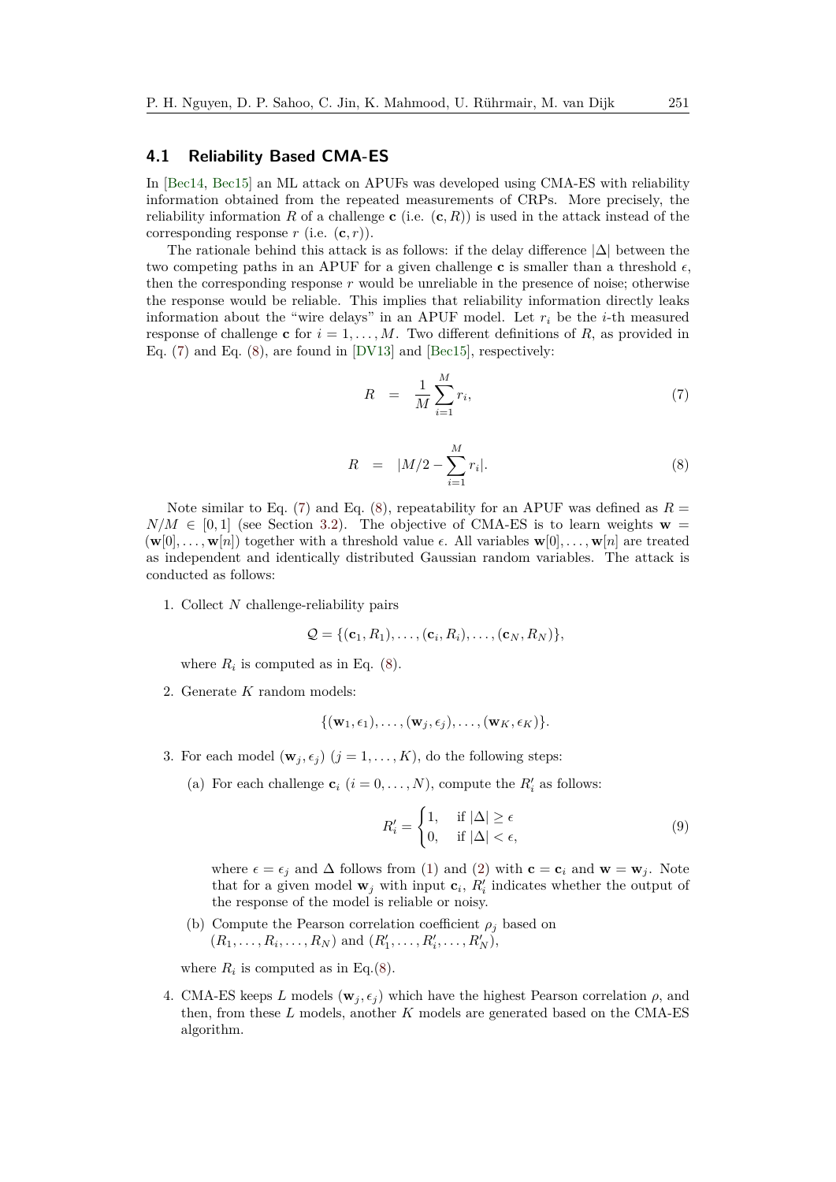### 4.1 Reliability Based CMA-ES

In [Bec14, Bec15] an ML attack on APUFs was developed using CMA-ES with reliability information obtained from the repeated measurements of CRPs. More precisely, the reliability information $R$ of a challenge $\mathbf{c}$ (i.e. $(\mathbf{c}, R)$) is used in the attack instead of the corresponding response $r$ (i.e. $(\mathbf{c}, r)$).

The rationale behind this attack is as follows: if the delay difference $|\Delta|$ between the two competing paths in an APUF for a given challenge $\mathbf{c}$ is smaller than a threshold $\epsilon$, then the corresponding response $r$ would be unreliable in the presence of noise; otherwise the response would be reliable. This implies that reliability information directly leaks information about the "wire delays" in an APUF model. Let $r_i$ be the $i$-th measured response of challenge $\mathbf{c}$ for $i = 1, \ldots, M$. Two different definitions of $R$, as provided in Eq. (7) and Eq. (8), are found in [DV13] and [Bec15], respectively:

$$R = \frac{1}{M}\sum_{i=1}^{M} r_i, \tag{7}$$

$$R = |M/2 - \sum_{i=1}^{M} r_i|. \tag{8}$$

Note similar to Eq. (7) and Eq. (8), repeatability for an APUF was defined as $R = N/M \in [0, 1]$ (see Section 3.2). The objective of CMA-ES is to learn weights $\mathbf{w} = (\mathbf{w}[0], \ldots, \mathbf{w}[n])$ together with a threshold value $\epsilon$. All variables $\mathbf{w}[0], \ldots, \mathbf{w}[n]$ are treated as independent and identically distributed Gaussian random variables. The attack is conducted as follows:

1. Collect $N$ challenge-reliability pairs

   $$\mathcal{Q} = \{(\mathbf{c}_1, R_1), \ldots, (\mathbf{c}_i, R_i), \ldots, (\mathbf{c}_N, R_N)\},$$

   where $R_i$ is computed as in Eq. (8).

2. Generate $K$ random models:

   $$\{(\mathbf{w}_1, \epsilon_1), \ldots, (\mathbf{w}_j, \epsilon_j), \ldots, (\mathbf{w}_K, \epsilon_K)\}.$$

3. For each model $(\mathbf{w}_j, \epsilon_j)$ $(j = 1, \ldots, K)$, do the following steps:

   (a) For each challenge $\mathbf{c}_i$ $(i = 0, \ldots, N)$, compute the $R'_i$ as follows:

   $$R'_i = \begin{cases} 1, & \text{if } |\Delta| \geq \epsilon \\ 0, & \text{if } |\Delta| < \epsilon, \end{cases} \tag{9}$$

   where $\epsilon = \epsilon_j$ and $\Delta$ follows from (1) and (2) with $\mathbf{c} = \mathbf{c}_i$ and $\mathbf{w} = \mathbf{w}_j$. Note that for a given model $\mathbf{w}_j$ with input $\mathbf{c}_i$, $R'_i$ indicates whether the output of the response of the model is reliable or noisy.

   (b) Compute the Pearson correlation coefficient $\rho_j$ based on $(R_1, \ldots, R_i, \ldots, R_N)$ and $(R'_1, \ldots, R'_i, \ldots, R'_N)$,

   where $R_i$ is computed as in Eq.(8).

4. CMA-ES keeps $L$ models $(\mathbf{w}_j, \epsilon_j)$ which have the highest Pearson correlation $\rho$, and then, from these $L$ models, another $K$ models are generated based on the CMA-ES algorithm.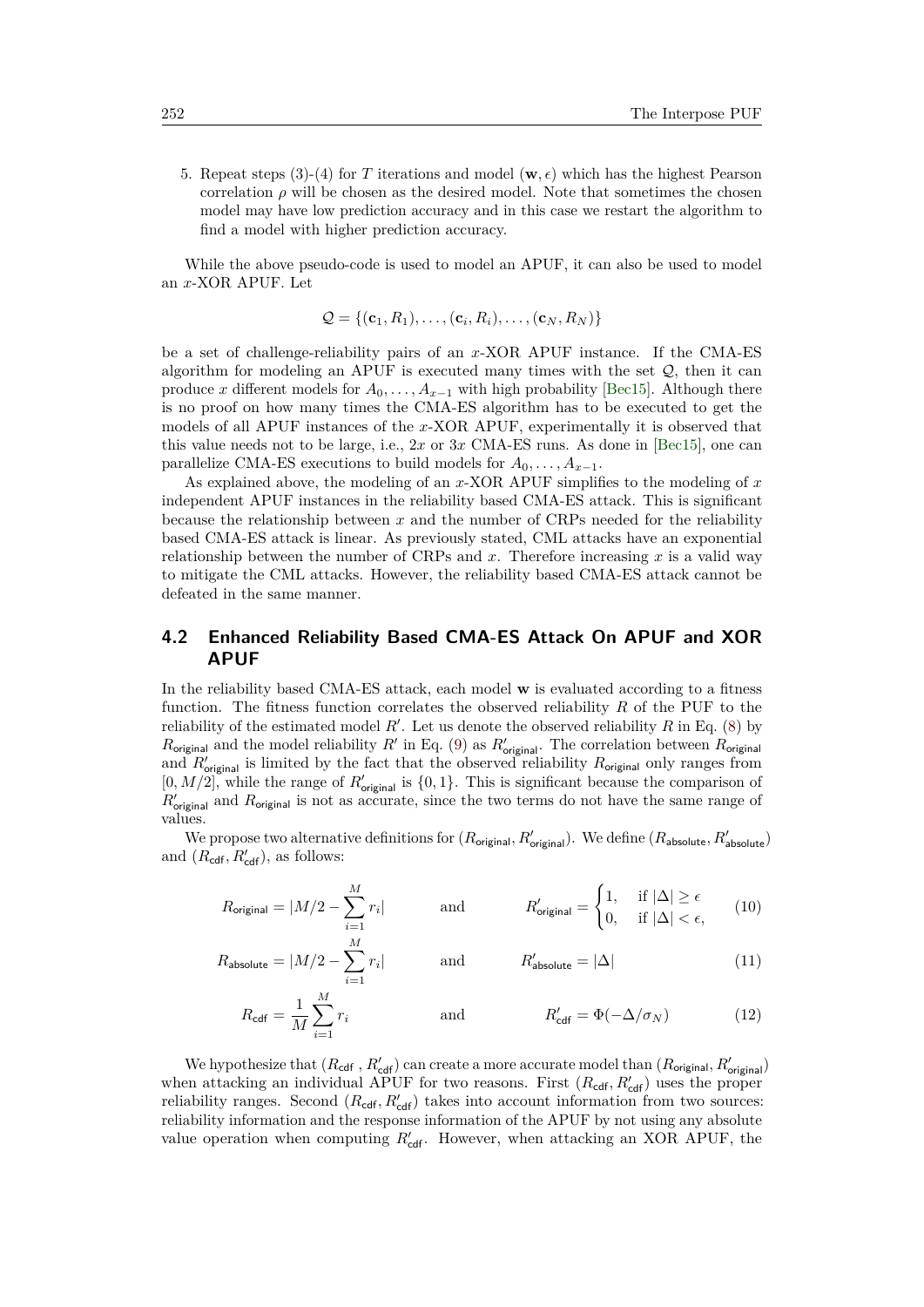5. Repeat steps (3)-(4) for $T$ iterations and model $(\mathbf{w}, \epsilon)$ which has the highest Pearson correlation $\rho$ will be chosen as the desired model. Note that sometimes the chosen model may have low prediction accuracy and in this case we restart the algorithm to find a model with higher prediction accuracy.

While the above pseudo-code is used to model an APUF, it can also be used to model an $x$-XOR APUF. Let

$$\mathcal{Q} = \{(\mathbf{c}_1, R_1), \ldots, (\mathbf{c}_i, R_i), \ldots, (\mathbf{c}_N, R_N)\}$$

be a set of challenge-reliability pairs of an $x$-XOR APUF instance. If the CMA-ES algorithm for modeling an APUF is executed many times with the set $\mathcal{Q}$, then it can produce $x$ different models for $A_0, \ldots, A_{x-1}$ with high probability [Bec15]. Although there is no proof on how many times the CMA-ES algorithm has to be executed to get the models of all APUF instances of the $x$-XOR APUF, experimentally it is observed that this value needs not to be large, i.e., $2x$ or $3x$ CMA-ES runs. As done in [Bec15], one can parallelize CMA-ES executions to build models for $A_0, \ldots, A_{x-1}$.

As explained above, the modeling of an $x$-XOR APUF simplifies to the modeling of $x$ independent APUF instances in the reliability based CMA-ES attack. This is significant because the relationship between $x$ and the number of CRPs needed for the reliability based CMA-ES attack is linear. As previously stated, CML attacks have an exponential relationship between the number of CRPs and $x$. Therefore increasing $x$ is a valid way to mitigate the CML attacks. However, the reliability based CMA-ES attack cannot be defeated in the same manner.

## 4.2 Enhanced Reliability Based CMA-ES Attack On APUF and XOR APUF

In the reliability based CMA-ES attack, each model $\mathbf{w}$ is evaluated according to a fitness function. The fitness function correlates the observed reliability $R$ of the PUF to the reliability of the estimated model $R'$. Let us denote the observed reliability $R$ in Eq. (8) by $R_{\mathsf{original}}$ and the model reliability $R'$ in Eq. (9) as $R'_{\mathsf{original}}$. The correlation between $R_{\mathsf{original}}$ and $R'_{\mathsf{original}}$ is limited by the fact that the observed reliability $R_{\mathsf{original}}$ only ranges from $[0, M/2]$, while the range of $R'_{\mathsf{original}}$ is $\{0, 1\}$. This is significant because the comparison of $R'_{\mathsf{original}}$ and $R_{\mathsf{original}}$ is not as accurate, since the two terms do not have the same range of values.

We propose two alternative definitions for $(R_{\mathsf{original}}, R'_{\mathsf{original}})$. We define $(R_{\mathsf{absolute}}, R'_{\mathsf{absolute}})$ and $(R_{\mathsf{cdf}}, R'_{\mathsf{cdf}})$, as follows:

$$R_{\mathsf{original}} = |M/2 - \sum_{i=1}^{M} r_i| \qquad \text{and} \qquad R'_{\mathsf{original}} = \begin{cases} 1, & \text{if } |\Delta| \geq \epsilon \\ 0, & \text{if } |\Delta| < \epsilon, \end{cases} \tag{10}$$

$$R_{\mathsf{absolute}} = |M/2 - \sum_{i=1}^{M} r_i| \qquad \text{and} \qquad R'_{\mathsf{absolute}} = |\Delta| \tag{11}$$

$$R_{\mathsf{cdf}} = \frac{1}{M} \sum_{i=1}^{M} r_i \qquad \text{and} \qquad R'_{\mathsf{cdf}} = \Phi(-\Delta/\sigma_N) \tag{12}$$

We hypothesize that $(R_{\mathsf{cdf}}, R'_{\mathsf{cdf}})$ can create a more accurate model than $(R_{\mathsf{original}}, R'_{\mathsf{original}})$ when attacking an individual APUF for two reasons. First $(R_{\mathsf{cdf}}, R'_{\mathsf{cdf}})$ uses the proper reliability ranges. Second $(R_{\mathsf{cdf}}, R'_{\mathsf{cdf}})$ takes into account information from two sources: reliability information and the response information of the APUF by not using any absolute value operation when computing $R'_{\mathsf{cdf}}$. However, when attacking an XOR APUF, the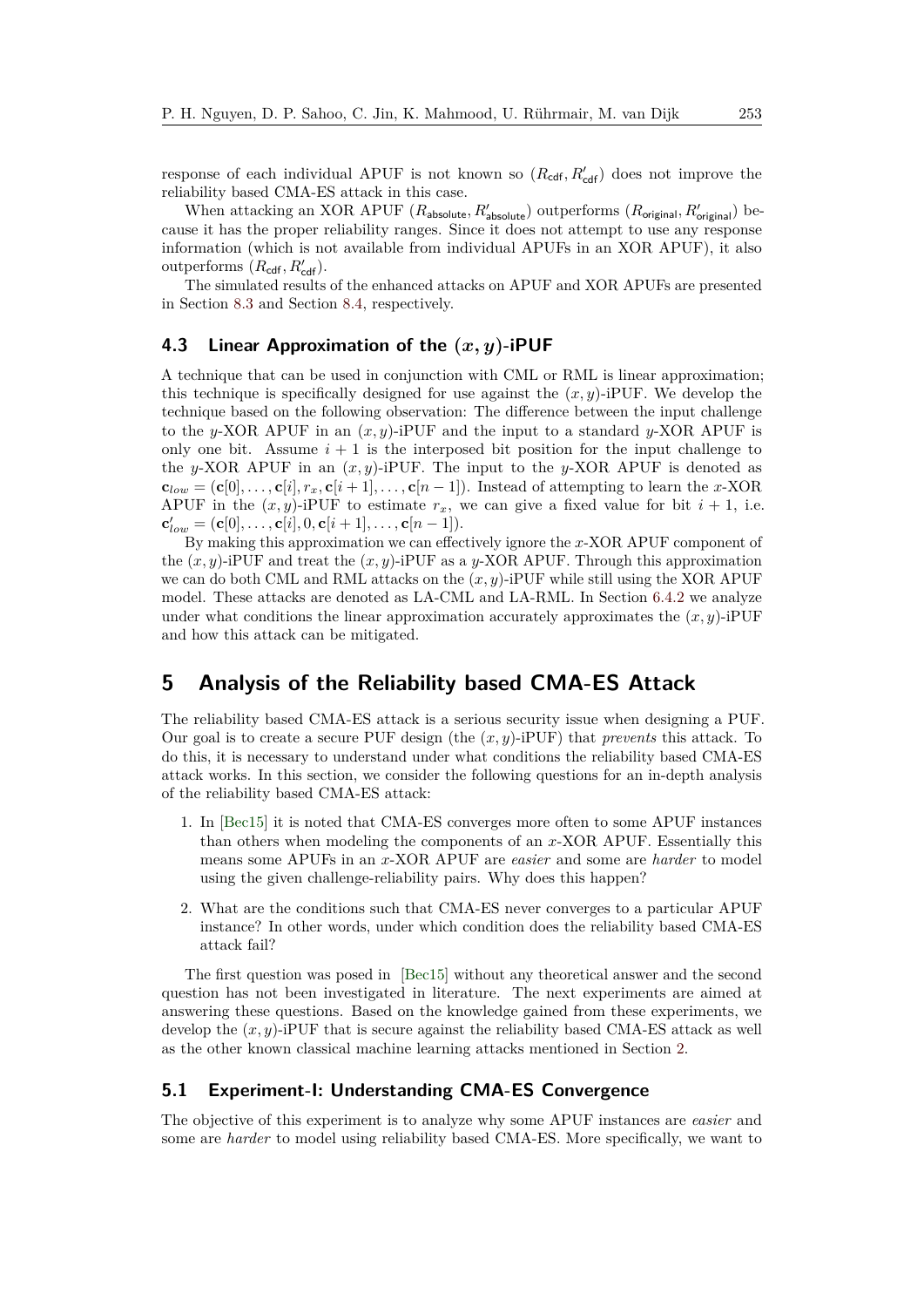response of each individual APUF is not known so $(R_{\mathsf{cdf}}, R'_{\mathsf{cdf}})$ does not improve the reliability based CMA-ES attack in this case.

When attacking an XOR APUF $(R_{\mathsf{absolute}}, R'_{\mathsf{absolute}})$ outperforms $(R_{\mathsf{original}}, R'_{\mathsf{original}})$ because it has the proper reliability ranges. Since it does not attempt to use any response information (which is not available from individual APUFs in an XOR APUF), it also outperforms $(R_{\mathsf{cdf}}, R'_{\mathsf{cdf}})$.

The simulated results of the enhanced attacks on APUF and XOR APUFs are presented in Section 8.3 and Section 8.4, respectively.

### 4.3 Linear Approximation of the $(x, y)$-iPUF

A technique that can be used in conjunction with CML or RML is linear approximation; this technique is specifically designed for use against the $(x, y)$-iPUF. We develop the technique based on the following observation: The difference between the input challenge to the $y$-XOR APUF in an $(x, y)$-iPUF and the input to a standard $y$-XOR APUF is only one bit. Assume $i + 1$ is the interposed bit position for the input challenge to the $y$-XOR APUF in an $(x, y)$-iPUF. The input to the $y$-XOR APUF is denoted as $\mathbf{c}_{low} = (\mathbf{c}[0], \ldots, \mathbf{c}[i], r_x, \mathbf{c}[i+1], \ldots, \mathbf{c}[n-1])$. Instead of attempting to learn the $x$-XOR APUF in the $(x, y)$-iPUF to estimate $r_x$, we can give a fixed value for bit $i + 1$, i.e. $\mathbf{c}'_{low} = (\mathbf{c}[0], \ldots, \mathbf{c}[i], 0, \mathbf{c}[i+1], \ldots, \mathbf{c}[n-1])$.

By making this approximation we can effectively ignore the $x$-XOR APUF component of the $(x, y)$-iPUF and treat the $(x, y)$-iPUF as a $y$-XOR APUF. Through this approximation we can do both CML and RML attacks on the $(x, y)$-iPUF while still using the XOR APUF model. These attacks are denoted as LA-CML and LA-RML. In Section 6.4.2 we analyze under what conditions the linear approximation accurately approximates the $(x, y)$-iPUF and how this attack can be mitigated.

## 5 Analysis of the Reliability based CMA-ES Attack

The reliability based CMA-ES attack is a serious security issue when designing a PUF. Our goal is to create a secure PUF design (the $(x, y)$-iPUF) that *prevents* this attack. To do this, it is necessary to understand under what conditions the reliability based CMA-ES attack works. In this section, we consider the following questions for an in-depth analysis of the reliability based CMA-ES attack:

1. In [Bec15] it is noted that CMA-ES converges more often to some APUF instances than others when modeling the components of an $x$-XOR APUF. Essentially this means some APUFs in an $x$-XOR APUF are *easier* and some are *harder* to model using the given challenge-reliability pairs. Why does this happen?
2. What are the conditions such that CMA-ES never converges to a particular APUF instance? In other words, under which condition does the reliability based CMA-ES attack fail?

The first question was posed in [Bec15] without any theoretical answer and the second question has not been investigated in literature. The next experiments are aimed at answering these questions. Based on the knowledge gained from these experiments, we develop the $(x, y)$-iPUF that is secure against the reliability based CMA-ES attack as well as the other known classical machine learning attacks mentioned in Section 2.

### 5.1 Experiment-I: Understanding CMA-ES Convergence

The objective of this experiment is to analyze why some APUF instances are *easier* and some are *harder* to model using reliability based CMA-ES. More specifically, we want to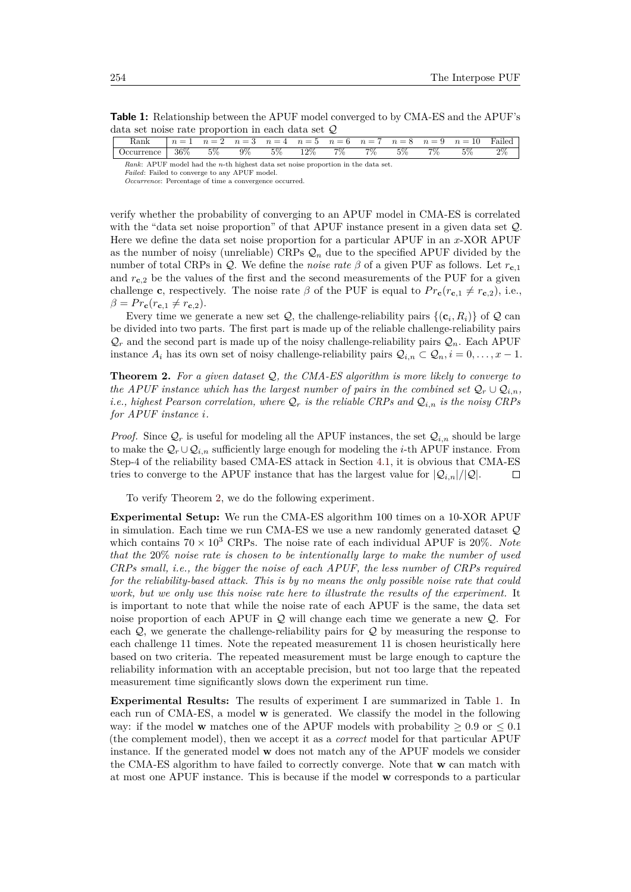**Table 1:** Relationship between the APUF model converged to by CMA-ES and the APUF's data set noise rate proportion in each data set $\mathcal{Q}$

| Rank | $n=1$ | $n=2$ | $n=3$ | $n=4$ | $n=5$ | $n=6$ | $n=7$ | $n=8$ | $n=9$ | $n=10$ | Failed |
|---|---|---|---|---|---|---|---|---|---|---|---|
| Occurrence | 36% | 5% | 9% | 5% | 12% | 7% | 7% | 5% | 7% | 5% | 2% |

*Rank*: APUF model had the $n$-th highest data set noise proportion in the data set.
*Failed*: Failed to converge to any APUF model.
*Occurrence*: Percentage of time a convergence occurred.

verify whether the probability of converging to an APUF model in CMA-ES is correlated with the "data set noise proportion" of that APUF instance present in a given data set $\mathcal{Q}$. Here we define the data set noise proportion for a particular APUF in an $x$-XOR APUF as the number of noisy (unreliable) CRPs $\mathcal{Q}_n$ due to the specified APUF divided by the number of total CRPs in $\mathcal{Q}$. We define the *noise rate* $\beta$ of a given PUF as follows. Let $r_{\mathbf{c},1}$ and $r_{\mathbf{c},2}$ be the values of the first and the second measurements of the PUF for a given challenge $\mathbf{c}$, respectively. The noise rate $\beta$ of the PUF is equal to $Pr_{\mathbf{c}}(r_{\mathbf{c},1} \neq r_{\mathbf{c},2})$, i.e., $\beta = Pr_{\mathbf{c}}(r_{\mathbf{c},1} \neq r_{\mathbf{c},2})$.

Every time we generate a new set $\mathcal{Q}$, the challenge-reliability pairs $\{(\mathbf{c}_i, R_i)\}$ of $\mathcal{Q}$ can be divided into two parts. The first part is made up of the reliable challenge-reliability pairs $\mathcal{Q}_r$ and the second part is made up of the noisy challenge-reliability pairs $\mathcal{Q}_n$. Each APUF instance $A_i$ has its own set of noisy challenge-reliability pairs $\mathcal{Q}_{i,n} \subset \mathcal{Q}_n, i = 0, \ldots, x-1$.

**Theorem 2.** *For a given dataset $\mathcal{Q}$, the CMA-ES algorithm is more likely to converge to the APUF instance which has the largest number of pairs in the combined set $\mathcal{Q}_r \cup \mathcal{Q}_{i,n}$, i.e., highest Pearson correlation, where $\mathcal{Q}_r$ is the reliable CRPs and $\mathcal{Q}_{i,n}$ is the noisy CRPs for APUF instance $i$.*

*Proof.* Since $\mathcal{Q}_r$ is useful for modeling all the APUF instances, the set $\mathcal{Q}_{i,n}$ should be large to make the $\mathcal{Q}_r \cup \mathcal{Q}_{i,n}$ sufficiently large enough for modeling the $i$-th APUF instance. From Step-4 of the reliability based CMA-ES attack in Section 4.1, it is obvious that CMA-ES tries to converge to the APUF instance that has the largest value for $|\mathcal{Q}_{i,n}|/|\mathcal{Q}|$. $\square$

To verify Theorem 2, we do the following experiment.

**Experimental Setup:** We run the CMA-ES algorithm 100 times on a 10-XOR APUF in simulation. Each time we run CMA-ES we use a new randomly generated dataset $\mathcal{Q}$ which contains $70 \times 10^3$ CRPs. The noise rate of each individual APUF is 20%. *Note that the* 20% *noise rate is chosen to be intentionally large to make the number of used CRPs small, i.e., the bigger the noise of each APUF, the less number of CRPs required for the reliability-based attack. This is by no means the only possible noise rate that could work, but we only use this noise rate here to illustrate the results of the experiment.* It is important to note that while the noise rate of each APUF is the same, the data set noise proportion of each APUF in $\mathcal{Q}$ will change each time we generate a new $\mathcal{Q}$. For each $\mathcal{Q}$, we generate the challenge-reliability pairs for $\mathcal{Q}$ by measuring the response to each challenge 11 times. Note the repeated measurement 11 is chosen heuristically here based on two criteria. The repeated measurement must be large enough to capture the reliability information with an acceptable precision, but not too large that the repeated measurement time significantly slows down the experiment run time.

**Experimental Results:** The results of experiment I are summarized in Table 1. In each run of CMA-ES, a model $\mathbf{w}$ is generated. We classify the model in the following way: if the model $\mathbf{w}$ matches one of the APUF models with probability $\geq 0.9$ or $\leq 0.1$ (the complement model), then we accept it as a *correct* model for that particular APUF instance. If the generated model $\mathbf{w}$ does not match any of the APUF models we consider the CMA-ES algorithm to have failed to correctly converge. Note that $\mathbf{w}$ can match with at most one APUF instance. This is because if the model $\mathbf{w}$ corresponds to a particular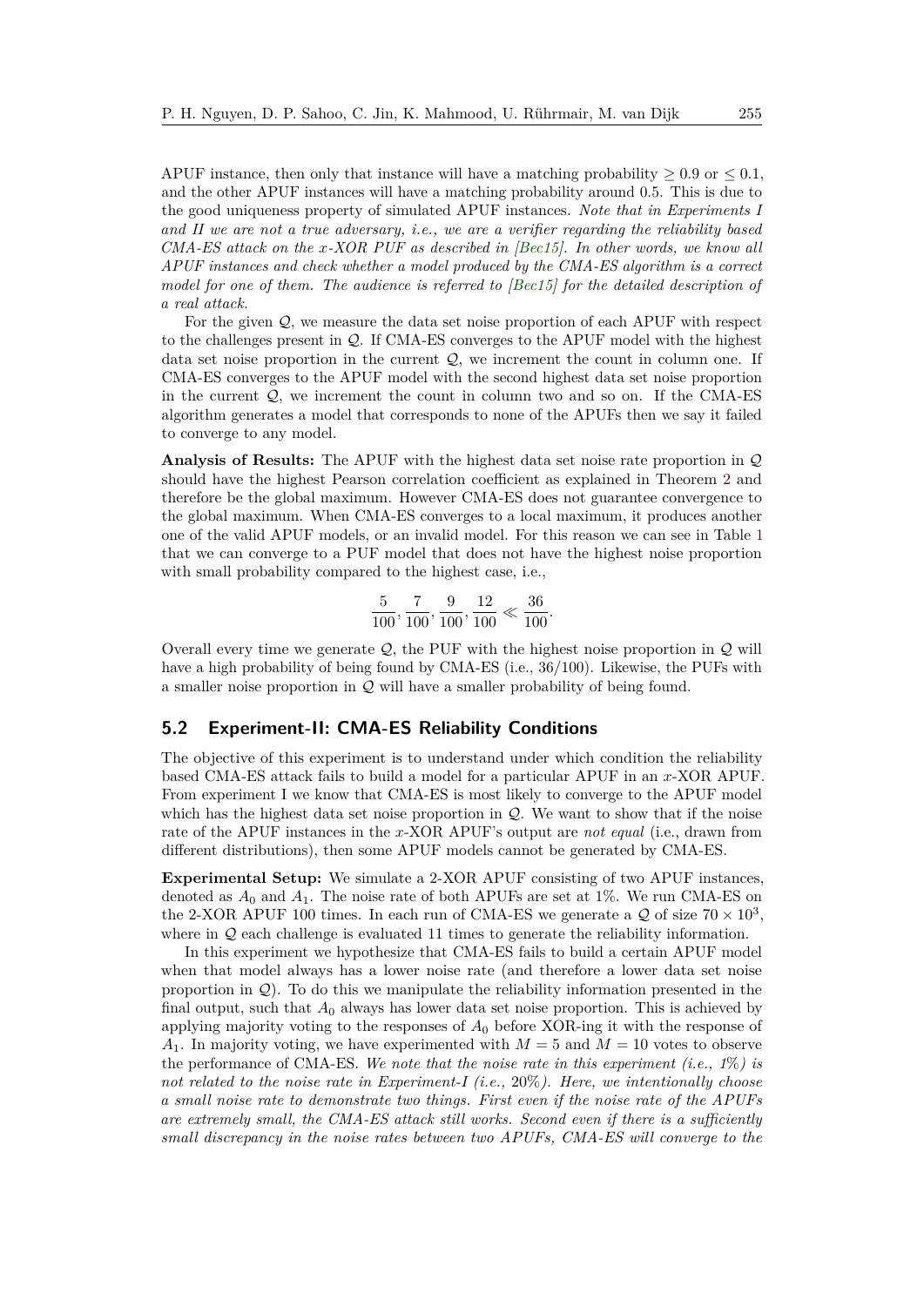APUF instance, then only that instance will have a matching probability $\geq 0.9$ or $\leq 0.1$, and the other APUF instances will have a matching probability around 0.5. This is due to the good uniqueness property of simulated APUF instances. *Note that in Experiments I and II we are not a true adversary, i.e., we are a verifier regarding the reliability based CMA-ES attack on the x-XOR PUF as described in [Bec15]. In other words, we know all APUF instances and check whether a model produced by the CMA-ES algorithm is a correct model for one of them. The audience is referred to [Bec15] for the detailed description of a real attack.*

For the given $\mathcal{Q}$, we measure the data set noise proportion of each APUF with respect to the challenges present in $\mathcal{Q}$. If CMA-ES converges to the APUF model with the highest data set noise proportion in the current $\mathcal{Q}$, we increment the count in column one. If CMA-ES converges to the APUF model with the second highest data set noise proportion in the current $\mathcal{Q}$, we increment the count in column two and so on. If the CMA-ES algorithm generates a model that corresponds to none of the APUFs then we say it failed to converge to any model.

**Analysis of Results:** The APUF with the highest data set noise rate proportion in $\mathcal{Q}$ should have the highest Pearson correlation coefficient as explained in Theorem 2 and therefore be the global maximum. However CMA-ES does not guarantee convergence to the global maximum. When CMA-ES converges to a local maximum, it produces another one of the valid APUF models, or an invalid model. For this reason we can see in Table 1 that we can converge to a PUF model that does not have the highest noise proportion with small probability compared to the highest case, i.e.,

$$\frac{5}{100}, \frac{7}{100}, \frac{9}{100}, \frac{12}{100} \ll \frac{36}{100}.$$

Overall every time we generate $\mathcal{Q}$, the PUF with the highest noise proportion in $\mathcal{Q}$ will have a high probability of being found by CMA-ES (i.e., 36/100). Likewise, the PUFs with a smaller noise proportion in $\mathcal{Q}$ will have a smaller probability of being found.

## 5.2 Experiment-II: CMA-ES Reliability Conditions

The objective of this experiment is to understand under which condition the reliability based CMA-ES attack fails to build a model for a particular APUF in an $x$-XOR APUF. From experiment I we know that CMA-ES is most likely to converge to the APUF model which has the highest data set noise proportion in $\mathcal{Q}$. We want to show that if the noise rate of the APUF instances in the $x$-XOR APUF's output are *not equal* (i.e., drawn from different distributions), then some APUF models cannot be generated by CMA-ES.

**Experimental Setup:** We simulate a 2-XOR APUF consisting of two APUF instances, denoted as $A_0$ and $A_1$. The noise rate of both APUFs are set at 1%. We run CMA-ES on the 2-XOR APUF 100 times. In each run of CMA-ES we generate a $\mathcal{Q}$ of size $70 \times 10^3$, where in $\mathcal{Q}$ each challenge is evaluated 11 times to generate the reliability information.

In this experiment we hypothesize that CMA-ES fails to build a certain APUF model when that model always has a lower noise rate (and therefore a lower data set noise proportion in $\mathcal{Q}$). To do this we manipulate the reliability information presented in the final output, such that $A_0$ always has lower data set noise proportion. This is achieved by applying majority voting to the responses of $A_0$ before XOR-ing it with the response of $A_1$. In majority voting, we have experimented with $M = 5$ and $M = 10$ votes to observe the performance of CMA-ES. *We note that the noise rate in this experiment (i.e., 1%) is not related to the noise rate in Experiment-I (i.e., 20%). Here, we intentionally choose a small noise rate to demonstrate two things. First even if the noise rate of the APUFs are extremely small, the CMA-ES attack still works. Second even if there is a sufficiently small discrepancy in the noise rates between two APUFs, CMA-ES will converge to the*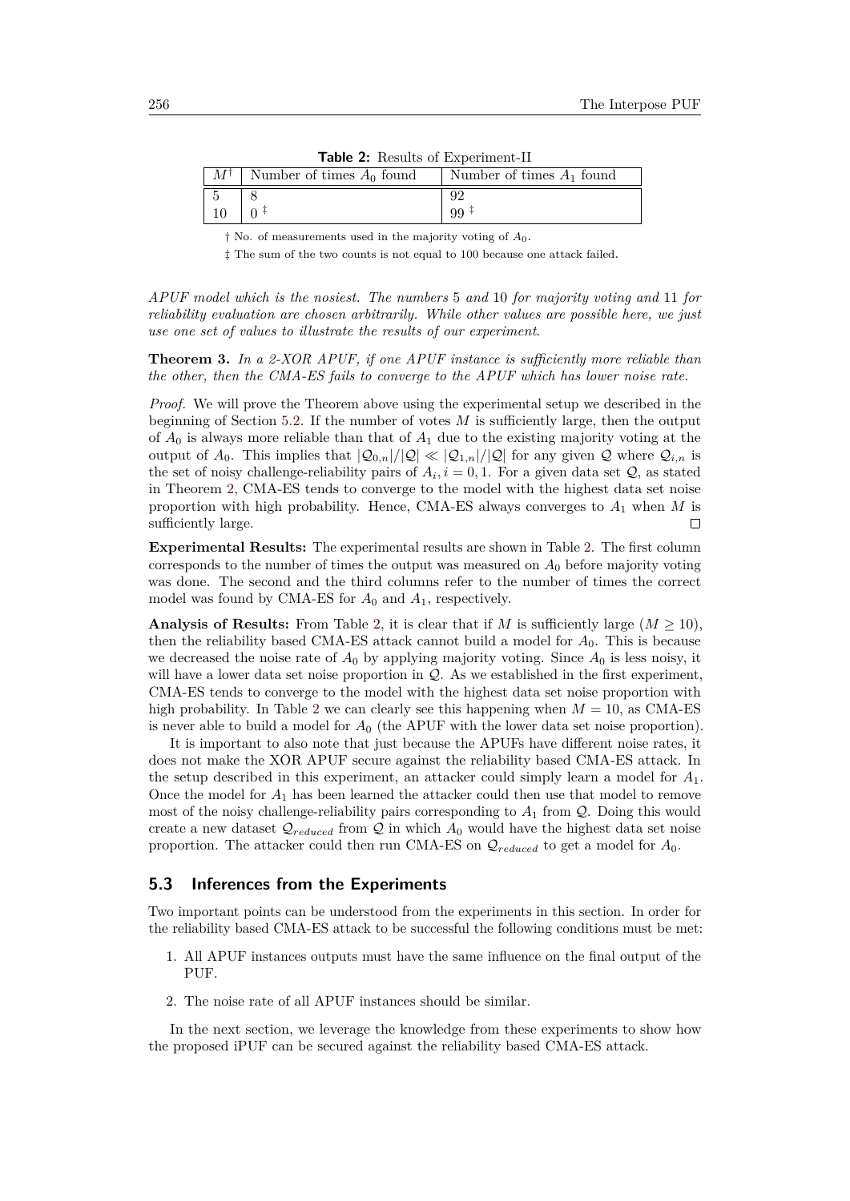**Table 2:** Results of Experiment-II

| $M^{\dagger}$ | Number of times $A_0$ found | Number of times $A_1$ found |
|---|---|---|
| 5 | 8 | 92 |
| 10 | 0 ‡ | 99 ‡ |

† No. of measurements used in the majority voting of $A_0$.

‡ The sum of the two counts is not equal to 100 because one attack failed.

*APUF model which is the nosiest. The numbers* 5 *and* 10 *for majority voting and* 11 *for reliability evaluation are chosen arbitrarily. While other values are possible here, we just use one set of values to illustrate the results of our experiment.*

**Theorem 3.** *In a 2-XOR APUF, if one APUF instance is sufficiently more reliable than the other, then the CMA-ES fails to converge to the APUF which has lower noise rate.*

*Proof.* We will prove the Theorem above using the experimental setup we described in the beginning of Section 5.2. If the number of votes $M$ is sufficiently large, then the output of $A_0$ is always more reliable than that of $A_1$ due to the existing majority voting at the output of $A_0$. This implies that $|\mathcal{Q}_{0,n}|/|\mathcal{Q}| \ll |\mathcal{Q}_{1,n}|/|\mathcal{Q}|$ for any given $\mathcal{Q}$ where $\mathcal{Q}_{i,n}$ is the set of noisy challenge-reliability pairs of $A_i, i = 0, 1$. For a given data set $\mathcal{Q}$, as stated in Theorem 2, CMA-ES tends to converge to the model with the highest data set noise proportion with high probability. Hence, CMA-ES always converges to $A_1$ when $M$ is sufficiently large. $\square$

**Experimental Results:** The experimental results are shown in Table 2. The first column corresponds to the number of times the output was measured on $A_0$ before majority voting was done. The second and the third columns refer to the number of times the correct model was found by CMA-ES for $A_0$ and $A_1$, respectively.

**Analysis of Results:** From Table 2, it is clear that if $M$ is sufficiently large ($M \geq 10$), then the reliability based CMA-ES attack cannot build a model for $A_0$. This is because we decreased the noise rate of $A_0$ by applying majority voting. Since $A_0$ is less noisy, it will have a lower data set noise proportion in $\mathcal{Q}$. As we established in the first experiment, CMA-ES tends to converge to the model with the highest data set noise proportion with high probability. In Table 2 we can clearly see this happening when $M = 10$, as CMA-ES is never able to build a model for $A_0$ (the APUF with the lower data set noise proportion).

It is important to also note that just because the APUFs have different noise rates, it does not make the XOR APUF secure against the reliability based CMA-ES attack. In the setup described in this experiment, an attacker could simply learn a model for $A_1$. Once the model for $A_1$ has been learned the attacker could then use that model to remove most of the noisy challenge-reliability pairs corresponding to $A_1$ from $\mathcal{Q}$. Doing this would create a new dataset $\mathcal{Q}_{reduced}$ from $\mathcal{Q}$ in which $A_0$ would have the highest data set noise proportion. The attacker could then run CMA-ES on $\mathcal{Q}_{reduced}$ to get a model for $A_0$.

## 5.3 Inferences from the Experiments

Two important points can be understood from the experiments in this section. In order for the reliability based CMA-ES attack to be successful the following conditions must be met:

1. All APUF instances outputs must have the same influence on the final output of the PUF.
2. The noise rate of all APUF instances should be similar.

In the next section, we leverage the knowledge from these experiments to show how the proposed iPUF can be secured against the reliability based CMA-ES attack.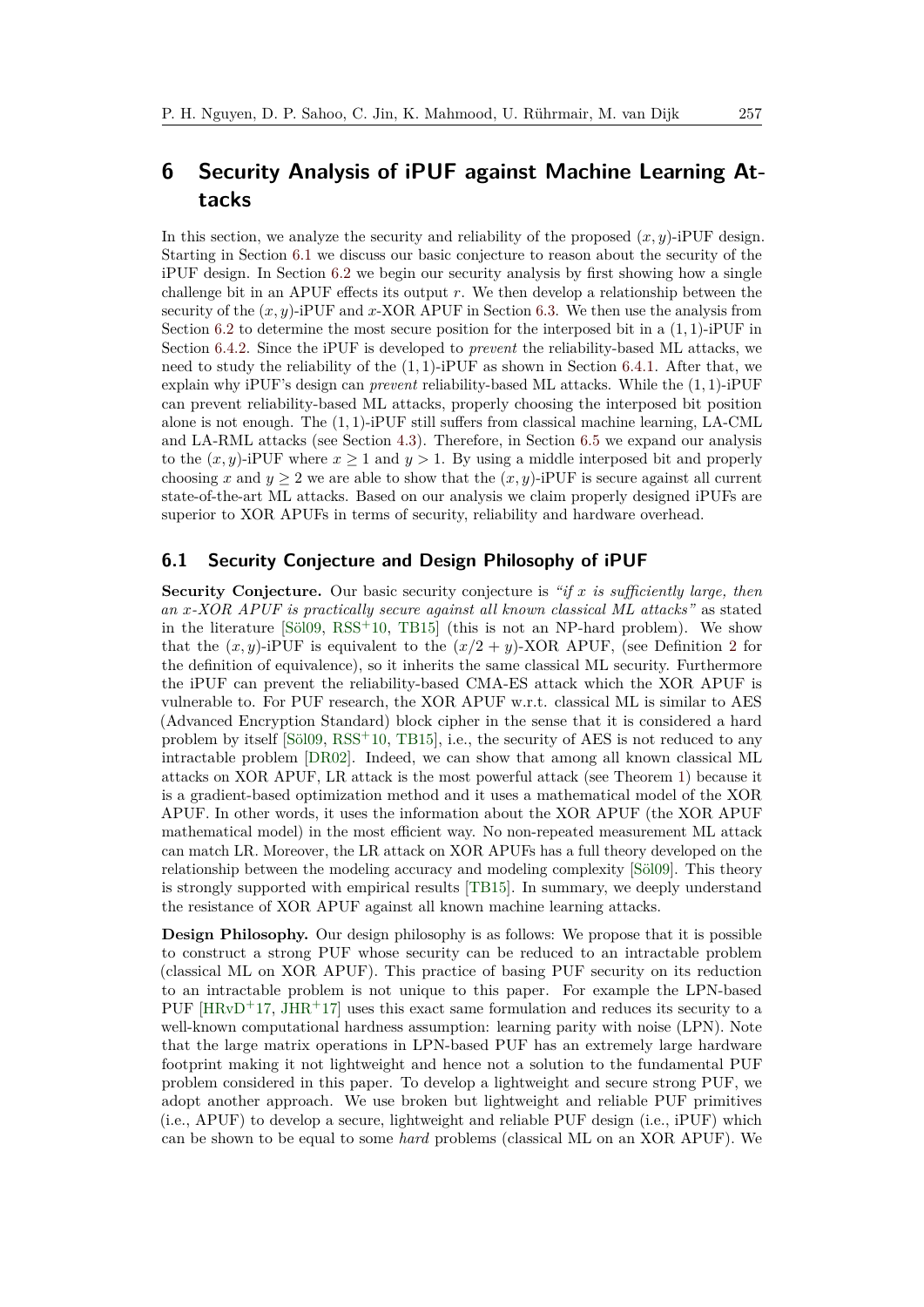## 6 Security Analysis of iPUF against Machine Learning Attacks

In this section, we analyze the security and reliability of the proposed $(x, y)$-iPUF design. Starting in Section 6.1 we discuss our basic conjecture to reason about the security of the iPUF design. In Section 6.2 we begin our security analysis by first showing how a single challenge bit in an APUF effects its output $r$. We then develop a relationship between the security of the $(x, y)$-iPUF and $x$-XOR APUF in Section 6.3. We then use the analysis from Section 6.2 to determine the most secure position for the interposed bit in a $(1, 1)$-iPUF in Section 6.4.2. Since the iPUF is developed to *prevent* the reliability-based ML attacks, we need to study the reliability of the $(1, 1)$-iPUF as shown in Section 6.4.1. After that, we explain why iPUF's design can *prevent* reliability-based ML attacks. While the $(1, 1)$-iPUF can prevent reliability-based ML attacks, properly choosing the interposed bit position alone is not enough. The $(1, 1)$-iPUF still suffers from classical machine learning, LA-CML and LA-RML attacks (see Section 4.3). Therefore, in Section 6.5 we expand our analysis to the $(x, y)$-iPUF where $x \geq 1$ and $y > 1$. By using a middle interposed bit and properly choosing $x$ and $y \geq 2$ we are able to show that the $(x, y)$-iPUF is secure against all current state-of-the-art ML attacks. Based on our analysis we claim properly designed iPUFs are superior to XOR APUFs in terms of security, reliability and hardware overhead.

### 6.1 Security Conjecture and Design Philosophy of iPUF

**Security Conjecture.** Our basic security conjecture is *"if $x$ is sufficiently large, then an $x$-XOR APUF is practically secure against all known classical ML attacks"* as stated in the literature [Söl09, RSS+10, TB15] (this is not an NP-hard problem). We show that the $(x, y)$-iPUF is equivalent to the $(x/2 + y)$-XOR APUF, (see Definition 2 for the definition of equivalence), so it inherits the same classical ML security. Furthermore the iPUF can prevent the reliability-based CMA-ES attack which the XOR APUF is vulnerable to. For PUF research, the XOR APUF w.r.t. classical ML is similar to AES (Advanced Encryption Standard) block cipher in the sense that it is considered a hard problem by itself [Söl09, RSS+10, TB15], i.e., the security of AES is not reduced to any intractable problem [DR02]. Indeed, we can show that among all known classical ML attacks on XOR APUF, LR attack is the most powerful attack (see Theorem 1) because it is a gradient-based optimization method and it uses a mathematical model of the XOR APUF. In other words, it uses the information about the XOR APUF (the XOR APUF mathematical model) in the most efficient way. No non-repeated measurement ML attack can match LR. Moreover, the LR attack on XOR APUFs has a full theory developed on the relationship between the modeling accuracy and modeling complexity [Söl09]. This theory is strongly supported with empirical results [TB15]. In summary, we deeply understand the resistance of XOR APUF against all known machine learning attacks.

**Design Philosophy.** Our design philosophy is as follows: We propose that it is possible to construct a strong PUF whose security can be reduced to an intractable problem (classical ML on XOR APUF). This practice of basing PUF security on its reduction to an intractable problem is not unique to this paper. For example the LPN-based PUF [HRvD+17, JHR+17] uses this exact same formulation and reduces its security to a well-known computational hardness assumption: learning parity with noise (LPN). Note that the large matrix operations in LPN-based PUF has an extremely large hardware footprint making it not lightweight and hence not a solution to the fundamental PUF problem considered in this paper. To develop a lightweight and secure strong PUF, we adopt another approach. We use broken but lightweight and reliable PUF primitives (i.e., APUF) to develop a secure, lightweight and reliable PUF design (i.e., iPUF) which can be shown to be equal to some *hard* problems (classical ML on an XOR APUF). We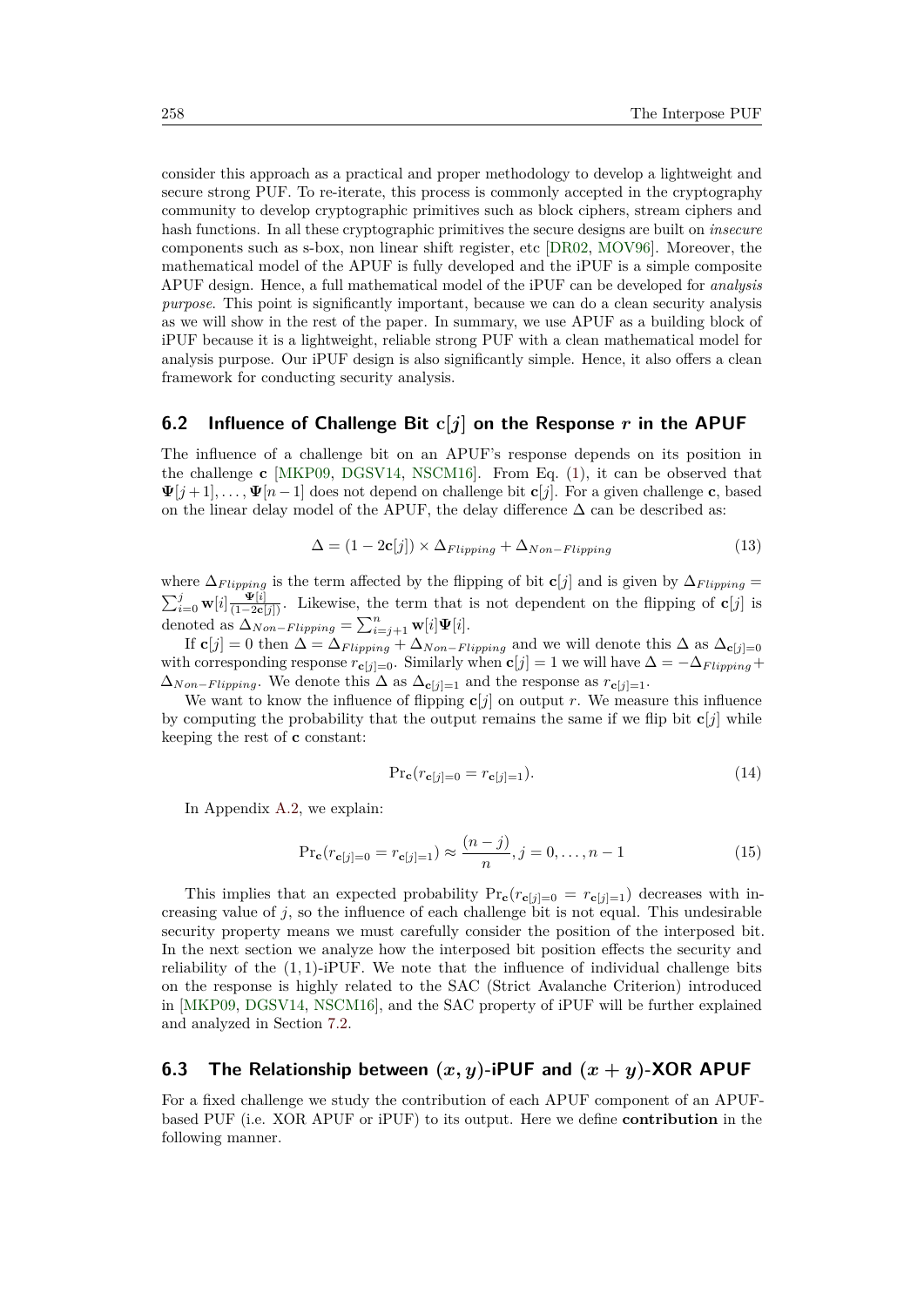consider this approach as a practical and proper methodology to develop a lightweight and secure strong PUF. To re-iterate, this process is commonly accepted in the cryptography community to develop cryptographic primitives such as block ciphers, stream ciphers and hash functions. In all these cryptographic primitives the secure designs are built on *insecure* components such as s-box, non linear shift register, etc [DR02, MOV96]. Moreover, the mathematical model of the APUF is fully developed and the iPUF is a simple composite APUF design. Hence, a full mathematical model of the iPUF can be developed for *analysis purpose*. This point is significantly important, because we can do a clean security analysis as we will show in the rest of the paper. In summary, we use APUF as a building block of iPUF because it is a lightweight, reliable strong PUF with a clean mathematical model for analysis purpose. Our iPUF design is also significantly simple. Hence, it also offers a clean framework for conducting security analysis.

## 6.2 Influence of Challenge Bit $\mathbf{c}[j]$ on the Response $r$ in the APUF

The influence of a challenge bit on an APUF's response depends on its position in the challenge $\mathbf{c}$ [MKP09, DGSV14, NSCM16]. From Eq. (1), it can be observed that $\mathbf{\Psi}[j+1], \ldots, \mathbf{\Psi}[n-1]$ does not depend on challenge bit $\mathbf{c}[j]$. For a given challenge $\mathbf{c}$, based on the linear delay model of the APUF, the delay difference $\Delta$ can be described as:

$$\Delta = (1 - 2\mathbf{c}[j]) \times \Delta_{Flipping} + \Delta_{Non-Flipping} \tag{13}$$

where $\Delta_{Flipping}$ is the term affected by the flipping of bit $\mathbf{c}[j]$ and is given by $\Delta_{Flipping} = \sum_{i=0}^{j} \mathbf{w}[i] \frac{\mathbf{\Psi}[i]}{(1-2\mathbf{c}[j])}$. Likewise, the term that is not dependent on the flipping of $\mathbf{c}[j]$ is denoted as $\Delta_{Non-Flipping} = \sum_{i=j+1}^{n} \mathbf{w}[i]\mathbf{\Psi}[i]$.

If $\mathbf{c}[j] = 0$ then $\Delta = \Delta_{Flipping} + \Delta_{Non-Flipping}$ and we will denote this $\Delta$ as $\Delta_{\mathbf{c}[j]=0}$ with corresponding response $r_{\mathbf{c}[j]=0}$. Similarly when $\mathbf{c}[j] = 1$ we will have $\Delta = -\Delta_{Flipping} + \Delta_{Non-Flipping}$. We denote this $\Delta$ as $\Delta_{\mathbf{c}[j]=1}$ and the response as $r_{\mathbf{c}[j]=1}$.

We want to know the influence of flipping $\mathbf{c}[j]$ on output $r$. We measure this influence by computing the probability that the output remains the same if we flip bit $\mathbf{c}[j]$ while keeping the rest of $\mathbf{c}$ constant:

$$\Pr_{\mathbf{c}}(r_{\mathbf{c}[j]=0} = r_{\mathbf{c}[j]=1}). \tag{14}$$

In Appendix A.2, we explain:

$$\Pr_{\mathbf{c}}(r_{\mathbf{c}[j]=0} = r_{\mathbf{c}[j]=1}) \approx \frac{(n-j)}{n}, j = 0, \ldots, n-1 \tag{15}$$

This implies that an expected probability $\Pr_{\mathbf{c}}(r_{\mathbf{c}[j]=0} = r_{\mathbf{c}[j]=1})$ decreases with increasing value of $j$, so the influence of each challenge bit is not equal. This undesirable security property means we must carefully consider the position of the interposed bit. In the next section we analyze how the interposed bit position effects the security and reliability of the $(1,1)$-iPUF. We note that the influence of individual challenge bits on the response is highly related to the SAC (Strict Avalanche Criterion) introduced in [MKP09, DGSV14, NSCM16], and the SAC property of iPUF will be further explained and analyzed in Section 7.2.

## 6.3 The Relationship between $(x, y)$-iPUF and $(x + y)$-XOR APUF

For a fixed challenge we study the contribution of each APUF component of an APUF-based PUF (i.e. XOR APUF or iPUF) to its output. Here we define **contribution** in the following manner.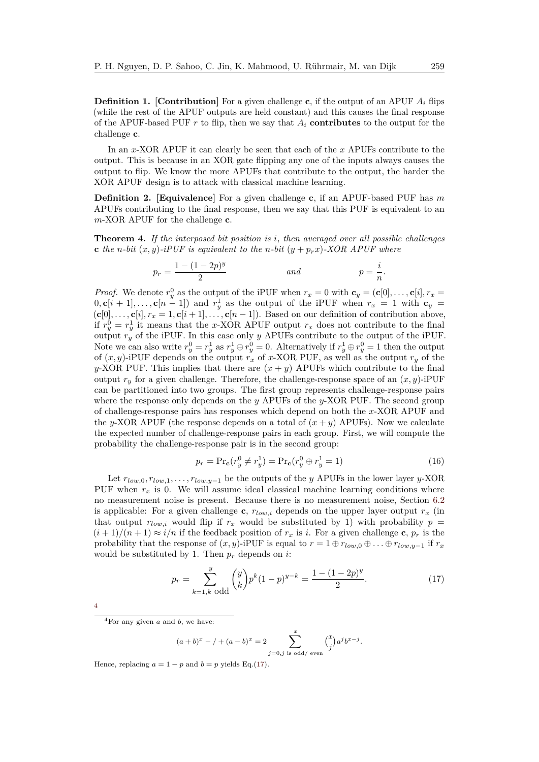**Definition 1. [Contribution]** For a given challenge $\mathbf{c}$, if the output of an APUF $A_i$ flips (while the rest of the APUF outputs are held constant) and this causes the final response of the APUF-based PUF $r$ to flip, then we say that $A_i$ **contributes** to the output for the challenge $\mathbf{c}$.

In an $x$-XOR APUF it can clearly be seen that each of the $x$ APUFs contribute to the output. This is because in an XOR gate flipping any one of the inputs always causes the output to flip. We know the more APUFs that contribute to the output, the harder the XOR APUF design is to attack with classical machine learning.

**Definition 2. [Equivalence]** For a given challenge $\mathbf{c}$, if an APUF-based PUF has $m$ APUFs contributing to the final response, then we say that this PUF is equivalent to an $m$-XOR APUF for the challenge $\mathbf{c}$.

**Theorem 4.** *If the interposed bit position is $i$, then averaged over all possible challenges $\mathbf{c}$ the $n$-bit $(x, y)$-iPUF is equivalent to the $n$-bit $(y + p_r x)$-XOR APUF where*

$$p_r = \frac{1 - (1 - 2p)^y}{2} \qquad \text{and} \qquad p = \frac{i}{n}.$$

*Proof.* We denote $r_y^0$ as the output of the iPUF when $r_x = 0$ with $\mathbf{c}_y = (\mathbf{c}[0], \ldots, \mathbf{c}[i], r_x = 0, \mathbf{c}[i+1], \ldots, \mathbf{c}[n-1])$ and $r_y^1$ as the output of the iPUF when $r_x = 1$ with $\mathbf{c}_y = (\mathbf{c}[0], \ldots, \mathbf{c}[i], r_x = 1, \mathbf{c}[i+1], \ldots, \mathbf{c}[n-1])$. Based on our definition of contribution above, if $r_y^0 = r_y^1$ it means that the $x$-XOR APUF output $r_x$ does not contribute to the final output $r_y$ of the iPUF. In this case only $y$ APUFs contribute to the output of the iPUF. Note we can also write $r_y^0 = r_y^1$ as $r_y^1 \oplus r_y^0 = 0$. Alternatively if $r_y^1 \oplus r_y^0 = 1$ then the output of $(x, y)$-iPUF depends on the output $r_x$ of $x$-XOR PUF, as well as the output $r_y$ of the $y$-XOR PUF. This implies that there are $(x + y)$ APUFs which contribute to the final output $r_y$ for a given challenge. Therefore, the challenge-response space of an $(x, y)$-iPUF can be partitioned into two groups. The first group represents challenge-response pairs where the response only depends on the $y$ APUFs of the $y$-XOR PUF. The second group of challenge-response pairs has responses which depend on both the $x$-XOR APUF and the $y$-XOR APUF (the response depends on a total of $(x + y)$ APUFs). Now we calculate the expected number of challenge-response pairs in each group. First, we will compute the probability the challenge-response pair is in the second group:

$$p_r = \Pr_{\mathbf{c}}(r_y^0 \neq r_y^1) = \Pr_{\mathbf{c}}(r_y^0 \oplus r_y^1 = 1) \tag{16}$$

Let $r_{low,0}, r_{low,1}, \ldots, r_{low,y-1}$ be the outputs of the $y$ APUFs in the lower layer $y$-XOR PUF when $r_x$ is 0. We will assume ideal classical machine learning conditions where no measurement noise is present. Because there is no measurement noise, Section 6.2 is applicable: For a given challenge $\mathbf{c}$, $r_{low,i}$ depends on the upper layer output $r_x$ (in that output $r_{low,i}$ would flip if $r_x$ would be substituted by 1) with probability $p = (i+1)/(n+1) \approx i/n$ if the feedback position of $r_x$ is $i$. For a given challenge $\mathbf{c}$, $p_r$ is the probability that the response of $(x, y)$-iPUF is equal to $r = 1 \oplus r_{low,0} \oplus \ldots \oplus r_{low,y-1}$ if $r_x$ would be substituted by 1. Then $p_r$ depends on $i$:

$$p_r = \sum_{k=1, k \text{ odd}}^{y} \binom{y}{k} p^k (1-p)^{y-k} = \frac{1 - (1 - 2p)^y}{2}. \tag{17}$$

[4]

[4] For any given $a$ and $b$, we have:

$$(a+b)^x - / + (a-b)^x = 2 \sum_{j=0, j \text{ is odd/ even}}^{x} \binom{x}{j} a^j b^{x-j}.$$

Hence, replacing $a = 1 - p$ and $b = p$ yields Eq.(17).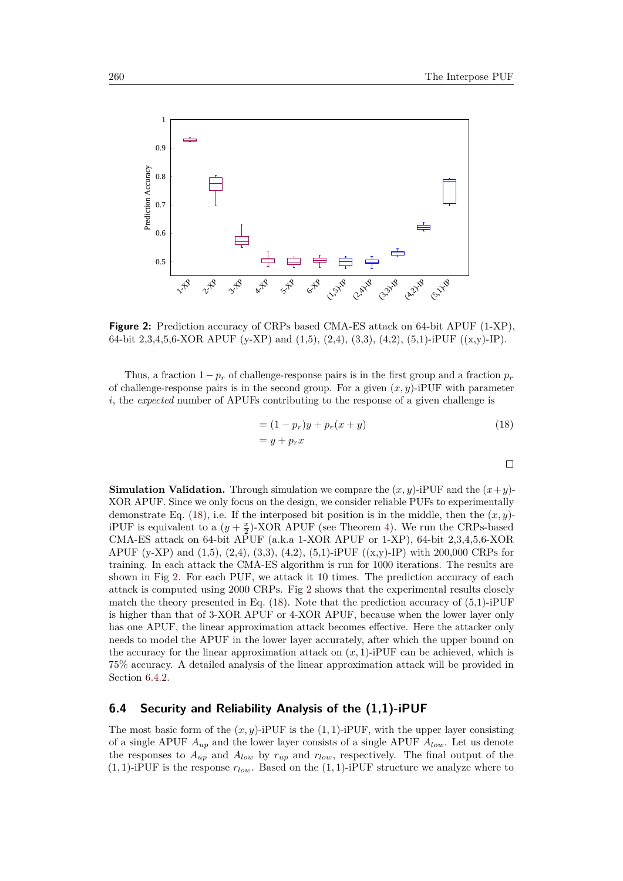**Figure 2:** Prediction accuracy of CRPs based CMA-ES attack on 64-bit APUF (1-XP), 64-bit 2,3,4,5,6-XOR APUF (y-XP) and (1,5), (2,4), (3,3), (4,2), (5,1)-iPUF ((x,y)-IP).

Thus, a fraction $1 - p_r$ of challenge-response pairs is in the first group and a fraction $p_r$ of challenge-response pairs is in the second group. For a given $(x, y)$-iPUF with parameter $i$, the *expected* number of APUFs contributing to the response of a given challenge is

$$
\begin{aligned}
&= (1 - p_r)y + p_r(x + y) \\
&= y + p_r x
\end{aligned}
\tag{18}
$$

□

**Simulation Validation.** Through simulation we compare the $(x, y)$-iPUF and the $(x+y)$-XOR APUF. Since we only focus on the design, we consider reliable PUFs to experimentally demonstrate Eq. (18), i.e. If the interposed bit position is in the middle, then the $(x, y)$-iPUF is equivalent to a $(y + \frac{x}{2})$-XOR APUF (see Theorem 4). We run the CRPs-based CMA-ES attack on 64-bit APUF (a.k.a 1-XOR APUF or 1-XP), 64-bit 2,3,4,5,6-XOR APUF (y-XP) and (1,5), (2,4), (3,3), (4,2), (5,1)-iPUF ((x,y)-IP) with 200,000 CRPs for training. In each attack the CMA-ES algorithm is run for 1000 iterations. The results are shown in Fig 2. For each PUF, we attack it 10 times. The prediction accuracy of each attack is computed using 2000 CRPs. Fig 2 shows that the experimental results closely match the theory presented in Eq. (18). Note that the prediction accuracy of (5,1)-iPUF is higher than that of 3-XOR APUF or 4-XOR APUF, because when the lower layer only has one APUF, the linear approximation attack becomes effective. Here the attacker only needs to model the APUF in the lower layer accurately, after which the upper bound on the accuracy for the linear approximation attack on $(x, 1)$-iPUF can be achieved, which is 75% accuracy. A detailed analysis of the linear approximation attack will be provided in Section 6.4.2.

## 6.4 Security and Reliability Analysis of the (1,1)-iPUF

The most basic form of the $(x, y)$-iPUF is the $(1, 1)$-iPUF, with the upper layer consisting of a single APUF $A_{up}$ and the lower layer consists of a single APUF $A_{low}$. Let us denote the responses to $A_{up}$ and $A_{low}$ by $r_{up}$ and $r_{low}$, respectively. The final output of the $(1, 1)$-iPUF is the response $r_{low}$. Based on the $(1, 1)$-iPUF structure we analyze where to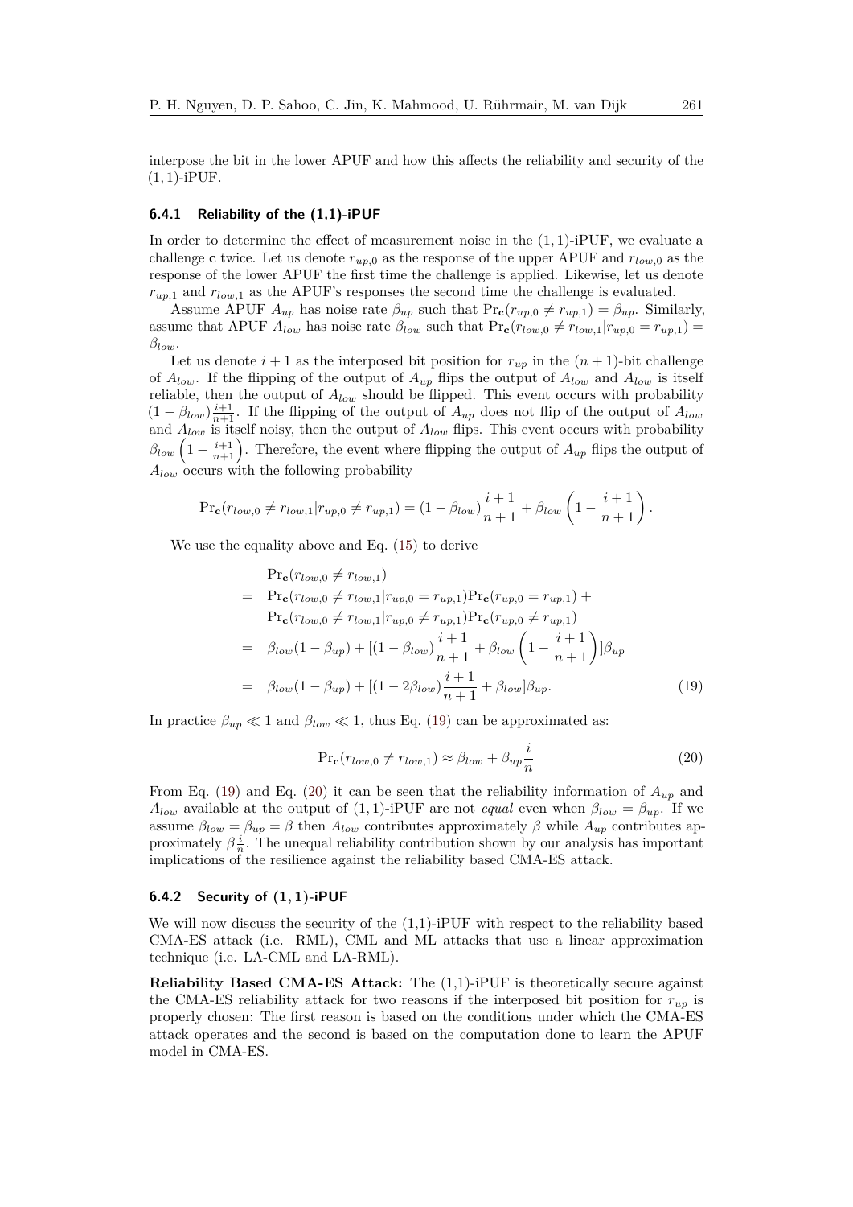interpose the bit in the lower APUF and how this affects the reliability and security of the $(1,1)$-iPUF.

#### 6.4.1 Reliability of the (1,1)-iPUF

In order to determine the effect of measurement noise in the $(1,1)$-iPUF, we evaluate a challenge $\mathbf{c}$ twice. Let us denote $r_{up,0}$ as the response of the upper APUF and $r_{low,0}$ as the response of the lower APUF the first time the challenge is applied. Likewise, let us denote $r_{up,1}$ and $r_{low,1}$ as the APUF's responses the second time the challenge is evaluated.

Assume APUF $A_{up}$ has noise rate $\beta_{up}$ such that $\Pr_{\mathbf{c}}(r_{up,0} \neq r_{up,1}) = \beta_{up}$. Similarly, assume that APUF $A_{low}$ has noise rate $\beta_{low}$ such that $\Pr_{\mathbf{c}}(r_{low,0} \neq r_{low,1} | r_{up,0} = r_{up,1}) = \beta_{low}$.

Let us denote $i+1$ as the interposed bit position for $r_{up}$ in the $(n+1)$-bit challenge of $A_{low}$. If the flipping of the output of $A_{up}$ flips the output of $A_{low}$ and $A_{low}$ is itself reliable, then the output of $A_{low}$ should be flipped. This event occurs with probability $(1-\beta_{low})\frac{i+1}{n+1}$. If the flipping of the output of $A_{up}$ does not flip of the output of $A_{low}$ and $A_{low}$ is itself noisy, then the output of $A_{low}$ flips. This event occurs with probability $\beta_{low}\left(1 - \frac{i+1}{n+1}\right)$. Therefore, the event where flipping the output of $A_{up}$ flips the output of $A_{low}$ occurs with the following probability

$$\Pr_{\mathbf{c}}(r_{low,0} \neq r_{low,1} | r_{up,0} \neq r_{up,1}) = (1-\beta_{low})\frac{i+1}{n+1} + \beta_{low}\left(1 - \frac{i+1}{n+1}\right).$$

We use the equality above and Eq. (15) to derive

$$\begin{aligned}
& \Pr_{\mathbf{c}}(r_{low,0} \neq r_{low,1}) \\
= \;& \Pr_{\mathbf{c}}(r_{low,0} \neq r_{low,1} | r_{up,0} = r_{up,1}) \Pr_{\mathbf{c}}(r_{up,0} = r_{up,1}) + \\
& \Pr_{\mathbf{c}}(r_{low,0} \neq r_{low,1} | r_{up,0} \neq r_{up,1}) \Pr_{\mathbf{c}}(r_{up,0} \neq r_{up,1}) \\
= \;& \beta_{low}(1-\beta_{up}) + [(1-\beta_{low})\frac{i+1}{n+1} + \beta_{low}\left(1 - \frac{i+1}{n+1}\right)]\beta_{up} \\
= \;& \beta_{low}(1-\beta_{up}) + [(1-2\beta_{low})\frac{i+1}{n+1} + \beta_{low}]\beta_{up}. \qquad (19)
\end{aligned}$$

In practice $\beta_{up} \ll 1$ and $\beta_{low} \ll 1$, thus Eq. (19) can be approximated as:

$$\Pr_{\mathbf{c}}(r_{low,0} \neq r_{low,1}) \approx \beta_{low} + \beta_{up}\frac{i}{n} \qquad (20)$$

From Eq. (19) and Eq. (20) it can be seen that the reliability information of $A_{up}$ and $A_{low}$ available at the output of $(1,1)$-iPUF are not *equal* even when $\beta_{low} = \beta_{up}$. If we assume $\beta_{low} = \beta_{up} = \beta$ then $A_{low}$ contributes approximately $\beta$ while $A_{up}$ contributes approximately $\beta\frac{i}{n}$. The unequal reliability contribution shown by our analysis has important implications of the resilience against the reliability based CMA-ES attack.

#### 6.4.2 Security of $(1,1)$-iPUF

We will now discuss the security of the (1,1)-iPUF with respect to the reliability based CMA-ES attack (i.e. RML), CML and ML attacks that use a linear approximation technique (i.e. LA-CML and LA-RML).

**Reliability Based CMA-ES Attack:** The (1,1)-iPUF is theoretically secure against the CMA-ES reliability attack for two reasons if the interposed bit position for $r_{up}$ is properly chosen: The first reason is based on the conditions under which the CMA-ES attack operates and the second is based on the computation done to learn the APUF model in CMA-ES.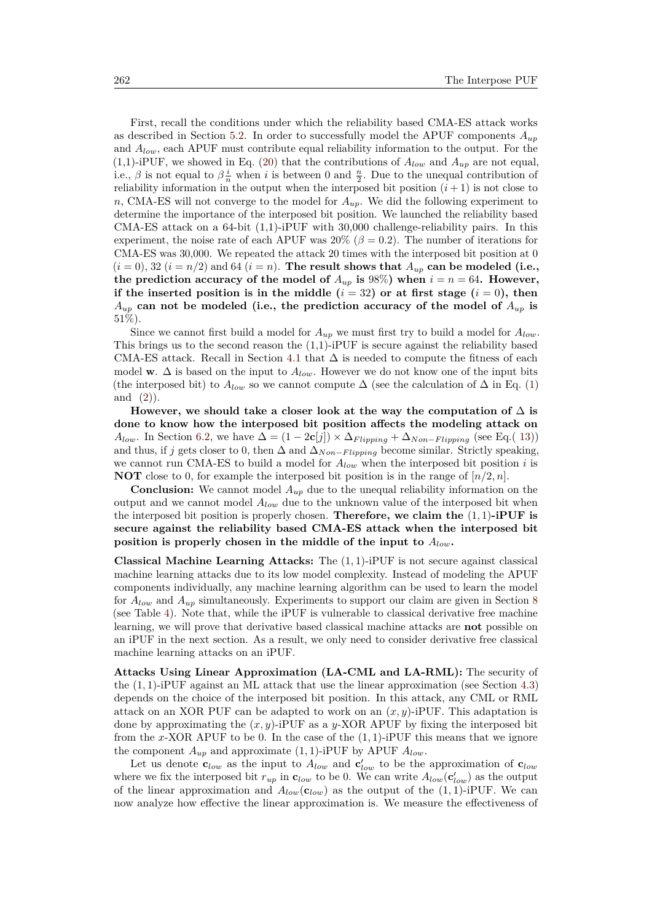First, recall the conditions under which the reliability based CMA-ES attack works as described in Section 5.2. In order to successfully model the APUF components $A_{up}$ and $A_{low}$, each APUF must contribute equal reliability information to the output. For the (1,1)-iPUF, we showed in Eq. (20) that the contributions of $A_{low}$ and $A_{up}$ are not equal, i.e., $\beta$ is not equal to $\beta\frac{i}{n}$ when $i$ is between 0 and $\frac{n}{2}$. Due to the unequal contribution of reliability information in the output when the interposed bit position $(i+1)$ is not close to $n$, CMA-ES will not converge to the model for $A_{up}$. We did the following experiment to determine the importance of the interposed bit position. We launched the reliability based CMA-ES attack on a 64-bit (1,1)-iPUF with 30,000 challenge-reliability pairs. In this experiment, the noise rate of each APUF was 20% ($\beta = 0.2$). The number of iterations for CMA-ES was 30,000. We repeated the attack 20 times with the interposed bit position at 0 ($i = 0$), 32 ($i = n/2$) and 64 ($i = n$). **The result shows that $A_{up}$ can be modeled (i.e., the prediction accuracy of the model of $A_{up}$ is 98%) when $i = n = 64$. However, if the inserted position is in the middle ($i = 32$) or at first stage ($i = 0$), then $A_{up}$ can not be modeled (i.e., the prediction accuracy of the model of $A_{up}$ is** 51%).

Since we cannot first build a model for $A_{up}$ we must first try to build a model for $A_{low}$. This brings us to the second reason the (1,1)-iPUF is secure against the reliability based CMA-ES attack. Recall in Section 4.1 that $\Delta$ is needed to compute the fitness of each model $\mathbf{w}$. $\Delta$ is based on the input to $A_{low}$. However we do not know one of the input bits (the interposed bit) to $A_{low}$ so we cannot compute $\Delta$ (see the calculation of $\Delta$ in Eq. (1) and (2)).

**However, we should take a closer look at the way the computation of $\Delta$ is done to know how the interposed bit position affects the modeling attack on** $A_{low}$. In Section 6.2, we have $\Delta = (1 - 2\mathbf{c}[j]) \times \Delta_{Flipping} + \Delta_{Non-Flipping}$ (see Eq.( 13)) and thus, if $j$ gets closer to 0, then $\Delta$ and $\Delta_{Non-Flipping}$ become similar. Strictly speaking, we cannot run CMA-ES to build a model for $A_{low}$ when the interposed bit position $i$ is **NOT** close to 0, for example the interposed bit position is in the range of $[n/2, n]$.

**Conclusion:** We cannot model $A_{up}$ due to the unequal reliability information on the output and we cannot model $A_{low}$ due to the unknown value of the interposed bit when the interposed bit position is properly chosen. **Therefore, we claim the $(1,1)$-iPUF is secure against the reliability based CMA-ES attack when the interposed bit position is properly chosen in the middle of the input to $A_{low}$.**

**Classical Machine Learning Attacks:** The $(1,1)$-iPUF is not secure against classical machine learning attacks due to its low model complexity. Instead of modeling the APUF components individually, any machine learning algorithm can be used to learn the model for $A_{low}$ and $A_{up}$ simultaneously. Experiments to support our claim are given in Section 8 (see Table 4). Note that, while the iPUF is vulnerable to classical derivative free machine learning, we will prove that derivative based classical machine attacks are **not** possible on an iPUF in the next section. As a result, we only need to consider derivative free classical machine learning attacks on an iPUF.

**Attacks Using Linear Approximation (LA-CML and LA-RML):** The security of the $(1,1)$-iPUF against an ML attack that use the linear approximation (see Section 4.3) depends on the choice of the interposed bit position. In this attack, any CML or RML attack on an XOR PUF can be adapted to work on an $(x,y)$-iPUF. This adaptation is done by approximating the $(x,y)$-iPUF as a $y$-XOR APUF by fixing the interposed bit from the $x$-XOR APUF to be 0. In the case of the $(1,1)$-iPUF this means that we ignore the component $A_{up}$ and approximate $(1,1)$-iPUF by APUF $A_{low}$.

Let us denote $\mathbf{c}_{low}$ as the input to $A_{low}$ and $\mathbf{c}'_{low}$ to be the approximation of $\mathbf{c}_{low}$ where we fix the interposed bit $r_{up}$ in $\mathbf{c}_{low}$ to be 0. We can write $A_{low}(\mathbf{c}'_{low})$ as the output of the linear approximation and $A_{low}(\mathbf{c}_{low})$ as the output of the $(1,1)$-iPUF. We can now analyze how effective the linear approximation is. We measure the effectiveness of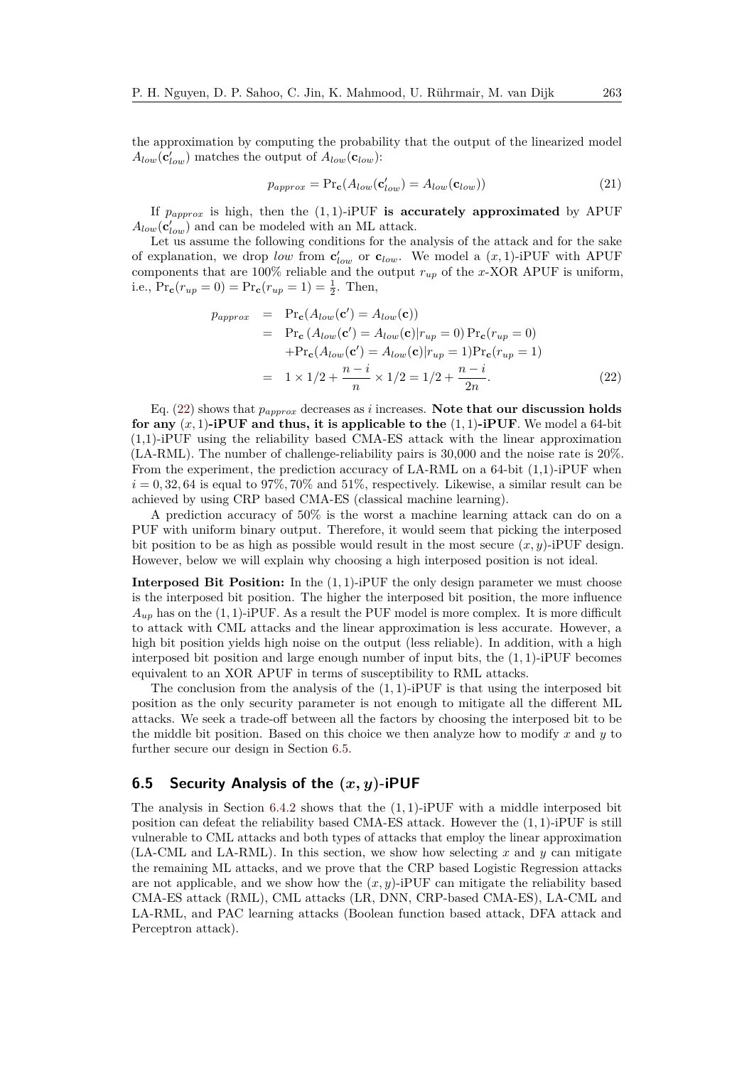the approximation by computing the probability that the output of the linearized model $A_{low}(\mathbf{c}'_{low})$ matches the output of $A_{low}(\mathbf{c}_{low})$:

$$p_{approx} = \Pr_{\mathbf{c}}(A_{low}(\mathbf{c}'_{low}) = A_{low}(\mathbf{c}_{low})) \tag{21}$$

If $p_{approx}$ is high, then the $(1,1)$-iPUF **is accurately approximated** by APUF $A_{low}(\mathbf{c}'_{low})$ and can be modeled with an ML attack.

Let us assume the following conditions for the analysis of the attack and for the sake of explanation, we drop *low* from $\mathbf{c}'_{low}$ or $\mathbf{c}_{low}$. We model a $(x,1)$-iPUF with APUF components that are 100% reliable and the output $r_{up}$ of the $x$-XOR APUF is uniform, i.e., $\Pr_{\mathbf{c}}(r_{up} = 0) = \Pr_{\mathbf{c}}(r_{up} = 1) = \frac{1}{2}$. Then,

$$\begin{aligned}
p_{approx} &= \Pr_{\mathbf{c}}(A_{low}(\mathbf{c}') = A_{low}(\mathbf{c})) \\
&= \Pr_{\mathbf{c}}\left(A_{low}(\mathbf{c}') = A_{low}(\mathbf{c}) | r_{up} = 0\right) \Pr_{\mathbf{c}}(r_{up} = 0) \\
&\quad + \Pr_{\mathbf{c}}(A_{low}(\mathbf{c}') = A_{low}(\mathbf{c}) | r_{up} = 1) \Pr_{\mathbf{c}}(r_{up} = 1) \\
&= 1 \times 1/2 + \frac{n-i}{n} \times 1/2 = 1/2 + \frac{n-i}{2n}.
\end{aligned} \tag{22}$$

Eq. (22) shows that $p_{approx}$ decreases as $i$ increases. **Note that our discussion holds for any $(x,1)$-iPUF and thus, it is applicable to the $(1,1)$-iPUF**. We model a 64-bit (1,1)-iPUF using the reliability based CMA-ES attack with the linear approximation (LA-RML). The number of challenge-reliability pairs is 30,000 and the noise rate is 20%. From the experiment, the prediction accuracy of LA-RML on a 64-bit (1,1)-iPUF when $i = 0, 32, 64$ is equal to $97\%, 70\%$ and $51\%$, respectively. Likewise, a similar result can be achieved by using CRP based CMA-ES (classical machine learning).

A prediction accuracy of 50% is the worst a machine learning attack can do on a PUF with uniform binary output. Therefore, it would seem that picking the interposed bit position to be as high as possible would result in the most secure $(x,y)$-iPUF design. However, below we will explain why choosing a high interposed position is not ideal.

**Interposed Bit Position:** In the $(1,1)$-iPUF the only design parameter we must choose is the interposed bit position. The higher the interposed bit position, the more influence $A_{up}$ has on the $(1,1)$-iPUF. As a result the PUF model is more complex. It is more difficult to attack with CML attacks and the linear approximation is less accurate. However, a high bit position yields high noise on the output (less reliable). In addition, with a high interposed bit position and large enough number of input bits, the $(1,1)$-iPUF becomes equivalent to an XOR APUF in terms of susceptibility to RML attacks.

The conclusion from the analysis of the $(1,1)$-iPUF is that using the interposed bit position as the only security parameter is not enough to mitigate all the different ML attacks. We seek a trade-off between all the factors by choosing the interposed bit to be the middle bit position. Based on this choice we then analyze how to modify $x$ and $y$ to further secure our design in Section 6.5.

## 6.5 Security Analysis of the $(x, y)$-iPUF

The analysis in Section 6.4.2 shows that the $(1,1)$-iPUF with a middle interposed bit position can defeat the reliability based CMA-ES attack. However the $(1,1)$-iPUF is still vulnerable to CML attacks and both types of attacks that employ the linear approximation (LA-CML and LA-RML). In this section, we show how selecting $x$ and $y$ can mitigate the remaining ML attacks, and we prove that the CRP based Logistic Regression attacks are not applicable, and we show how the $(x,y)$-iPUF can mitigate the reliability based CMA-ES attack (RML), CML attacks (LR, DNN, CRP-based CMA-ES), LA-CML and LA-RML, and PAC learning attacks (Boolean function based attack, DFA attack and Perceptron attack).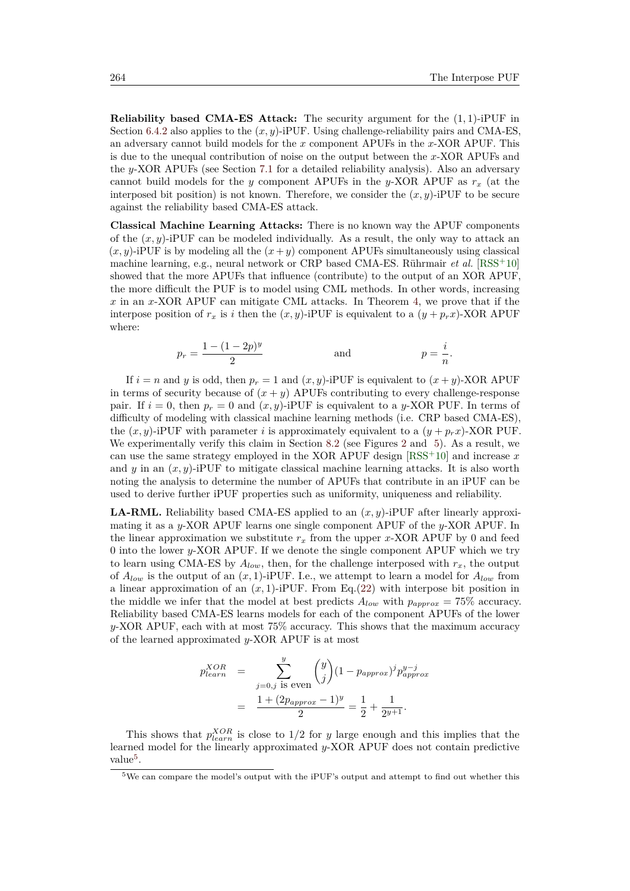**Reliability based CMA-ES Attack:** The security argument for the $(1, 1)$-iPUF in Section 6.4.2 also applies to the $(x, y)$-iPUF. Using challenge-reliability pairs and CMA-ES, an adversary cannot build models for the $x$ component APUFs in the $x$-XOR APUF. This is due to the unequal contribution of noise on the output between the $x$-XOR APUFs and the $y$-XOR APUFs (see Section 7.1 for a detailed reliability analysis). Also an adversary cannot build models for the $y$ component APUFs in the $y$-XOR APUF as $r_x$ (at the interposed bit position) is not known. Therefore, we consider the $(x, y)$-iPUF to be secure against the reliability based CMA-ES attack.

**Classical Machine Learning Attacks:** There is no known way the APUF components of the $(x, y)$-iPUF can be modeled individually. As a result, the only way to attack an $(x, y)$-iPUF is by modeling all the $(x + y)$ component APUFs simultaneously using classical machine learning, e.g., neural network or CRP based CMA-ES. Rührmair *et al.* [RSS+10] showed that the more APUFs that influence (contribute) to the output of an XOR APUF, the more difficult the PUF is to model using CML methods. In other words, increasing $x$ in an $x$-XOR APUF can mitigate CML attacks. In Theorem 4, we prove that if the interpose position of $r_x$ is $i$ then the $(x, y)$-iPUF is equivalent to a $(y + p_r x)$-XOR APUF where:

$$p_r = \frac{1 - (1 - 2p)^y}{2} \qquad \text{and} \qquad p = \frac{i}{n}.$$

If $i = n$ and $y$ is odd, then $p_r = 1$ and $(x, y)$-iPUF is equivalent to $(x + y)$-XOR APUF in terms of security because of $(x + y)$ APUFs contributing to every challenge-response pair. If $i = 0$, then $p_r = 0$ and $(x, y)$-iPUF is equivalent to a $y$-XOR PUF. In terms of difficulty of modeling with classical machine learning methods (i.e. CRP based CMA-ES), the $(x, y)$-iPUF with parameter $i$ is approximately equivalent to a $(y + p_r x)$-XOR PUF. We experimentally verify this claim in Section 8.2 (see Figures 2 and 5). As a result, we can use the same strategy employed in the XOR APUF design [RSS+10] and increase $x$ and $y$ in an $(x, y)$-iPUF to mitigate classical machine learning attacks. It is also worth noting the analysis to determine the number of APUFs that contribute in an iPUF can be used to derive further iPUF properties such as uniformity, uniqueness and reliability.

**LA-RML.** Reliability based CMA-ES applied to an $(x, y)$-iPUF after linearly approximating it as a $y$-XOR APUF learns one single component APUF of the $y$-XOR APUF. In the linear approximation we substitute $r_x$ from the upper $x$-XOR APUF by 0 and feed 0 into the lower $y$-XOR APUF. If we denote the single component APUF which we try to learn using CMA-ES by $A_{low}$, then, for the challenge interposed with $r_x$, the output of $A_{low}$ is the output of an $(x, 1)$-iPUF. I.e., we attempt to learn a model for $A_{low}$ from a linear approximation of an $(x, 1)$-iPUF. From Eq.(22) with interpose bit position in the middle we infer that the model at best predicts $A_{low}$ with $p_{approx} = 75\%$ accuracy. Reliability based CMA-ES learns models for each of the component APUFs of the lower $y$-XOR APUF, each with at most 75% accuracy. This shows that the maximum accuracy of the learned approximated $y$-XOR APUF is at most

$$\begin{aligned}
p^{XOR}_{learn} &= \sum_{j=0, j \text{ is even}}^{y} \binom{y}{j} (1 - p_{approx})^j p_{approx}^{y-j} \\
&= \frac{1 + (2p_{approx} - 1)^y}{2} = \frac{1}{2} + \frac{1}{2^{y+1}}.
\end{aligned}$$

This shows that $p^{XOR}_{learn}$ is close to 1/2 for $y$ large enough and this implies that the learned model for the linearly approximated $y$-XOR APUF does not contain predictive value[5].

[5]We can compare the model's output with the iPUF's output and attempt to find out whether this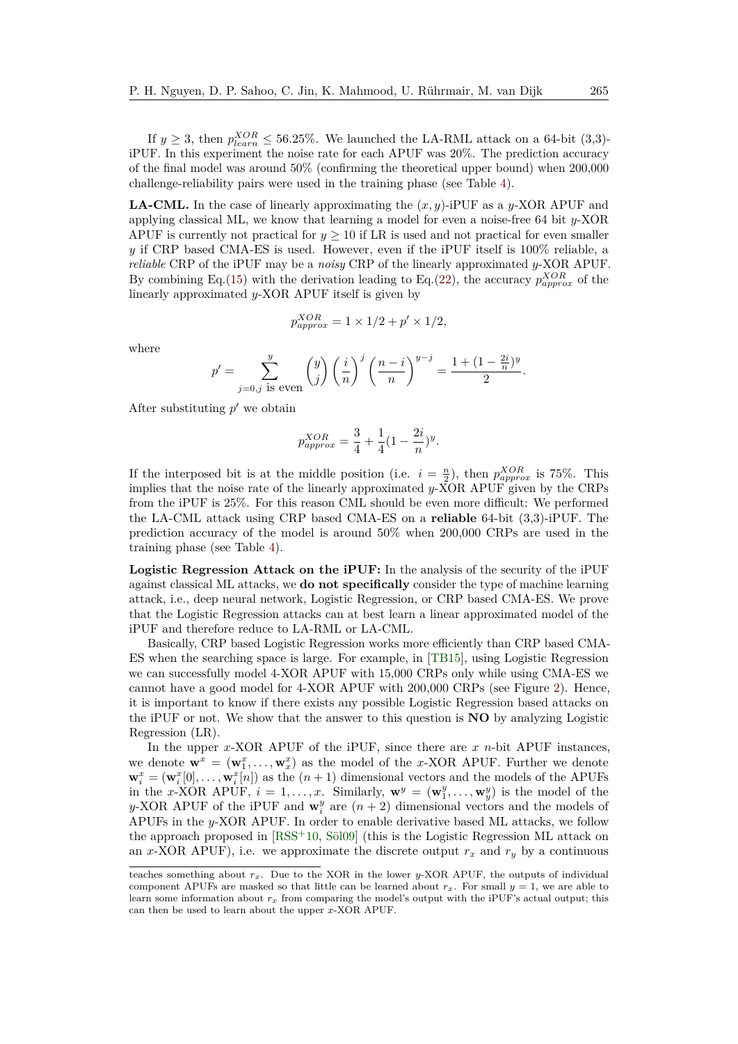If $y \geq 3$, then $p_{learn}^{XOR} \leq 56.25\%$. We launched the LA-RML attack on a 64-bit (3,3)-iPUF. In this experiment the noise rate for each APUF was 20%. The prediction accuracy of the final model was around 50% (confirming the theoretical upper bound) when 200,000 challenge-reliability pairs were used in the training phase (see Table 4).

**LA-CML.** In the case of linearly approximating the $(x, y)$-iPUF as a $y$-XOR APUF and applying classical ML, we know that learning a model for even a noise-free 64 bit $y$-XOR APUF is currently not practical for $y \geq 10$ if LR is used and not practical for even smaller $y$ if CRP based CMA-ES is used. However, even if the iPUF itself is 100% reliable, a *reliable* CRP of the iPUF may be a *noisy* CRP of the linearly approximated $y$-XOR APUF. By combining Eq.(15) with the derivation leading to Eq.(22), the accuracy $p_{approx}^{XOR}$ of the linearly approximated $y$-XOR APUF itself is given by

$$p_{approx}^{XOR} = 1 \times 1/2 + p' \times 1/2,$$

where

$$p' = \sum_{j=0, j \text{ is even}}^{y} \binom{y}{j} \left(\frac{i}{n}\right)^j \left(\frac{n-i}{n}\right)^{y-j} = \frac{1 + (1 - \frac{2i}{n})^y}{2}.$$

After substituting $p'$ we obtain

$$p_{approx}^{XOR} = \frac{3}{4} + \frac{1}{4}(1 - \frac{2i}{n})^y.$$

If the interposed bit is at the middle position (i.e. $i = \frac{n}{2}$), then $p_{approx}^{XOR}$ is 75%. This implies that the noise rate of the linearly approximated $y$-XOR APUF given by the CRPs from the iPUF is 25%. For this reason CML should be even more difficult: We performed the LA-CML attack using CRP based CMA-ES on a **reliable** 64-bit (3,3)-iPUF. The prediction accuracy of the model is around 50% when 200,000 CRPs are used in the training phase (see Table 4).

**Logistic Regression Attack on the iPUF:** In the analysis of the security of the iPUF against classical ML attacks, we **do not specifically** consider the type of machine learning attack, i.e., deep neural network, Logistic Regression, or CRP based CMA-ES. We prove that the Logistic Regression attacks can at best learn a linear approximated model of the iPUF and therefore reduce to LA-RML or LA-CML.

Basically, CRP based Logistic Regression works more efficiently than CRP based CMA-ES when the searching space is large. For example, in [TB15], using Logistic Regression we can successfully model 4-XOR APUF with 15,000 CRPs only while using CMA-ES we cannot have a good model for 4-XOR APUF with 200,000 CRPs (see Figure 2). Hence, it is important to know if there exists any possible Logistic Regression based attacks on the iPUF or not. We show that the answer to this question is **NO** by analyzing Logistic Regression (LR).

In the upper $x$-XOR APUF of the iPUF, since there are $x$ $n$-bit APUF instances, we denote $\mathbf{w}^x = (\mathbf{w}_1^x, \ldots, \mathbf{w}_x^x)$ as the model of the $x$-XOR APUF. Further we denote $\mathbf{w}_i^x = (\mathbf{w}_i^x[0], \ldots, \mathbf{w}_i^x[n])$ as the $(n+1)$ dimensional vectors and the models of the APUFs in the $x$-XOR APUF, $i = 1, \ldots, x$. Similarly, $\mathbf{w}^y = (\mathbf{w}_1^y, \ldots, \mathbf{w}_y^y)$ is the model of the $y$-XOR APUF of the iPUF and $\mathbf{w}_i^y$ are $(n+2)$ dimensional vectors and the models of APUFs in the $y$-XOR APUF. In order to enable derivative based ML attacks, we follow the approach proposed in [RSS+10, Söl09] (this is the Logistic Regression ML attack on an $x$-XOR APUF), i.e. we approximate the discrete output $r_x$ and $r_y$ by a continuous

teaches something about $r_x$. Due to the XOR in the lower $y$-XOR APUF, the outputs of individual component APUFs are masked so that little can be learned about $r_x$. For small $y = 1$, we are able to learn some information about $r_x$ from comparing the model's output with the iPUF's actual output; this can then be used to learn about the upper $x$-XOR APUF.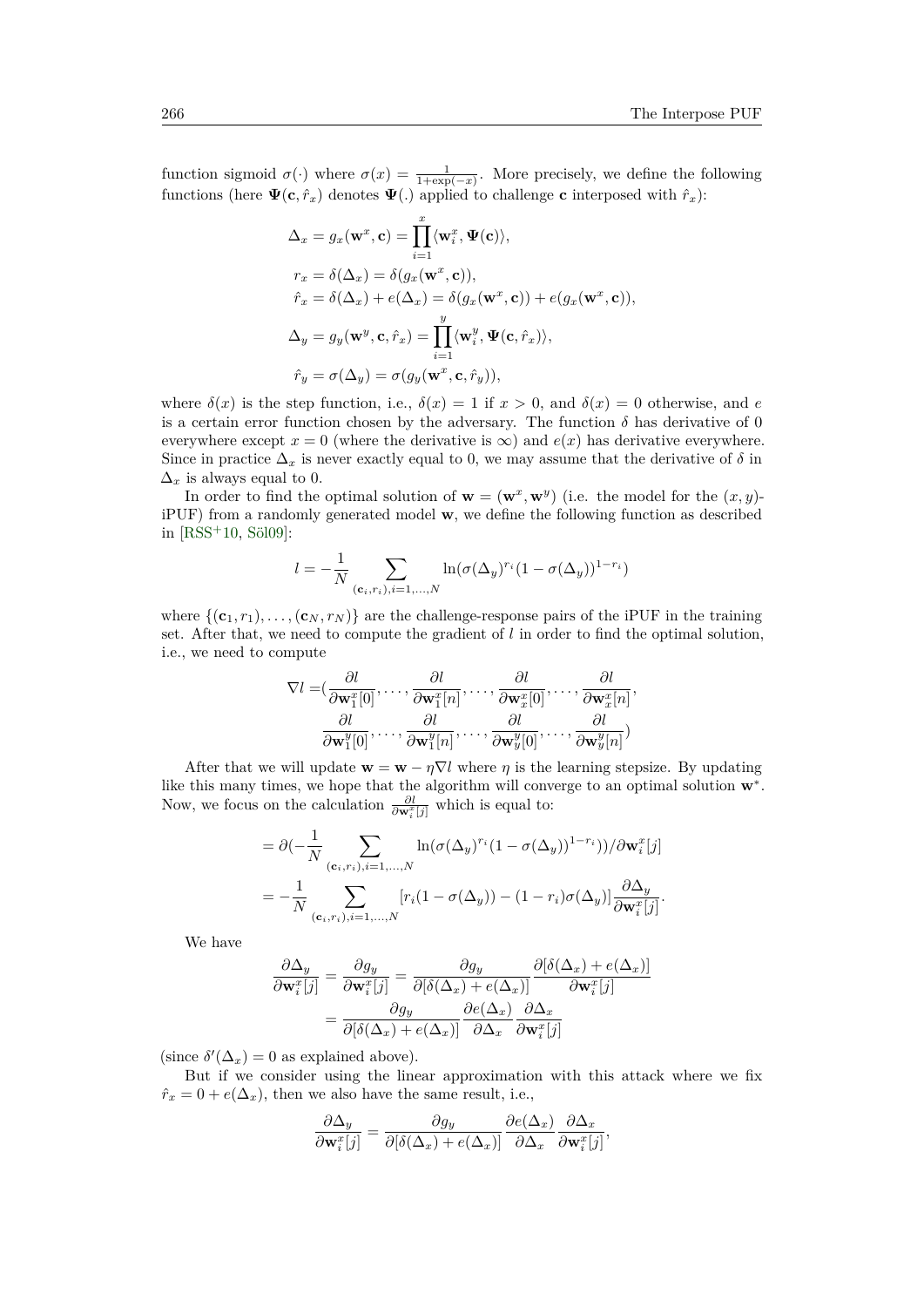function sigmoid $\sigma(\cdot)$ where $\sigma(x) = \frac{1}{1+\exp(-x)}$. More precisely, we define the following functions (here $\mathbf{\Psi}(\mathbf{c}, \hat{r}_x)$ denotes $\mathbf{\Psi}(.)$ applied to challenge $\mathbf{c}$ interposed with $\hat{r}_x$):

$$
\begin{aligned}
\Delta_x &= g_x(\mathbf{w}^x, \mathbf{c}) = \prod_{i=1}^{x} \langle \mathbf{w}_i^x, \mathbf{\Psi}(\mathbf{c}) \rangle, \\
r_x &= \delta(\Delta_x) = \delta(g_x(\mathbf{w}^x, \mathbf{c})), \\
\hat{r}_x &= \delta(\Delta_x) + e(\Delta_x) = \delta(g_x(\mathbf{w}^x, \mathbf{c})) + e(g_x(\mathbf{w}^x, \mathbf{c})), \\
\Delta_y &= g_y(\mathbf{w}^y, \mathbf{c}, \hat{r}_x) = \prod_{i=1}^{y} \langle \mathbf{w}_i^y, \mathbf{\Psi}(\mathbf{c}, \hat{r}_x) \rangle, \\
\hat{r}_y &= \sigma(\Delta_y) = \sigma(g_y(\mathbf{w}^x, \mathbf{c}, \hat{r}_y)),
\end{aligned}
$$

where $\delta(x)$ is the step function, i.e., $\delta(x) = 1$ if $x > 0$, and $\delta(x) = 0$ otherwise, and $e$ is a certain error function chosen by the adversary. The function $\delta$ has derivative of 0 everywhere except $x = 0$ (where the derivative is $\infty$) and $e(x)$ has derivative everywhere. Since in practice $\Delta_x$ is never exactly equal to 0, we may assume that the derivative of $\delta$ in $\Delta_x$ is always equal to 0.

In order to find the optimal solution of $\mathbf{w} = (\mathbf{w}^x, \mathbf{w}^y)$ (i.e. the model for the $(x, y)$-iPUF) from a randomly generated model $\mathbf{w}$, we define the following function as described in [RSS+10, Söl09]:

$$
l = -\frac{1}{N} \sum_{(\mathbf{c}_i, r_i), i=1,\ldots,N} \ln(\sigma(\Delta_y)^{r_i}(1-\sigma(\Delta_y))^{1-r_i})
$$

where $\{(\mathbf{c}_1, r_1), \ldots, (\mathbf{c}_N, r_N)\}$ are the challenge-response pairs of the iPUF in the training set. After that, we need to compute the gradient of $l$ in order to find the optimal solution, i.e., we need to compute

$$
\begin{aligned}
\nabla l = (&\frac{\partial l}{\partial \mathbf{w}_1^x[0]}, \ldots, \frac{\partial l}{\partial \mathbf{w}_1^x[n]}, \ldots, \frac{\partial l}{\partial \mathbf{w}_x^x[0]}, \ldots, \frac{\partial l}{\partial \mathbf{w}_x^x[n]}, \\
&\frac{\partial l}{\partial \mathbf{w}_1^y[0]}, \ldots, \frac{\partial l}{\partial \mathbf{w}_1^y[n]}, \ldots, \frac{\partial l}{\partial \mathbf{w}_y^y[0]}, \ldots, \frac{\partial l}{\partial \mathbf{w}_y^y[n]})
\end{aligned}
$$

After that we will update $\mathbf{w} = \mathbf{w} - \eta \nabla l$ where $\eta$ is the learning stepsize. By updating like this many times, we hope that the algorithm will converge to an optimal solution $\mathbf{w}^*$. Now, we focus on the calculation $\frac{\partial l}{\partial \mathbf{w}_i^x[j]}$ which is equal to:

$$
\begin{aligned}
&= \partial(-\frac{1}{N} \sum_{(\mathbf{c}_i, r_i), i=1,\ldots,N} \ln(\sigma(\Delta_y)^{r_i}(1-\sigma(\Delta_y))^{1-r_i}))/\partial \mathbf{w}_i^x[j] \\
&= -\frac{1}{N} \sum_{(\mathbf{c}_i, r_i), i=1,\ldots,N} [r_i(1-\sigma(\Delta_y)) - (1-r_i)\sigma(\Delta_y)] \frac{\partial \Delta_y}{\partial \mathbf{w}_i^x[j]}.
\end{aligned}
$$

We have

$$
\begin{aligned}
\frac{\partial \Delta_y}{\partial \mathbf{w}_i^x[j]} = \frac{\partial g_y}{\partial \mathbf{w}_i^x[j]} &= \frac{\partial g_y}{\partial[\delta(\Delta_x) + e(\Delta_x)]} \frac{\partial[\delta(\Delta_x) + e(\Delta_x)]}{\partial \mathbf{w}_i^x[j]} \\
&= \frac{\partial g_y}{\partial[\delta(\Delta_x) + e(\Delta_x)]} \frac{\partial e(\Delta_x)}{\partial \Delta_x} \frac{\partial \Delta_x}{\partial \mathbf{w}_i^x[j]}
\end{aligned}
$$

(since $\delta'(\Delta_x) = 0$ as explained above).

But if we consider using the linear approximation with this attack where we fix $\hat{r}_x = 0 + e(\Delta_x)$, then we also have the same result, i.e.,

$$
\frac{\partial \Delta_y}{\partial \mathbf{w}_i^x[j]} = \frac{\partial g_y}{\partial[\delta(\Delta_x) + e(\Delta_x)]} \frac{\partial e(\Delta_x)}{\partial \Delta_x} \frac{\partial \Delta_x}{\partial \mathbf{w}_i^x[j]},
$$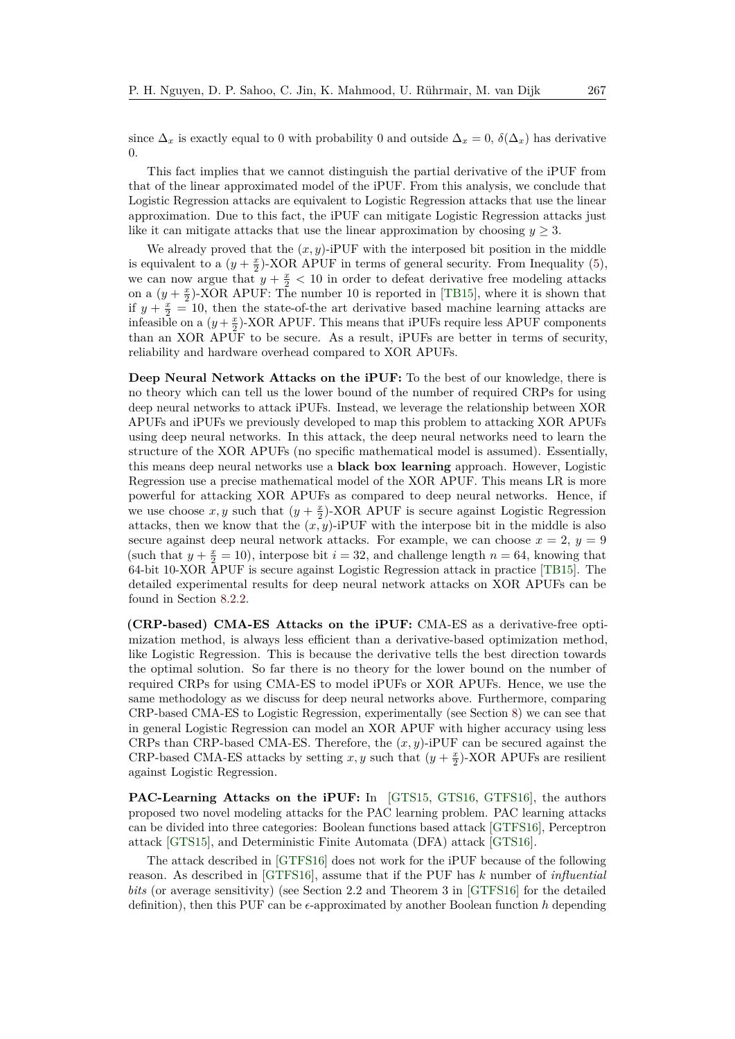since $\Delta_x$ is exactly equal to 0 with probability 0 and outside $\Delta_x = 0$, $\delta(\Delta_x)$ has derivative 0.

This fact implies that we cannot distinguish the partial derivative of the iPUF from that of the linear approximated model of the iPUF. From this analysis, we conclude that Logistic Regression attacks are equivalent to Logistic Regression attacks that use the linear approximation. Due to this fact, the iPUF can mitigate Logistic Regression attacks just like it can mitigate attacks that use the linear approximation by choosing $y \geq 3$.

We already proved that the $(x, y)$-iPUF with the interposed bit position in the middle is equivalent to a $(y + \frac{x}{2})$-XOR APUF in terms of general security. From Inequality (5), we can now argue that $y + \frac{x}{2} < 10$ in order to defeat derivative free modeling attacks on a $(y + \frac{x}{2})$-XOR APUF: The number 10 is reported in [TB15], where it is shown that if $y + \frac{x}{2} = 10$, then the state-of-the art derivative based machine learning attacks are infeasible on a $(y + \frac{x}{2})$-XOR APUF. This means that iPUFs require less APUF components than an XOR APUF to be secure. As a result, iPUFs are better in terms of security, reliability and hardware overhead compared to XOR APUFs.

**Deep Neural Network Attacks on the iPUF:** To the best of our knowledge, there is no theory which can tell us the lower bound of the number of required CRPs for using deep neural networks to attack iPUFs. Instead, we leverage the relationship between XOR APUFs and iPUFs we previously developed to map this problem to attacking XOR APUFs using deep neural networks. In this attack, the deep neural networks need to learn the structure of the XOR APUFs (no specific mathematical model is assumed). Essentially, this means deep neural networks use a **black box learning** approach. However, Logistic Regression use a precise mathematical model of the XOR APUF. This means LR is more powerful for attacking XOR APUFs as compared to deep neural networks. Hence, if we use choose $x, y$ such that $(y + \frac{x}{2})$-XOR APUF is secure against Logistic Regression attacks, then we know that the $(x, y)$-iPUF with the interpose bit in the middle is also secure against deep neural network attacks. For example, we can choose $x = 2$, $y = 9$ (such that $y + \frac{x}{2} = 10$), interpose bit $i = 32$, and challenge length $n = 64$, knowing that 64-bit 10-XOR APUF is secure against Logistic Regression attack in practice [TB15]. The detailed experimental results for deep neural network attacks on XOR APUFs can be found in Section 8.2.2.

**(CRP-based) CMA-ES Attacks on the iPUF:** CMA-ES as a derivative-free optimization method, is always less efficient than a derivative-based optimization method, like Logistic Regression. This is because the derivative tells the best direction towards the optimal solution. So far there is no theory for the lower bound on the number of required CRPs for using CMA-ES to model iPUFs or XOR APUFs. Hence, we use the same methodology as we discuss for deep neural networks above. Furthermore, comparing CRP-based CMA-ES to Logistic Regression, experimentally (see Section 8) we can see that in general Logistic Regression can model an XOR APUF with higher accuracy using less CRPs than CRP-based CMA-ES. Therefore, the $(x, y)$-iPUF can be secured against the CRP-based CMA-ES attacks by setting $x, y$ such that $(y + \frac{x}{2})$-XOR APUFs are resilient against Logistic Regression.

**PAC-Learning Attacks on the iPUF:** In [GTS15, GTS16, GTFS16], the authors proposed two novel modeling attacks for the PAC learning problem. PAC learning attacks can be divided into three categories: Boolean functions based attack [GTFS16], Perceptron attack [GTS15], and Deterministic Finite Automata (DFA) attack [GTS16].

The attack described in [GTFS16] does not work for the iPUF because of the following reason. As described in [GTFS16], assume that if the PUF has $k$ number of *influential bits* (or average sensitivity) (see Section 2.2 and Theorem 3 in [GTFS16] for the detailed definition), then this PUF can be $\epsilon$-approximated by another Boolean function $h$ depending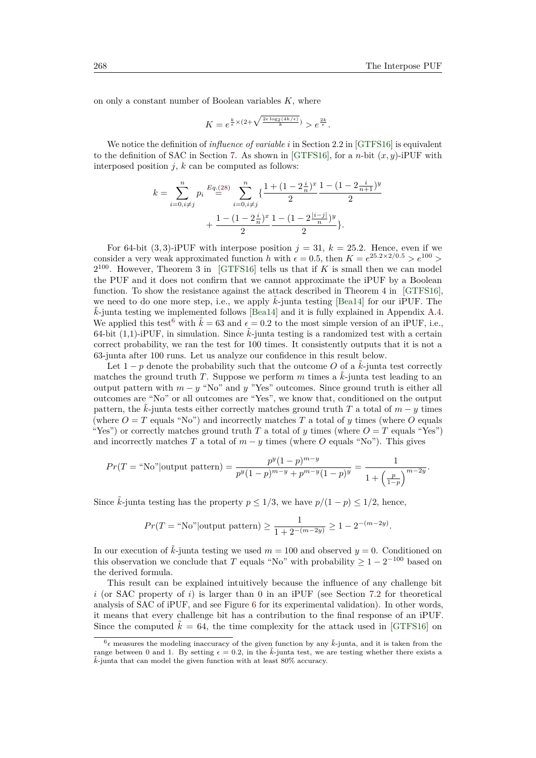on only a constant number of Boolean variables $K$, where

$$K = e^{\frac{k}{\epsilon}\times(2+\sqrt{\frac{2\epsilon\log_2(4k/\epsilon)}{k}})} > e^{\frac{2k}{\epsilon}}.$$

We notice the definition of *influence of variable i* in Section 2.2 in [GTFS16] is equivalent to the definition of SAC in Section 7. As shown in [GTFS16], for a $n$-bit $(x, y)$-iPUF with interposed position $j$, $k$ can be computed as follows:

$$k = \sum_{i=0, i\neq j}^{n} p_i \overset{Eq.(28)}{=} \sum_{i=0, i\neq j}^{n} \{\frac{1+(1-2\frac{i}{n})^x}{2}\frac{1-(1-2\frac{i}{n+1})^y}{2} + \frac{1-(1-2\frac{i}{n})^x}{2}\frac{1-(1-2\frac{|i-j|}{n})^y}{2}\}.$$

For 64-bit $(3,3)$-iPUF with interpose position $j = 31$, $k = 25.2$. Hence, even if we consider a very weak approximated function $h$ with $\epsilon = 0.5$, then $K = e^{25.2\times2/0.5} > e^{100} > 2^{100}$. However, Theorem 3 in [GTFS16] tells us that if $K$ is small then we can model the PUF and it does not confirm that we cannot approximate the iPUF by a Boolean function. To show the resistance against the attack described in Theorem 4 in [GTFS16], we need to do one more step, i.e., we apply $\tilde{k}$-junta testing [Bea14] for our iPUF. The $\tilde{k}$-junta testing we implemented follows [Bea14] and it is fully explained in Appendix A.4. We applied this test[6] with $\tilde{k} = 63$ and $\epsilon = 0.2$ to the most simple version of an iPUF, i.e., 64-bit (1,1)-iPUF, in simulation. Since $\tilde{k}$-junta testing is a randomized test with a certain correct probability, we ran the test for 100 times. It consistently outputs that it is not a 63-junta after 100 runs. Let us analyze our confidence in this result below.

Let $1 - p$ denote the probability such that the outcome $O$ of a $\tilde{k}$-junta test correctly matches the ground truth $T$. Suppose we perform $m$ times a $\tilde{k}$-junta test leading to an output pattern with $m - y$ "No" or $y$ "Yes" outcomes. Since ground truth is either all outcomes are "No" or all outcomes are "Yes", we know that, conditioned on the output pattern, the $\tilde{k}$-junta tests either correctly matches ground truth $T$ a total of $m - y$ times (where $O = T$ equals "No") and incorrectly matches $T$ a total of $y$ times (where $O$ equals "Yes") or correctly matches ground truth $T$ a total of $y$ times (where $O = T$ equals "Yes") and incorrectly matches $T$ a total of $m - y$ times (where $O$ equals "No"). This gives

$$Pr(T = \text{"No"}|\text{output pattern}) = \frac{p^y(1-p)^{m-y}}{p^y(1-p)^{m-y} + p^{m-y}(1-p)^y} = \frac{1}{1+\left(\frac{p}{1-p}\right)^{m-2y}}.$$

Since $\tilde{k}$-junta testing has the property $p \leq 1/3$, we have $p/(1-p) \leq 1/2$, hence,

$$Pr(T = \text{"No"}|\text{output pattern}) \geq \frac{1}{1+2^{-(m-2y)}} \geq 1 - 2^{-(m-2y)}.$$

In our execution of $\tilde{k}$-junta testing we used $m = 100$ and observed $y = 0$. Conditioned on this observation we conclude that $T$ equals "No" with probability $\geq 1 - 2^{-100}$ based on the derived formula.

This result can be explained intuitively because the influence of any challenge bit $i$ (or SAC property of $i$) is larger than 0 in an iPUF (see Section 7.2 for theoretical analysis of SAC of iPUF, and see Figure 6 for its experimental validation). In other words, it means that every challenge bit has a contribution to the final response of an iPUF. Since the computed $\tilde{k} = 64$, the time complexity for the attack used in [GTFS16] on

[6] $\epsilon$ measures the modeling inaccuracy of the given function by any $\tilde{k}$-junta, and it is taken from the range between 0 and 1. By setting $\epsilon = 0.2$, in the $\tilde{k}$-junta test, we are testing whether there exists a $\tilde{k}$-junta that can model the given function with at least 80% accuracy.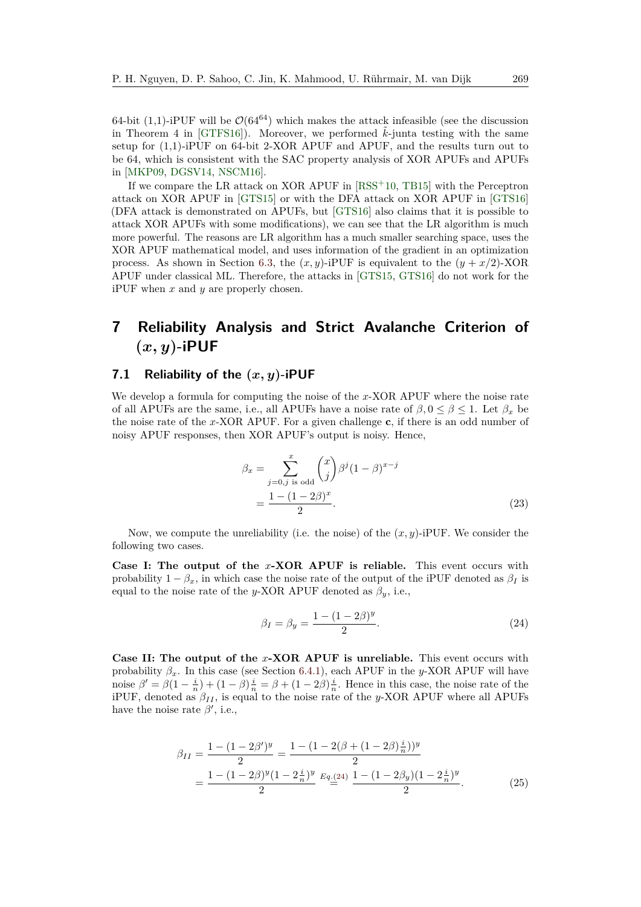64-bit (1,1)-iPUF will be $\mathcal{O}(64^{64})$ which makes the attack infeasible (see the discussion in Theorem 4 in [GTFS16]). Moreover, we performed $\tilde{k}$-junta testing with the same setup for (1,1)-iPUF on 64-bit 2-XOR APUF and APUF, and the results turn out to be 64, which is consistent with the SAC property analysis of XOR APUFs and APUFs in [MKP09, DGSV14, NSCM16].

If we compare the LR attack on XOR APUF in [RSS+10, TB15] with the Perceptron attack on XOR APUF in [GTS15] or with the DFA attack on XOR APUF in [GTS16] (DFA attack is demonstrated on APUFs, but [GTS16] also claims that it is possible to attack XOR APUFs with some modifications), we can see that the LR algorithm is much more powerful. The reasons are LR algorithm has a much smaller searching space, uses the XOR APUF mathematical model, and uses information of the gradient in an optimization process. As shown in Section 6.3, the $(x, y)$-iPUF is equivalent to the $(y + x/2)$-XOR APUF under classical ML. Therefore, the attacks in [GTS15, GTS16] do not work for the iPUF when $x$ and $y$ are properly chosen.

# 7 Reliability Analysis and Strict Avalanche Criterion of $(x, y)$-iPUF

## 7.1 Reliability of the $(x, y)$-iPUF

We develop a formula for computing the noise of the $x$-XOR APUF where the noise rate of all APUFs are the same, i.e., all APUFs have a noise rate of $\beta, 0 \leq \beta \leq 1$. Let $\beta_x$ be the noise rate of the $x$-XOR APUF. For a given challenge $\mathbf{c}$, if there is an odd number of noisy APUF responses, then XOR APUF's output is noisy. Hence,

$$\begin{aligned}\beta_x &= \sum_{j=0, j \text{ is odd}}^{x} \binom{x}{j} \beta^j (1-\beta)^{x-j} \\ &= \frac{1-(1-2\beta)^x}{2}.\end{aligned} \tag{23}$$

Now, we compute the unreliability (i.e. the noise) of the $(x, y)$-iPUF. We consider the following two cases.

**Case I: The output of the $x$-XOR APUF is reliable.** This event occurs with probability $1 - \beta_x$, in which case the noise rate of the output of the iPUF denoted as $\beta_I$ is equal to the noise rate of the $y$-XOR APUF denoted as $\beta_y$, i.e.,

$$\beta_I = \beta_y = \frac{1-(1-2\beta)^y}{2}. \tag{24}$$

**Case II: The output of the $x$-XOR APUF is unreliable.** This event occurs with probability $\beta_x$. In this case (see Section 6.4.1), each APUF in the $y$-XOR APUF will have noise $\beta' = \beta(1 - \frac{i}{n}) + (1-\beta)\frac{i}{n} = \beta + (1-2\beta)\frac{i}{n}$. Hence in this case, the noise rate of the iPUF, denoted as $\beta_{II}$, is equal to the noise rate of the $y$-XOR APUF where all APUFs have the noise rate $\beta'$, i.e.,

$$\begin{aligned}\beta_{II} &= \frac{1-(1-2\beta')^y}{2} = \frac{1-(1-2(\beta + (1-2\beta)\frac{i}{n}))^y}{2} \\ &= \frac{1-(1-2\beta)^y(1-2\frac{i}{n})^y}{2} \overset{Eq.(24)}{=} \frac{1-(1-2\beta_y)(1-2\frac{i}{n})^y}{2}.\end{aligned} \tag{25}$$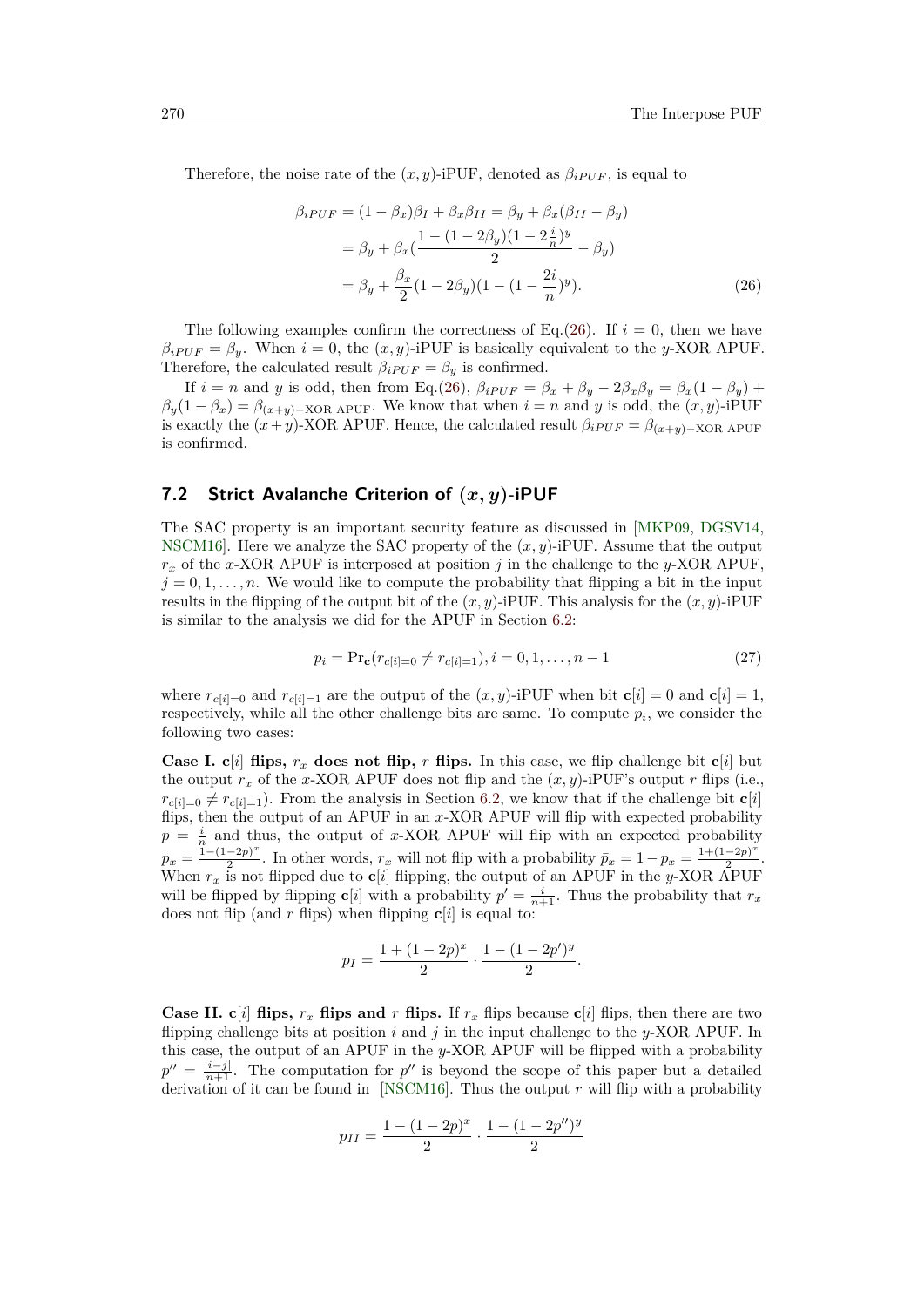Therefore, the noise rate of the $(x, y)$-iPUF, denoted as $\beta_{iPUF}$, is equal to

$$
\begin{aligned}
\beta_{iPUF} &= (1-\beta_x)\beta_I + \beta_x\beta_{II} = \beta_y + \beta_x(\beta_{II} - \beta_y) \\
&= \beta_y + \beta_x\left(\frac{1-(1-2\beta_y)(1-2\frac{i}{n})^y}{2} - \beta_y\right) \\
&= \beta_y + \frac{\beta_x}{2}(1-2\beta_y)(1-(1-\frac{2i}{n})^y). \qquad (26)
\end{aligned}
$$

The following examples confirm the correctness of Eq.(26). If $i = 0$, then we have $\beta_{iPUF} = \beta_y$. When $i = 0$, the $(x, y)$-iPUF is basically equivalent to the $y$-XOR APUF. Therefore, the calculated result $\beta_{iPUF} = \beta_y$ is confirmed.

If $i = n$ and $y$ is odd, then from Eq.(26), $\beta_{iPUF} = \beta_x + \beta_y - 2\beta_x\beta_y = \beta_x(1-\beta_y) + \beta_y(1-\beta_x) = \beta_{(x+y)-\text{XOR APUF}}$. We know that when $i = n$ and $y$ is odd, the $(x, y)$-iPUF is exactly the $(x+y)$-XOR APUF. Hence, the calculated result $\beta_{iPUF} = \beta_{(x+y)-\text{XOR APUF}}$ is confirmed.

## 7.2 Strict Avalanche Criterion of $(x, y)$-iPUF

The SAC property is an important security feature as discussed in [MKP09, DGSV14, NSCM16]. Here we analyze the SAC property of the $(x, y)$-iPUF. Assume that the output $r_x$ of the $x$-XOR APUF is interposed at position $j$ in the challenge to the $y$-XOR APUF, $j = 0, 1, \ldots, n$. We would like to compute the probability that flipping a bit in the input results in the flipping of the output bit of the $(x, y)$-iPUF. This analysis for the $(x, y)$-iPUF is similar to the analysis we did for the APUF in Section 6.2:

$$
p_i = \Pr_{\mathbf{c}}(r_{c[i]=0} \neq r_{c[i]=1}), i = 0, 1, \ldots, n-1 \qquad (27)
$$

where $r_{c[i]=0}$ and $r_{c[i]=1}$ are the output of the $(x, y)$-iPUF when bit $\mathbf{c}[i] = 0$ and $\mathbf{c}[i] = 1$, respectively, while all the other challenge bits are same. To compute $p_i$, we consider the following two cases:

**Case I. $\mathbf{c}[i]$ flips, $r_x$ does not flip, $r$ flips.** In this case, we flip challenge bit $\mathbf{c}[i]$ but the output $r_x$ of the $x$-XOR APUF does not flip and the $(x, y)$-iPUF's output $r$ flips (i.e., $r_{c[i]=0} \neq r_{c[i]=1}$). From the analysis in Section 6.2, we know that if the challenge bit $\mathbf{c}[i]$ flips, then the output of an APUF in an $x$-XOR APUF will flip with expected probability $p = \frac{i}{n}$ and thus, the output of $x$-XOR APUF will flip with an expected probability $p_x = \frac{1-(1-2p)^x}{2}$. In other words, $r_x$ will not flip with a probability $\bar{p}_x = 1 - p_x = \frac{1+(1-2p)^x}{2}$. When $r_x$ is not flipped due to $\mathbf{c}[i]$ flipping, the output of an APUF in the $y$-XOR APUF will be flipped by flipping $\mathbf{c}[i]$ with a probability $p' = \frac{i}{n+1}$. Thus the probability that $r_x$ does not flip (and $r$ flips) when flipping $\mathbf{c}[i]$ is equal to:

$$
p_I = \frac{1+(1-2p)^x}{2} \cdot \frac{1-(1-2p')^y}{2}.
$$

**Case II. $\mathbf{c}[i]$ flips, $r_x$ flips and $r$ flips.** If $r_x$ flips because $\mathbf{c}[i]$ flips, then there are two flipping challenge bits at position $i$ and $j$ in the input challenge to the $y$-XOR APUF. In this case, the output of an APUF in the $y$-XOR APUF will be flipped with a probability $p'' = \frac{|i-j|}{n+1}$. The computation for $p''$ is beyond the scope of this paper but a detailed derivation of it can be found in [NSCM16]. Thus the output $r$ will flip with a probability

$$
p_{II} = \frac{1-(1-2p)^x}{2} \cdot \frac{1-(1-2p'')^y}{2}
$$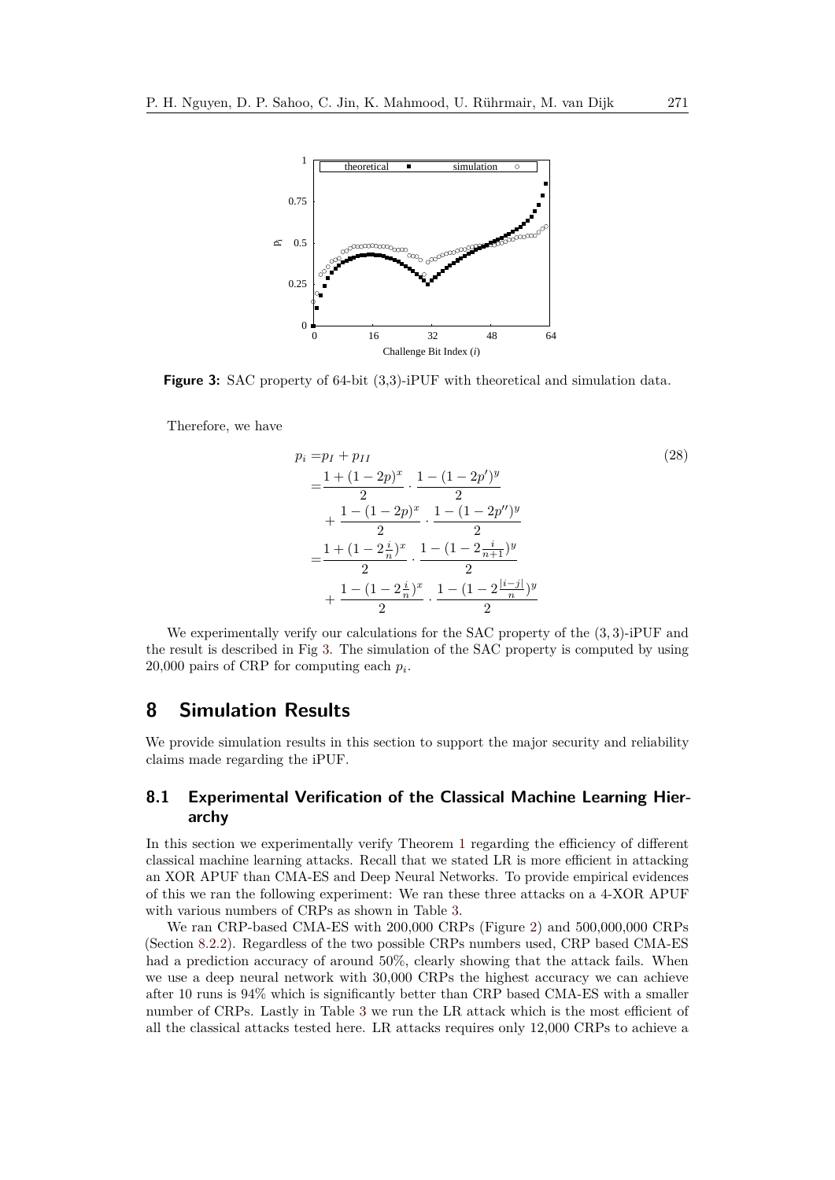Figure 3: SAC property of 64-bit (3,3)-iPUF with theoretical and simulation data.

Therefore, we have

$$
\begin{aligned}
p_i =& p_I + p_{II} \\
=& \frac{1 + (1-2p)^x}{2} \cdot \frac{1 - (1-2p')^y}{2} \\
&+ \frac{1 - (1-2p)^x}{2} \cdot \frac{1 - (1-2p'')^y}{2} \\
=& \frac{1 + (1-2\frac{i}{n})^x}{2} \cdot \frac{1 - (1-2\frac{i}{n+1})^y}{2} \\
&+ \frac{1 - (1-2\frac{i}{n})^x}{2} \cdot \frac{1 - (1-2\frac{|i-j|}{n})^y}{2}
\end{aligned} \tag{28}
$$

We experimentally verify our calculations for the SAC property of the $(3,3)$-iPUF and the result is described in Fig 3. The simulation of the SAC property is computed by using 20,000 pairs of CRP for computing each $p_i$.

# 8 Simulation Results

We provide simulation results in this section to support the major security and reliability claims made regarding the iPUF.

## 8.1 Experimental Verification of the Classical Machine Learning Hierarchy

In this section we experimentally verify Theorem 1 regarding the efficiency of different classical machine learning attacks. Recall that we stated LR is more efficient in attacking an XOR APUF than CMA-ES and Deep Neural Networks. To provide empirical evidences of this we ran the following experiment: We ran these three attacks on a 4-XOR APUF with various numbers of CRPs as shown in Table 3.

We ran CRP-based CMA-ES with 200,000 CRPs (Figure 2) and 500,000,000 CRPs (Section 8.2.2). Regardless of the two possible CRPs numbers used, CRP based CMA-ES had a prediction accuracy of around 50%, clearly showing that the attack fails. When we use a deep neural network with 30,000 CRPs the highest accuracy we can achieve after 10 runs is 94% which is significantly better than CRP based CMA-ES with a smaller number of CRPs. Lastly in Table 3 we run the LR attack which is the most efficient of all the classical attacks tested here. LR attacks requires only 12,000 CRPs to achieve a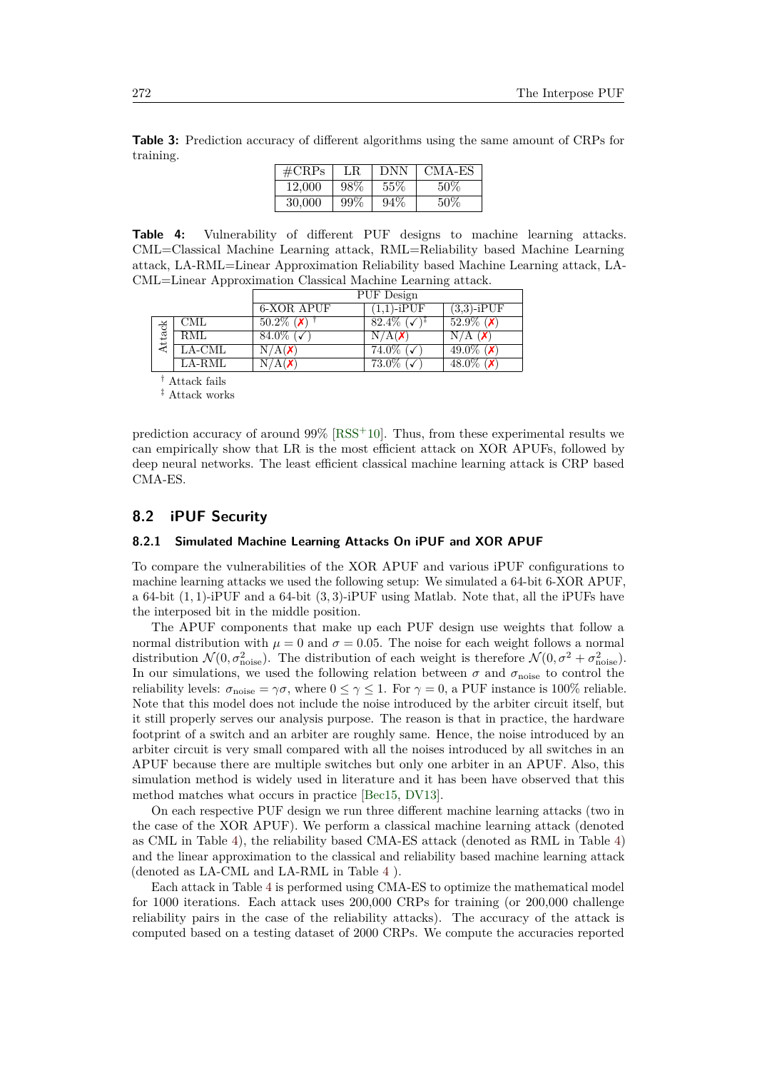**Table 3:** Prediction accuracy of different algorithms using the same amount of CRPs for training.

| #CRPs | LR | DNN | CMA-ES |
|---|---|---|---|
| 12,000 | 98% | 55% | 50% |
| 30,000 | 99% | 94% | 50% |

**Table 4:** Vulnerability of different PUF designs to machine learning attacks. CML=Classical Machine Learning attack, RML=Reliability based Machine Learning attack, LA-RML=Linear Approximation Reliability based Machine Learning attack, LA-CML=Linear Approximation Classical Machine Learning attack.

| | | PUF Design | | |
|---|---|---|---|---|
| | | 6-XOR APUF | (1,1)-iPUF | (3,3)-iPUF |
| Attack | CML | 50.2% (✗) † | 82.4% (✓)‡ | 52.9% (✗) |
| | RML | 84.0% (✓) | N/A(✗) | N/A (✗) |
| | LA-CML | N/A(✗) | 74.0% (✓) | 49.0% (✗) |
| | LA-RML | N/A(✗) | 73.0% (✓) | 48.0% (✗) |

† Attack fails
‡ Attack works

prediction accuracy of around 99% [RSS+10]. Thus, from these experimental results we can empirically show that LR is the most efficient attack on XOR APUFs, followed by deep neural networks. The least efficient classical machine learning attack is CRP based CMA-ES.

## 8.2 iPUF Security

### 8.2.1 Simulated Machine Learning Attacks On iPUF and XOR APUF

To compare the vulnerabilities of the XOR APUF and various iPUF configurations to machine learning attacks we used the following setup: We simulated a 64-bit 6-XOR APUF, a 64-bit $(1,1)$-iPUF and a 64-bit $(3,3)$-iPUF using Matlab. Note that, all the iPUFs have the interposed bit in the middle position.

The APUF components that make up each PUF design use weights that follow a normal distribution with $\mu = 0$ and $\sigma = 0.05$. The noise for each weight follows a normal distribution $\mathcal{N}(0, \sigma_{\text{noise}}^2)$. The distribution of each weight is therefore $\mathcal{N}(0, \sigma^2 + \sigma_{\text{noise}}^2)$. In our simulations, we used the following relation between $\sigma$ and $\sigma_{\text{noise}}$ to control the reliability levels: $\sigma_{\text{noise}} = \gamma\sigma$, where $0 \leq \gamma \leq 1$. For $\gamma = 0$, a PUF instance is 100% reliable. Note that this model does not include the noise introduced by the arbiter circuit itself, but it still properly serves our analysis purpose. The reason is that in practice, the hardware footprint of a switch and an arbiter are roughly same. Hence, the noise introduced by an arbiter circuit is very small compared with all the noises introduced by all switches in an APUF because there are multiple switches but only one arbiter in an APUF. Also, this simulation method is widely used in literature and it has been have observed that this method matches what occurs in practice [Bec15, DV13].

On each respective PUF design we run three different machine learning attacks (two in the case of the XOR APUF). We perform a classical machine learning attack (denoted as CML in Table 4), the reliability based CMA-ES attack (denoted as RML in Table 4) and the linear approximation to the classical and reliability based machine learning attack (denoted as LA-CML and LA-RML in Table 4 ).

Each attack in Table 4 is performed using CMA-ES to optimize the mathematical model for 1000 iterations. Each attack uses 200,000 CRPs for training (or 200,000 challenge reliability pairs in the case of the reliability attacks). The accuracy of the attack is computed based on a testing dataset of 2000 CRPs. We compute the accuracies reported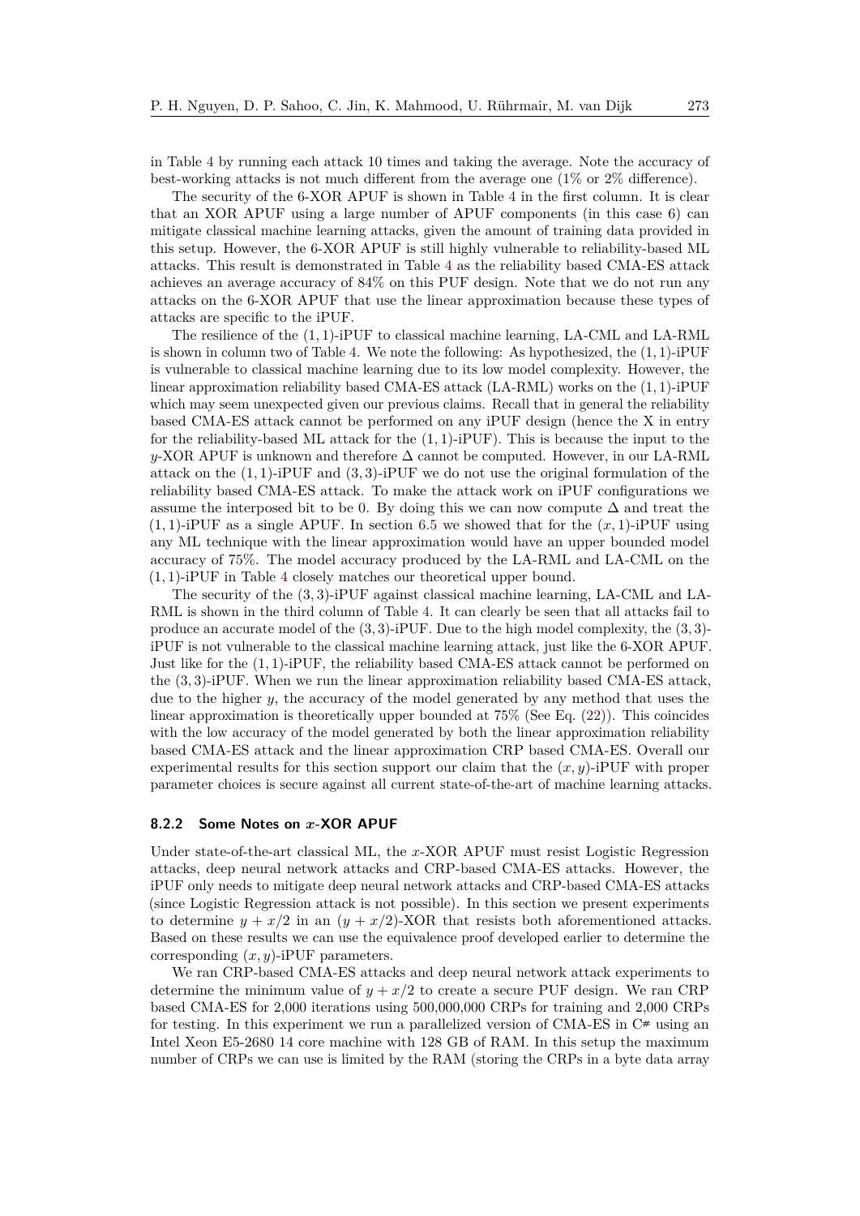in Table 4 by running each attack 10 times and taking the average. Note the accuracy of best-working attacks is not much different from the average one (1% or 2% difference).

The security of the 6-XOR APUF is shown in Table 4 in the first column. It is clear that an XOR APUF using a large number of APUF components (in this case 6) can mitigate classical machine learning attacks, given the amount of training data provided in this setup. However, the 6-XOR APUF is still highly vulnerable to reliability-based ML attacks. This result is demonstrated in Table 4 as the reliability based CMA-ES attack achieves an average accuracy of 84% on this PUF design. Note that we do not run any attacks on the 6-XOR APUF that use the linear approximation because these types of attacks are specific to the iPUF.

The resilience of the $(1,1)$-iPUF to classical machine learning, LA-CML and LA-RML is shown in column two of Table 4. We note the following: As hypothesized, the $(1,1)$-iPUF is vulnerable to classical machine learning due to its low model complexity. However, the linear approximation reliability based CMA-ES attack (LA-RML) works on the $(1,1)$-iPUF which may seem unexpected given our previous claims. Recall that in general the reliability based CMA-ES attack cannot be performed on any iPUF design (hence the X in entry for the reliability-based ML attack for the $(1,1)$-iPUF). This is because the input to the $y$-XOR APUF is unknown and therefore $\Delta$ cannot be computed. However, in our LA-RML attack on the $(1,1)$-iPUF and $(3,3)$-iPUF we do not use the original formulation of the reliability based CMA-ES attack. To make the attack work on iPUF configurations we assume the interposed bit to be 0. By doing this we can now compute $\Delta$ and treat the $(1,1)$-iPUF as a single APUF. In section 6.5 we showed that for the $(x,1)$-iPUF using any ML technique with the linear approximation would have an upper bounded model accuracy of 75%. The model accuracy produced by the LA-RML and LA-CML on the $(1,1)$-iPUF in Table 4 closely matches our theoretical upper bound.

The security of the $(3,3)$-iPUF against classical machine learning, LA-CML and LA-RML is shown in the third column of Table 4. It can clearly be seen that all attacks fail to produce an accurate model of the $(3,3)$-iPUF. Due to the high model complexity, the $(3,3)$-iPUF is not vulnerable to the classical machine learning attack, just like the 6-XOR APUF. Just like for the $(1,1)$-iPUF, the reliability based CMA-ES attack cannot be performed on the $(3,3)$-iPUF. When we run the linear approximation reliability based CMA-ES attack, due to the higher $y$, the accuracy of the model generated by any method that uses the linear approximation is theoretically upper bounded at 75% (See Eq. (22)). This coincides with the low accuracy of the model generated by both the linear approximation reliability based CMA-ES attack and the linear approximation CRP based CMA-ES. Overall our experimental results for this section support our claim that the $(x,y)$-iPUF with proper parameter choices is secure against all current state-of-the-art of machine learning attacks.

#### 8.2.2 Some Notes on $x$-XOR APUF

Under state-of-the-art classical ML, the $x$-XOR APUF must resist Logistic Regression attacks, deep neural network attacks and CRP-based CMA-ES attacks. However, the iPUF only needs to mitigate deep neural network attacks and CRP-based CMA-ES attacks (since Logistic Regression attack is not possible). In this section we present experiments to determine $y + x/2$ in an $(y + x/2)$-XOR that resists both aforementioned attacks. Based on these results we can use the equivalence proof developed earlier to determine the corresponding $(x,y)$-iPUF parameters.

We ran CRP-based CMA-ES attacks and deep neural network attack experiments to determine the minimum value of $y + x/2$ to create a secure PUF design. We ran CRP based CMA-ES for 2,000 iterations using 500,000,000 CRPs for training and 2,000 CRPs for testing. In this experiment we run a parallelized version of CMA-ES in C# using an Intel Xeon E5-2680 14 core machine with 128 GB of RAM. In this setup the maximum number of CRPs we can use is limited by the RAM (storing the CRPs in a byte data array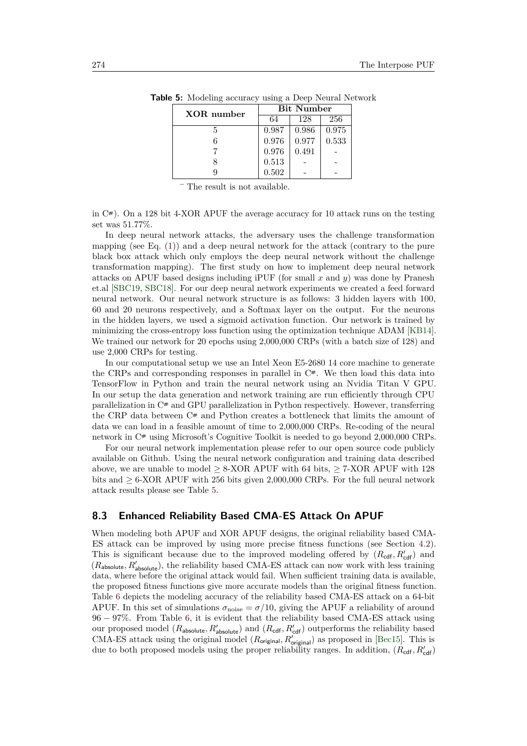**Table 5:** Modeling accuracy using a Deep Neural Network

| XOR number | Bit Number | | |
|---|---|---|---|
| | 64 | 128 | 256 |
| 5 | 0.987 | 0.986 | 0.975 |
| 6 | 0.976 | 0.977 | 0.533 |
| 7 | 0.976 | 0.491 | - |
| 8 | 0.513 | - | - |
| 9 | 0.502 | - | - |

– The result is not available.

in C#). On a 128 bit 4-XOR APUF the average accuracy for 10 attack runs on the testing set was 51.77%.

In deep neural network attacks, the adversary uses the challenge transformation mapping (see Eq. (1)) and a deep neural network for the attack (contrary to the pure black box attack which only employs the deep neural network without the challenge transformation mapping). The first study on how to implement deep neural network attacks on APUF based designs including iPUF (for small $x$ and $y$) was done by Pranesh et.al [SBC19, SBC18]. For our deep neural network experiments we created a feed forward neural network. Our neural network structure is as follows: 3 hidden layers with 100, 60 and 20 neurons respectively, and a Softmax layer on the output. For the neurons in the hidden layers, we used a sigmoid activation function. Our network is trained by minimizing the cross-entropy loss function using the optimization technique ADAM [KB14]. We trained our network for 20 epochs using 2,000,000 CRPs (with a batch size of 128) and use 2,000 CRPs for testing.

In our computational setup we use an Intel Xeon E5-2680 14 core machine to generate the CRPs and corresponding responses in parallel in C#. We then load this data into TensorFlow in Python and train the neural network using an Nvidia Titan V GPU. In our setup the data generation and network training are run efficiently through CPU parallelization in C# and GPU parallelization in Python respectively. However, transferring the CRP data between C# and Python creates a bottleneck that limits the amount of data we can load in a feasible amount of time to 2,000,000 CRPs. Re-coding of the neural network in C# using Microsoft's Cognitive Toolkit is needed to go beyond 2,000,000 CRPs.

For our neural network implementation please refer to our open source code publicly available on Github. Using the neural network configuration and training data described above, we are unable to model $\geq$ 8-XOR APUF with 64 bits, $\geq$ 7-XOR APUF with 128 bits and $\geq$ 6-XOR APUF with 256 bits given 2,000,000 CRPs. For the full neural network attack results please see Table 5.

## 8.3 Enhanced Reliability Based CMA-ES Attack On APUF

When modeling both APUF and XOR APUF designs, the original reliability based CMA-ES attack can be improved by using more precise fitness functions (see Section 4.2). This is significant because due to the improved modeling offered by $(R_{\mathsf{cdf}}, R'_{\mathsf{cdf}})$ and $(R_{\mathsf{absolute}}, R'_{\mathsf{absolute}})$, the reliability based CMA-ES attack can now work with less training data, where before the original attack would fail. When sufficient training data is available, the proposed fitness functions give more accurate models than the original fitness function. Table 6 depicts the modeling accuracy of the reliability based CMA-ES attack on a 64-bit APUF. In this set of simulations $\sigma_{\text{noise}} = \sigma/10$, giving the APUF a reliability of around $96-97\%$. From Table 6, it is evident that the reliability based CMA-ES attack using our proposed model $(R_{\mathsf{absolute}}, R'_{\mathsf{absolute}})$ and $(R_{\mathsf{cdf}}, R'_{\mathsf{cdf}})$ outperforms the reliability based CMA-ES attack using the original model $(R_{\mathsf{original}}, R'_{\mathsf{original}})$ as proposed in [Bec15]. This is due to both proposed models using the proper reliability ranges. In addition, $(R_{\mathsf{cdf}}, R'_{\mathsf{cdf}})$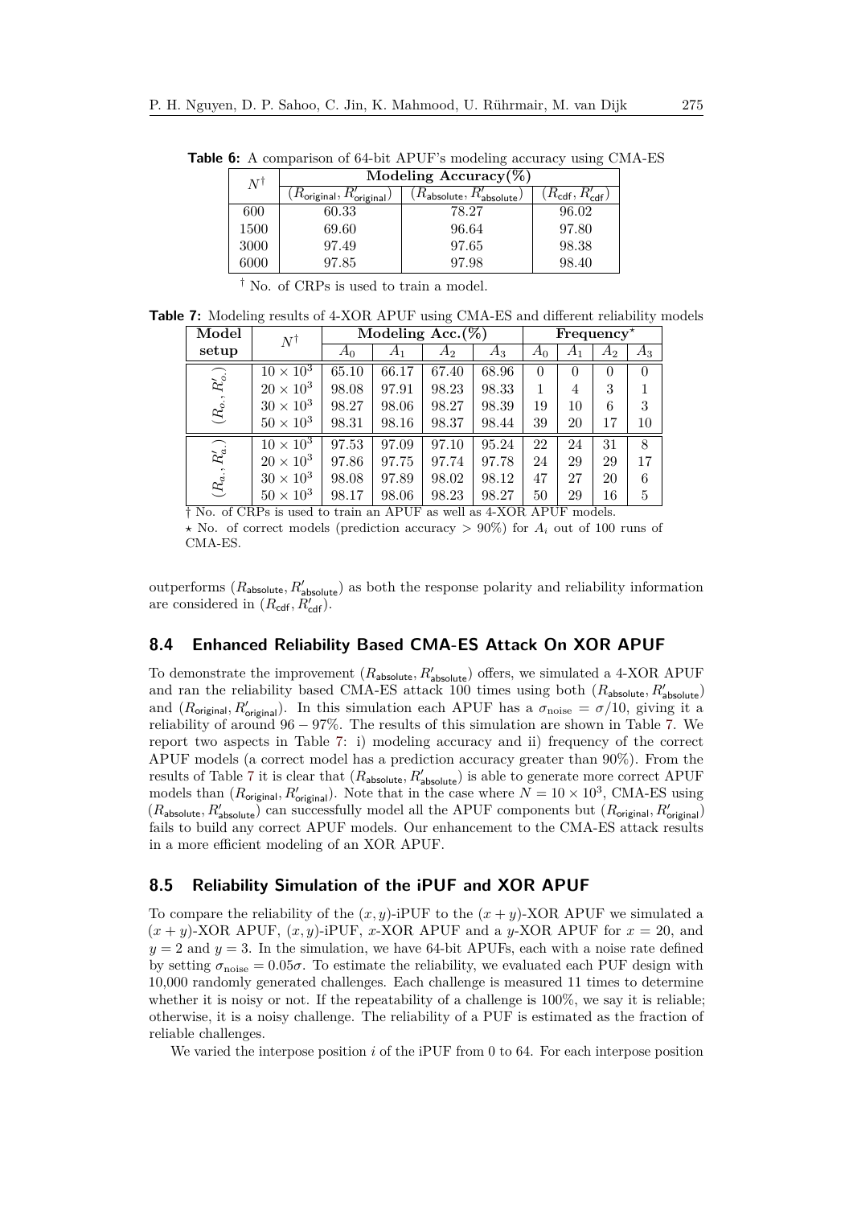**Table 6:** A comparison of 64-bit APUF's modeling accuracy using CMA-ES

| $N^{\dagger}$ | Modeling Accuracy(%) | | |
|---|---|---|---|
| | $(R_{\mathsf{original}}, R'_{\mathsf{original}})$ | $(R_{\mathsf{absolute}}, R'_{\mathsf{absolute}})$ | $(R_{\mathsf{cdf}}, R'_{\mathsf{cdf}})$ |
| 600 | 60.33 | 78.27 | 96.02 |
| 1500 | 69.60 | 96.64 | 97.80 |
| 3000 | 97.49 | 97.65 | 98.38 |
| 6000 | 97.85 | 97.98 | 98.40 |

† No. of CRPs is used to train a model.

**Table 7:** Modeling results of 4-XOR APUF using CMA-ES and different reliability models

| Model setup | $N^{\dagger}$ | Modeling Acc.(%) | | | | Frequency$^{\star}$ | | | |
|---|---|---|---|---|---|---|---|---|---|
| | | $A_0$ | $A_1$ | $A_2$ | $A_3$ | $A_0$ | $A_1$ | $A_2$ | $A_3$ |
| $(R_{o.}, R'_{o.})$ | $10 \times 10^3$ | 65.10 | 66.17 | 67.40 | 68.96 | 0 | 0 | 0 | 0 |
| | $20 \times 10^3$ | 98.08 | 97.91 | 98.23 | 98.33 | 1 | 4 | 3 | 1 |
| | $30 \times 10^3$ | 98.27 | 98.06 | 98.27 | 98.39 | 19 | 10 | 6 | 3 |
| | $50 \times 10^3$ | 98.31 | 98.16 | 98.37 | 98.44 | 39 | 20 | 17 | 10 |
| $(R_{a.}, R'_{a.})$ | $10 \times 10^3$ | 97.53 | 97.09 | 97.10 | 95.24 | 22 | 24 | 31 | 8 |
| | $20 \times 10^3$ | 97.86 | 97.75 | 97.74 | 97.78 | 24 | 29 | 29 | 17 |
| | $30 \times 10^3$ | 98.08 | 97.89 | 98.02 | 98.12 | 47 | 27 | 20 | 6 |
| | $50 \times 10^3$ | 98.17 | 98.06 | 98.23 | 98.27 | 50 | 29 | 16 | 5 |

† No. of CRPs is used to train an APUF as well as 4-XOR APUF models.
⋆ No. of correct models (prediction accuracy > 90%) for $A_i$ out of 100 runs of CMA-ES.

outperforms $(R_{\mathsf{absolute}}, R'_{\mathsf{absolute}})$ as both the response polarity and reliability information are considered in $(R_{\mathsf{cdf}}, R'_{\mathsf{cdf}})$.

## 8.4 Enhanced Reliability Based CMA-ES Attack On XOR APUF

To demonstrate the improvement $(R_{\mathsf{absolute}}, R'_{\mathsf{absolute}})$ offers, we simulated a 4-XOR APUF and ran the reliability based CMA-ES attack 100 times using both $(R_{\mathsf{absolute}}, R'_{\mathsf{absolute}})$ and $(R_{\mathsf{original}}, R'_{\mathsf{original}})$. In this simulation each APUF has a $\sigma_{\text{noise}} = \sigma/10$, giving it a reliability of around $96-97\%$. The results of this simulation are shown in Table 7. We report two aspects in Table 7: i) modeling accuracy and ii) frequency of the correct APUF models (a correct model has a prediction accuracy greater than 90%). From the results of Table 7 it is clear that $(R_{\mathsf{absolute}}, R'_{\mathsf{absolute}})$ is able to generate more correct APUF models than $(R_{\mathsf{original}}, R'_{\mathsf{original}})$. Note that in the case where $N = 10 \times 10^3$, CMA-ES using $(R_{\mathsf{absolute}}, R'_{\mathsf{absolute}})$ can successfully model all the APUF components but $(R_{\mathsf{original}}, R'_{\mathsf{original}})$ fails to build any correct APUF models. Our enhancement to the CMA-ES attack results in a more efficient modeling of an XOR APUF.

## 8.5 Reliability Simulation of the iPUF and XOR APUF

To compare the reliability of the $(x, y)$-iPUF to the $(x + y)$-XOR APUF we simulated a $(x + y)$-XOR APUF, $(x, y)$-iPUF, $x$-XOR APUF and a $y$-XOR APUF for $x = 20$, and $y = 2$ and $y = 3$. In the simulation, we have 64-bit APUFs, each with a noise rate defined by setting $\sigma_{\text{noise}} = 0.05\sigma$. To estimate the reliability, we evaluated each PUF design with 10,000 randomly generated challenges. Each challenge is measured 11 times to determine whether it is noisy or not. If the repeatability of a challenge is 100%, we say it is reliable; otherwise, it is a noisy challenge. The reliability of a PUF is estimated as the fraction of reliable challenges.

We varied the interpose position $i$ of the iPUF from 0 to 64. For each interpose position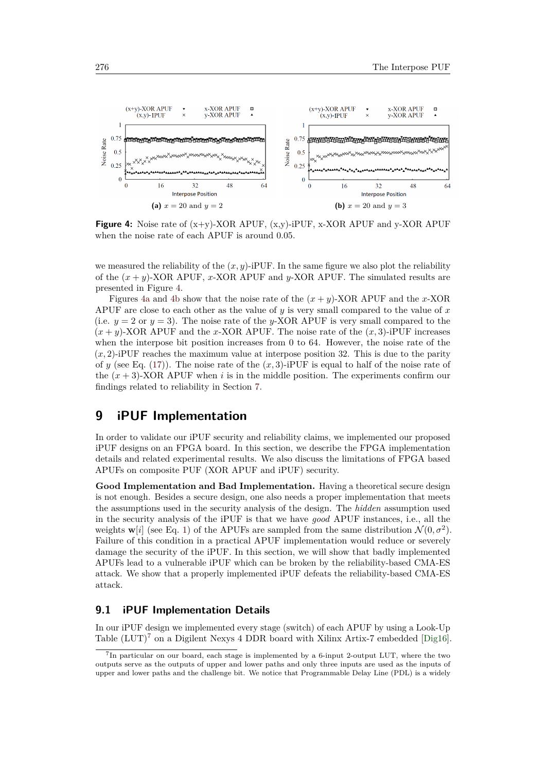**Figure 4:** Noise rate of (x+y)-XOR APUF, (x,y)-iPUF, x-XOR APUF and y-XOR APUF when the noise rate of each APUF is around 0.05.

we measured the reliability of the $(x, y)$-iPUF. In the same figure we also plot the reliability of the $(x+y)$-XOR APUF, $x$-XOR APUF and $y$-XOR APUF. The simulated results are presented in Figure 4.

Figures 4a and 4b show that the noise rate of the $(x+y)$-XOR APUF and the $x$-XOR APUF are close to each other as the value of $y$ is very small compared to the value of $x$ (i.e. $y = 2$ or $y = 3$). The noise rate of the $y$-XOR APUF is very small compared to the $(x+y)$-XOR APUF and the $x$-XOR APUF. The noise rate of the $(x, 3)$-iPUF increases when the interpose bit position increases from 0 to 64. However, the noise rate of the $(x, 2)$-iPUF reaches the maximum value at interpose position 32. This is due to the parity of $y$ (see Eq. (17)). The noise rate of the $(x, 3)$-iPUF is equal to half of the noise rate of the $(x+3)$-XOR APUF when $i$ is in the middle position. The experiments confirm our findings related to reliability in Section 7.

# 9 iPUF Implementation

In order to validate our iPUF security and reliability claims, we implemented our proposed iPUF designs on an FPGA board. In this section, we describe the FPGA implementation details and related experimental results. We also discuss the limitations of FPGA based APUFs on composite PUF (XOR APUF and iPUF) security.

**Good Implementation and Bad Implementation.** Having a theoretical secure design is not enough. Besides a secure design, one also needs a proper implementation that meets the assumptions used in the security analysis of the design. The *hidden* assumption used in the security analysis of the iPUF is that we have *good* APUF instances, i.e., all the weights $\mathbf{w}[i]$ (see Eq. 1) of the APUFs are sampled from the same distribution $\mathcal{N}(0, \sigma^2)$. Failure of this condition in a practical APUF implementation would reduce or severely damage the security of the iPUF. In this section, we will show that badly implemented APUFs lead to a vulnerable iPUF which can be broken by the reliability-based CMA-ES attack. We show that a properly implemented iPUF defeats the reliability-based CMA-ES attack.

## 9.1 iPUF Implementation Details

In our iPUF design we implemented every stage (switch) of each APUF by using a Look-Up Table (LUT)[7] on a Digilent Nexys 4 DDR board with Xilinx Artix-7 embedded [Dig16].

[7] In particular on our board, each stage is implemented by a 6-input 2-output LUT, where the two outputs serve as the outputs of upper and lower paths and only three inputs are used as the inputs of upper and lower paths and the challenge bit. We notice that Programmable Delay Line (PDL) is a widely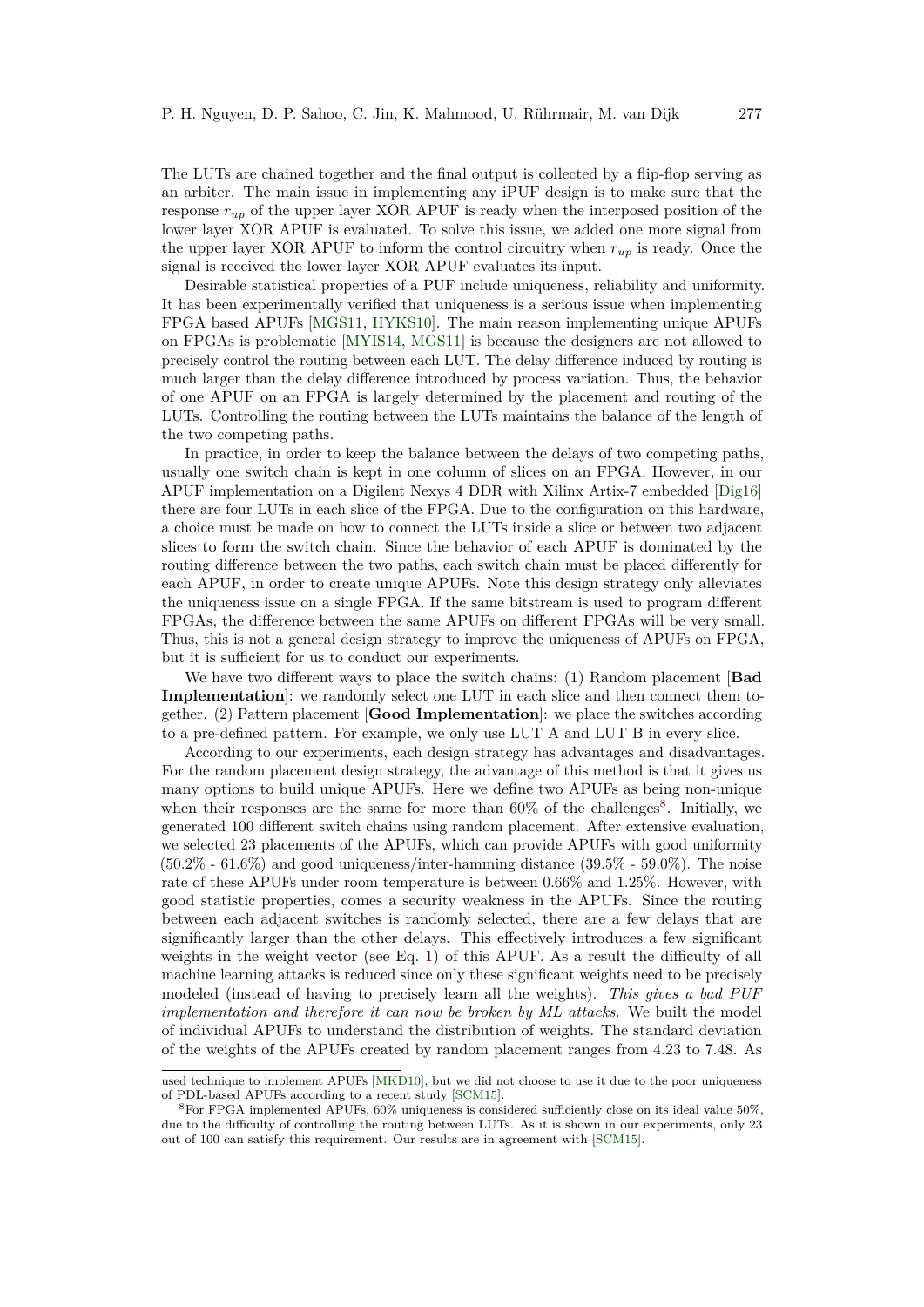The LUTs are chained together and the final output is collected by a flip-flop serving as an arbiter. The main issue in implementing any iPUF design is to make sure that the response $r_{up}$ of the upper layer XOR APUF is ready when the interposed position of the lower layer XOR APUF is evaluated. To solve this issue, we added one more signal from the upper layer XOR APUF to inform the control circuitry when $r_{up}$ is ready. Once the signal is received the lower layer XOR APUF evaluates its input.

Desirable statistical properties of a PUF include uniqueness, reliability and uniformity. It has been experimentally verified that uniqueness is a serious issue when implementing FPGA based APUFs [MGS11, HYKS10]. The main reason implementing unique APUFs on FPGAs is problematic [MYIS14, MGS11] is because the designers are not allowed to precisely control the routing between each LUT. The delay difference induced by routing is much larger than the delay difference introduced by process variation. Thus, the behavior of one APUF on an FPGA is largely determined by the placement and routing of the LUTs. Controlling the routing between the LUTs maintains the balance of the length of the two competing paths.

In practice, in order to keep the balance between the delays of two competing paths, usually one switch chain is kept in one column of slices on an FPGA. However, in our APUF implementation on a Digilent Nexys 4 DDR with Xilinx Artix-7 embedded [Dig16] there are four LUTs in each slice of the FPGA. Due to the configuration on this hardware, a choice must be made on how to connect the LUTs inside a slice or between two adjacent slices to form the switch chain. Since the behavior of each APUF is dominated by the routing difference between the two paths, each switch chain must be placed differently for each APUF, in order to create unique APUFs. Note this design strategy only alleviates the uniqueness issue on a single FPGA. If the same bitstream is used to program different FPGAs, the difference between the same APUFs on different FPGAs will be very small. Thus, this is not a general design strategy to improve the uniqueness of APUFs on FPGA, but it is sufficient for us to conduct our experiments.

We have two different ways to place the switch chains: (1) Random placement [**Bad Implementation**]: we randomly select one LUT in each slice and then connect them together. (2) Pattern placement [**Good Implementation**]: we place the switches according to a pre-defined pattern. For example, we only use LUT A and LUT B in every slice.

According to our experiments, each design strategy has advantages and disadvantages. For the random placement design strategy, the advantage of this method is that it gives us many options to build unique APUFs. Here we define two APUFs as being non-unique when their responses are the same for more than 60% of the challenges[8]. Initially, we generated 100 different switch chains using random placement. After extensive evaluation, we selected 23 placements of the APUFs, which can provide APUFs with good uniformity (50.2% - 61.6%) and good uniqueness/inter-hamming distance (39.5% - 59.0%). The noise rate of these APUFs under room temperature is between 0.66% and 1.25%. However, with good statistic properties, comes a security weakness in the APUFs. Since the routing between each adjacent switches is randomly selected, there are a few delays that are significantly larger than the other delays. This effectively introduces a few significant weights in the weight vector (see Eq. 1) of this APUF. As a result the difficulty of all machine learning attacks is reduced since only these significant weights need to be precisely modeled (instead of having to precisely learn all the weights). *This gives a bad PUF implementation and therefore it can now be broken by ML attacks.* We built the model of individual APUFs to understand the distribution of weights. The standard deviation of the weights of the APUFs created by random placement ranges from 4.23 to 7.48. As

used technique to implement APUFs [MKD10], but we did not choose to use it due to the poor uniqueness of PDL-based APUFs according to a recent study [SCM15].

[8] For FPGA implemented APUFs, 60% uniqueness is considered sufficiently close on its ideal value 50%, due to the difficulty of controlling the routing between LUTs. As it is shown in our experiments, only 23 out of 100 can satisfy this requirement. Our results are in agreement with [SCM15].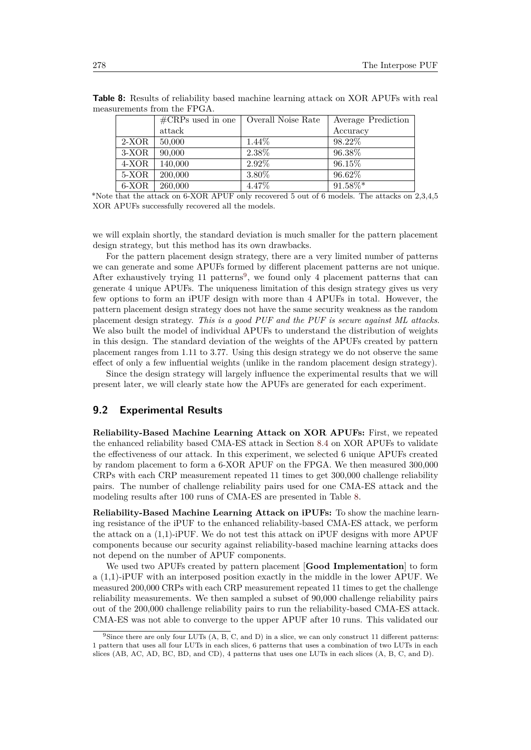**Table 8:** Results of reliability based machine learning attack on XOR APUFs with real measurements from the FPGA.

| | #CRPs used in one attack | Overall Noise Rate | Average Prediction Accuracy |
|---|---|---|---|
| 2-XOR | 50,000 | 1.44% | 98.22% |
| 3-XOR | 90,000 | 2.38% | 96.38% |
| 4-XOR | 140,000 | 2.92% | 96.15% |
| 5-XOR | 200,000 | 3.80% | 96.62% |
| 6-XOR | 260,000 | 4.47% | 91.58%* |

*Note that the attack on 6-XOR APUF only recovered 5 out of 6 models. The attacks on 2,3,4,5 XOR APUFs successfully recovered all the models.

we will explain shortly, the standard deviation is much smaller for the pattern placement design strategy, but this method has its own drawbacks.

For the pattern placement design strategy, there are a very limited number of patterns we can generate and some APUFs formed by different placement patterns are not unique. After exhaustively trying 11 patterns[9], we found only 4 placement patterns that can generate 4 unique APUFs. The uniqueness limitation of this design strategy gives us very few options to form an iPUF design with more than 4 APUFs in total. However, the pattern placement design strategy does not have the same security weakness as the random placement design strategy. *This is a good PUF and the PUF is secure against ML attacks.* We also built the model of individual APUFs to understand the distribution of weights in this design. The standard deviation of the weights of the APUFs created by pattern placement ranges from 1.11 to 3.77. Using this design strategy we do not observe the same effect of only a few influential weights (unlike in the random placement design strategy).

Since the design strategy will largely influence the experimental results that we will present later, we will clearly state how the APUFs are generated for each experiment.

## 9.2 Experimental Results

**Reliability-Based Machine Learning Attack on XOR APUFs:** First, we repeated the enhanced reliability based CMA-ES attack in Section 8.4 on XOR APUFs to validate the effectiveness of our attack. In this experiment, we selected 6 unique APUFs created by random placement to form a 6-XOR APUF on the FPGA. We then measured 300,000 CRPs with each CRP measurement repeated 11 times to get 300,000 challenge reliability pairs. The number of challenge reliability pairs used for one CMA-ES attack and the modeling results after 100 runs of CMA-ES are presented in Table 8.

**Reliability-Based Machine Learning Attack on iPUFs:** To show the machine learning resistance of the iPUF to the enhanced reliability-based CMA-ES attack, we perform the attack on a (1,1)-iPUF. We do not test this attack on iPUF designs with more APUF components because our security against reliability-based machine learning attacks does not depend on the number of APUF components.

We used two APUFs created by pattern placement [**Good Implementation**] to form a (1,1)-iPUF with an interposed position exactly in the middle in the lower APUF. We measured 200,000 CRPs with each CRP measurement repeated 11 times to get the challenge reliability measurements. We then sampled a subset of 90,000 challenge reliability pairs out of the 200,000 challenge reliability pairs to run the reliability-based CMA-ES attack. CMA-ES was not able to converge to the upper APUF after 10 runs. This validated our

[9] Since there are only four LUTs (A, B, C, and D) in a slice, we can only construct 11 different patterns: 1 pattern that uses all four LUTs in each slices, 6 patterns that uses a combination of two LUTs in each slices (AB, AC, AD, BC, BD, and CD), 4 patterns that uses one LUTs in each slices (A, B, C, and D).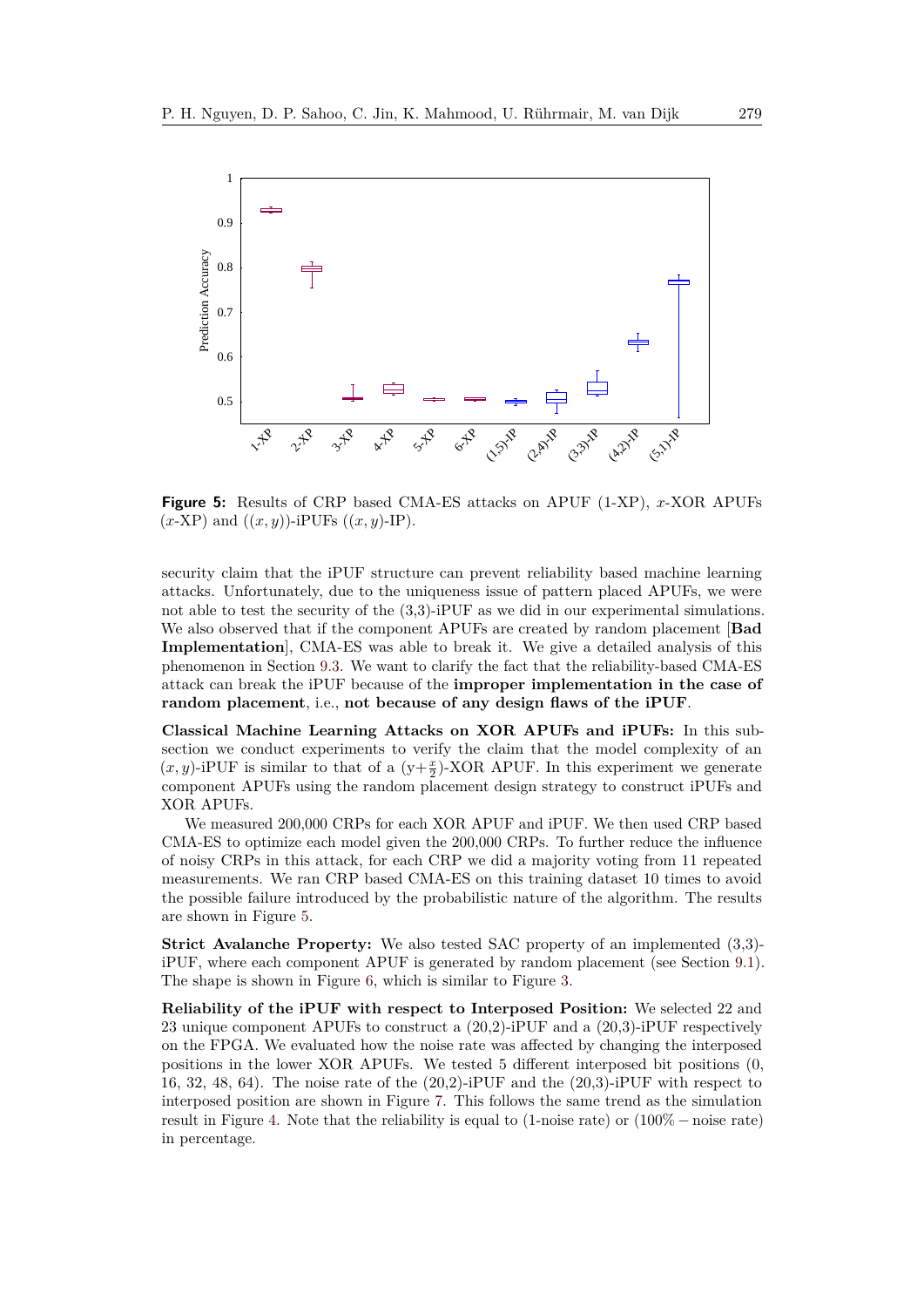**Figure 5:** Results of CRP based CMA-ES attacks on APUF (1-XP), $x$-XOR APUFs ($x$-XP) and $((x, y))$-iPUFs $((x, y)$-IP).

security claim that the iPUF structure can prevent reliability based machine learning attacks. Unfortunately, due to the uniqueness issue of pattern placed APUFs, we were not able to test the security of the (3,3)-iPUF as we did in our experimental simulations. We also observed that if the component APUFs are created by random placement [**Bad Implementation**], CMA-ES was able to break it. We give a detailed analysis of this phenomenon in Section 9.3. We want to clarify the fact that the reliability-based CMA-ES attack can break the iPUF because of the **improper implementation in the case of random placement**, i.e., **not because of any design flaws of the iPUF**.

**Classical Machine Learning Attacks on XOR APUFs and iPUFs:** In this subsection we conduct experiments to verify the claim that the model complexity of an $(x, y)$-iPUF is similar to that of a $(y+\frac{x}{2})$-XOR APUF. In this experiment we generate component APUFs using the random placement design strategy to construct iPUFs and XOR APUFs.

We measured 200,000 CRPs for each XOR APUF and iPUF. We then used CRP based CMA-ES to optimize each model given the 200,000 CRPs. To further reduce the influence of noisy CRPs in this attack, for each CRP we did a majority voting from 11 repeated measurements. We ran CRP based CMA-ES on this training dataset 10 times to avoid the possible failure introduced by the probabilistic nature of the algorithm. The results are shown in Figure 5.

**Strict Avalanche Property:** We also tested SAC property of an implemented (3,3)-iPUF, where each component APUF is generated by random placement (see Section 9.1). The shape is shown in Figure 6, which is similar to Figure 3.

**Reliability of the iPUF with respect to Interposed Position:** We selected 22 and 23 unique component APUFs to construct a (20,2)-iPUF and a (20,3)-iPUF respectively on the FPGA. We evaluated how the noise rate was affected by changing the interposed positions in the lower XOR APUFs. We tested 5 different interposed bit positions (0, 16, 32, 48, 64). The noise rate of the (20,2)-iPUF and the (20,3)-iPUF with respect to interposed position are shown in Figure 7. This follows the same trend as the simulation result in Figure 4. Note that the reliability is equal to (1-noise rate) or (100% − noise rate) in percentage.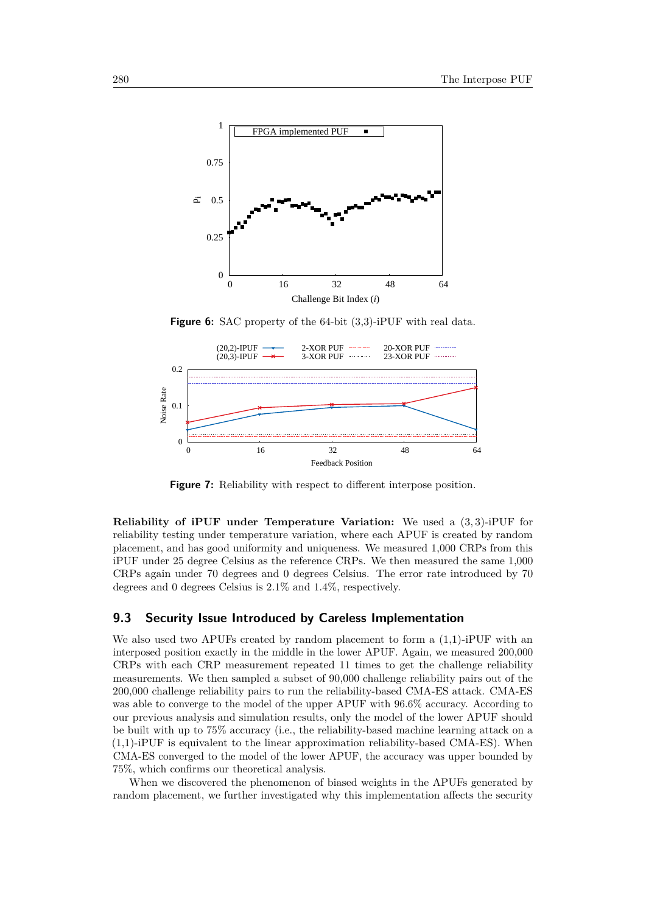**Figure 6:** SAC property of the 64-bit (3,3)-iPUF with real data.

**Figure 7:** Reliability with respect to different interpose position.

**Reliability of iPUF under Temperature Variation:** We used a $(3,3)$-iPUF for reliability testing under temperature variation, where each APUF is created by random placement, and has good uniformity and uniqueness. We measured 1,000 CRPs from this iPUF under 25 degree Celsius as the reference CRPs. We then measured the same 1,000 CRPs again under 70 degrees and 0 degrees Celsius. The error rate introduced by 70 degrees and 0 degrees Celsius is 2.1% and 1.4%, respectively.

## 9.3 Security Issue Introduced by Careless Implementation

We also used two APUFs created by random placement to form a (1,1)-iPUF with an interposed position exactly in the middle in the lower APUF. Again, we measured 200,000 CRPs with each CRP measurement repeated 11 times to get the challenge reliability measurements. We then sampled a subset of 90,000 challenge reliability pairs out of the 200,000 challenge reliability pairs to run the reliability-based CMA-ES attack. CMA-ES was able to converge to the model of the upper APUF with 96.6% accuracy. According to our previous analysis and simulation results, only the model of the lower APUF should be built with up to 75% accuracy (i.e., the reliability-based machine learning attack on a (1,1)-iPUF is equivalent to the linear approximation reliability-based CMA-ES). When CMA-ES converged to the model of the lower APUF, the accuracy was upper bounded by 75%, which confirms our theoretical analysis.

When we discovered the phenomenon of biased weights in the APUFs generated by random placement, we further investigated why this implementation affects the security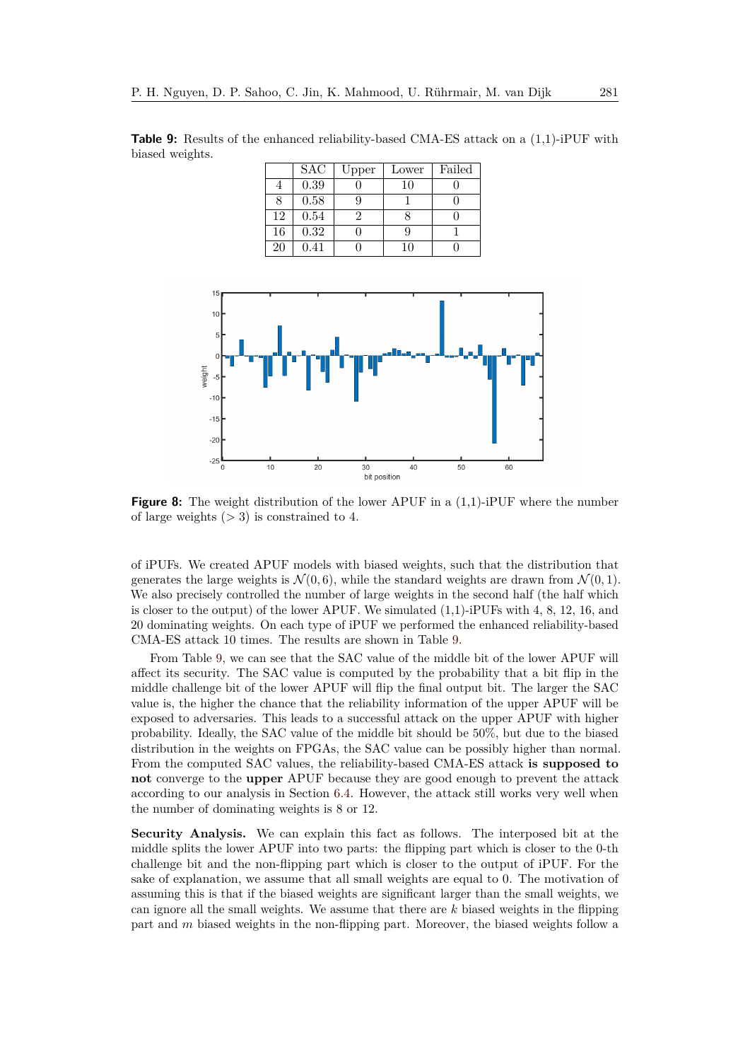**Table 9:** Results of the enhanced reliability-based CMA-ES attack on a (1,1)-iPUF with biased weights.

| | SAC | Upper | Lower | Failed |
|---|---|---|---|---|
| 4 | 0.39 | 0 | 10 | 0 |
| 8 | 0.58 | 9 | 1 | 0 |
| 12 | 0.54 | 2 | 8 | 0 |
| 16 | 0.32 | 0 | 9 | 1 |
| 20 | 0.41 | 0 | 10 | 0 |

**Figure 8:** The weight distribution of the lower APUF in a (1,1)-iPUF where the number of large weights ($> 3$) is constrained to 4.

of iPUFs. We created APUF models with biased weights, such that the distribution that generates the large weights is $\mathcal{N}(0, 6)$, while the standard weights are drawn from $\mathcal{N}(0, 1)$. We also precisely controlled the number of large weights in the second half (the half which is closer to the output) of the lower APUF. We simulated (1,1)-iPUFs with 4, 8, 12, 16, and 20 dominating weights. On each type of iPUF we performed the enhanced reliability-based CMA-ES attack 10 times. The results are shown in Table 9.

From Table 9, we can see that the SAC value of the middle bit of the lower APUF will affect its security. The SAC value is computed by the probability that a bit flip in the middle challenge bit of the lower APUF will flip the final output bit. The larger the SAC value is, the higher the chance that the reliability information of the upper APUF will be exposed to adversaries. This leads to a successful attack on the upper APUF with higher probability. Ideally, the SAC value of the middle bit should be 50%, but due to the biased distribution in the weights on FPGAs, the SAC value can be possibly higher than normal. From the computed SAC values, the reliability-based CMA-ES attack **is supposed to not** converge to the **upper** APUF because they are good enough to prevent the attack according to our analysis in Section 6.4. However, the attack still works very well when the number of dominating weights is 8 or 12.

**Security Analysis.** We can explain this fact as follows. The interposed bit at the middle splits the lower APUF into two parts: the flipping part which is closer to the 0-th challenge bit and the non-flipping part which is closer to the output of iPUF. For the sake of explanation, we assume that all small weights are equal to 0. The motivation of assuming this is that if the biased weights are significant larger than the small weights, we can ignore all the small weights. We assume that there are $k$ biased weights in the flipping part and $m$ biased weights in the non-flipping part. Moreover, the biased weights follow a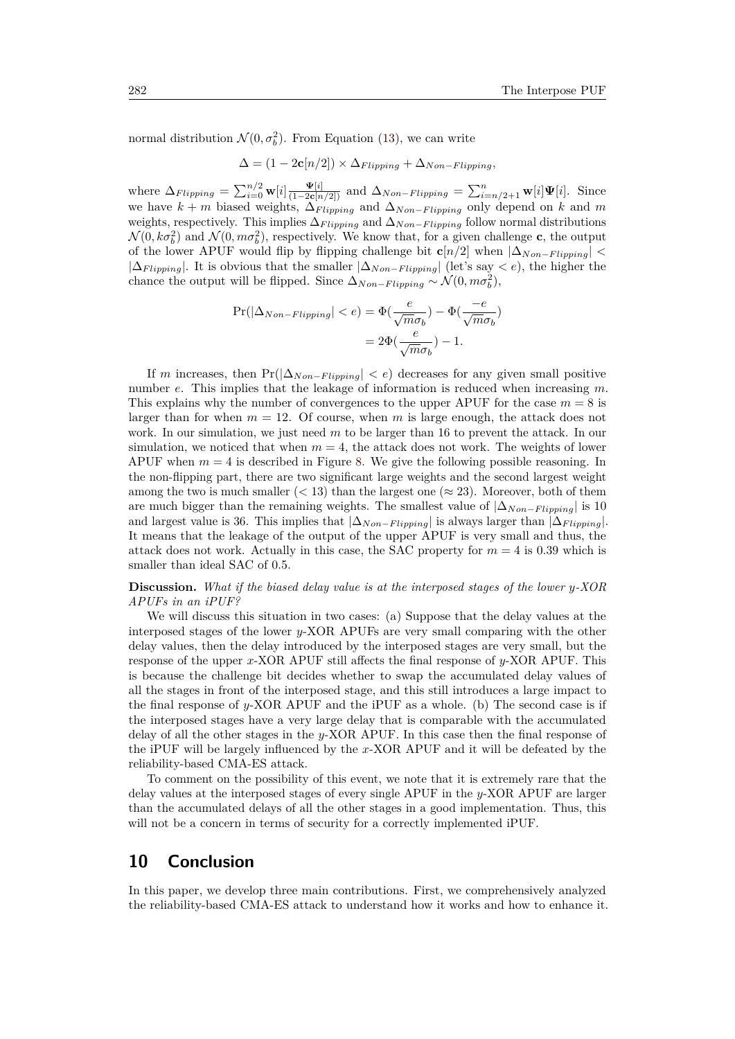normal distribution $\mathcal{N}(0, \sigma_b^2)$. From Equation (13), we can write

$$\Delta = (1 - 2\mathbf{c}[n/2]) \times \Delta_{Flipping} + \Delta_{Non-Flipping},$$

where $\Delta_{Flipping} = \sum_{i=0}^{n/2} \mathbf{w}[i] \frac{\Psi[i]}{(1-2\mathbf{c}[n/2])}$ and $\Delta_{Non-Flipping} = \sum_{i=n/2+1}^{n} \mathbf{w}[i]\Psi[i]$. Since we have $k + m$ biased weights, $\Delta_{Flipping}$ and $\Delta_{Non-Flipping}$ only depend on $k$ and $m$ weights, respectively. This implies $\Delta_{Flipping}$ and $\Delta_{Non-Flipping}$ follow normal distributions $\mathcal{N}(0, k\sigma_b^2)$ and $\mathcal{N}(0, m\sigma_b^2)$, respectively. We know that, for a given challenge $\mathbf{c}$, the output of the lower APUF would flip by flipping challenge bit $\mathbf{c}[n/2]$ when $|\Delta_{Non-Flipping}| < |\Delta_{Flipping}|$. It is obvious that the smaller $|\Delta_{Non-Flipping}|$ (let's say $< e$), the higher the chance the output will be flipped. Since $\Delta_{Non-Flipping} \sim \mathcal{N}(0, m\sigma_b^2)$,

$$\begin{aligned}
\Pr(|\Delta_{Non-Flipping}| < e) &= \Phi(\frac{e}{\sqrt{m}\sigma_b}) - \Phi(\frac{-e}{\sqrt{m}\sigma_b}) \\
&= 2\Phi(\frac{e}{\sqrt{m}\sigma_b}) - 1.
\end{aligned}$$

If $m$ increases, then $\Pr(|\Delta_{Non-Flipping}| < e)$ decreases for any given small positive number $e$. This implies that the leakage of information is reduced when increasing $m$. This explains why the number of convergences to the upper APUF for the case $m = 8$ is larger than for when $m = 12$. Of course, when $m$ is large enough, the attack does not work. In our simulation, we just need $m$ to be larger than 16 to prevent the attack. In our simulation, we noticed that when $m = 4$, the attack does not work. The weights of lower APUF when $m = 4$ is described in Figure 8. We give the following possible reasoning. In the non-flipping part, there are two significant large weights and the second largest weight among the two is much smaller ($< 13$) than the largest one ($\approx 23$). Moreover, both of them are much bigger than the remaining weights. The smallest value of $|\Delta_{Non-Flipping}|$ is 10 and largest value is 36. This implies that $|\Delta_{Non-Flipping}|$ is always larger than $|\Delta_{Flipping}|$. It means that the leakage of the output of the upper APUF is very small and thus, the attack does not work. Actually in this case, the SAC property for $m = 4$ is 0.39 which is smaller than ideal SAC of 0.5.

**Discussion.** *What if the biased delay value is at the interposed stages of the lower y-XOR APUFs in an iPUF?*

We will discuss this situation in two cases: (a) Suppose that the delay values at the interposed stages of the lower $y$-XOR APUFs are very small comparing with the other delay values, then the delay introduced by the interposed stages are very small, but the response of the upper $x$-XOR APUF still affects the final response of $y$-XOR APUF. This is because the challenge bit decides whether to swap the accumulated delay values of all the stages in front of the interposed stage, and this still introduces a large impact to the final response of $y$-XOR APUF and the iPUF as a whole. (b) The second case is if the interposed stages have a very large delay that is comparable with the accumulated delay of all the other stages in the $y$-XOR APUF. In this case then the final response of the iPUF will be largely influenced by the $x$-XOR APUF and it will be defeated by the reliability-based CMA-ES attack.

To comment on the possibility of this event, we note that it is extremely rare that the delay values at the interposed stages of every single APUF in the $y$-XOR APUF are larger than the accumulated delays of all the other stages in a good implementation. Thus, this will not be a concern in terms of security for a correctly implemented iPUF.

## 10 Conclusion

In this paper, we develop three main contributions. First, we comprehensively analyzed the reliability-based CMA-ES attack to understand how it works and how to enhance it.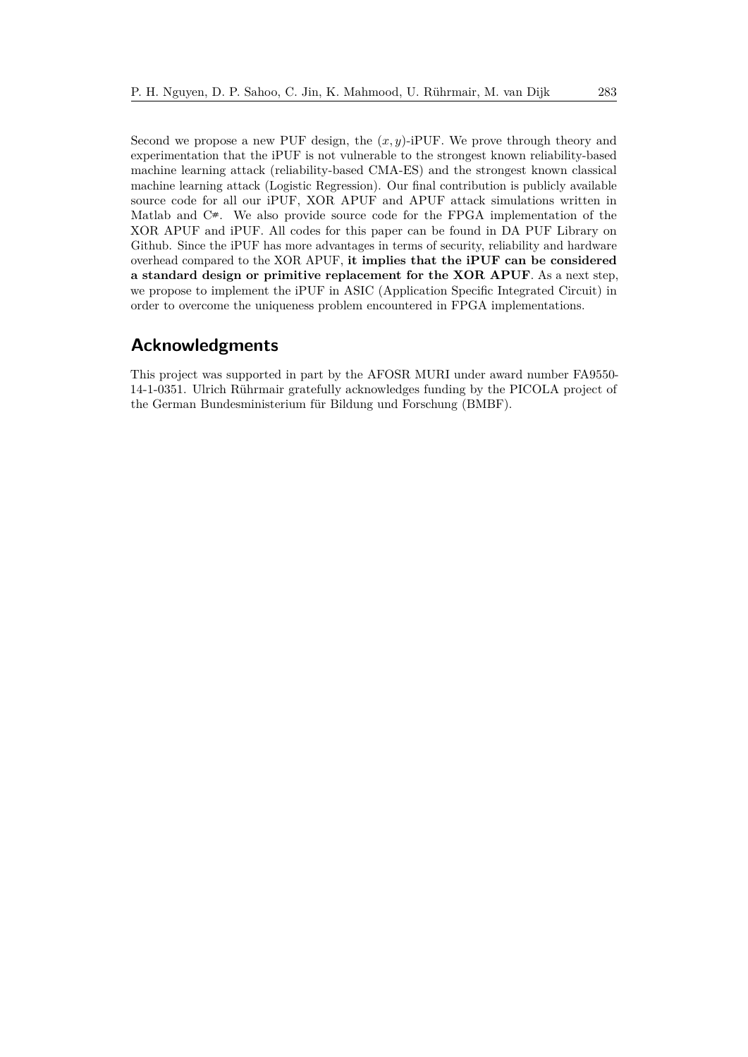Second we propose a new PUF design, the $(x, y)$-iPUF. We prove through theory and experimentation that the iPUF is not vulnerable to the strongest known reliability-based machine learning attack (reliability-based CMA-ES) and the strongest known classical machine learning attack (Logistic Regression). Our final contribution is publicly available source code for all our iPUF, XOR APUF and APUF attack simulations written in Matlab and C#. We also provide source code for the FPGA implementation of the XOR APUF and iPUF. All codes for this paper can be found in DA PUF Library on Github. Since the iPUF has more advantages in terms of security, reliability and hardware overhead compared to the XOR APUF, **it implies that the iPUF can be considered a standard design or primitive replacement for the XOR APUF**. As a next step, we propose to implement the iPUF in ASIC (Application Specific Integrated Circuit) in order to overcome the uniqueness problem encountered in FPGA implementations.

## Acknowledgments

This project was supported in part by the AFOSR MURI under award number FA9550-14-1-0351. Ulrich Rührmair gratefully acknowledges funding by the PICOLA project of the German Bundesministerium für Bildung und Forschung (BMBF).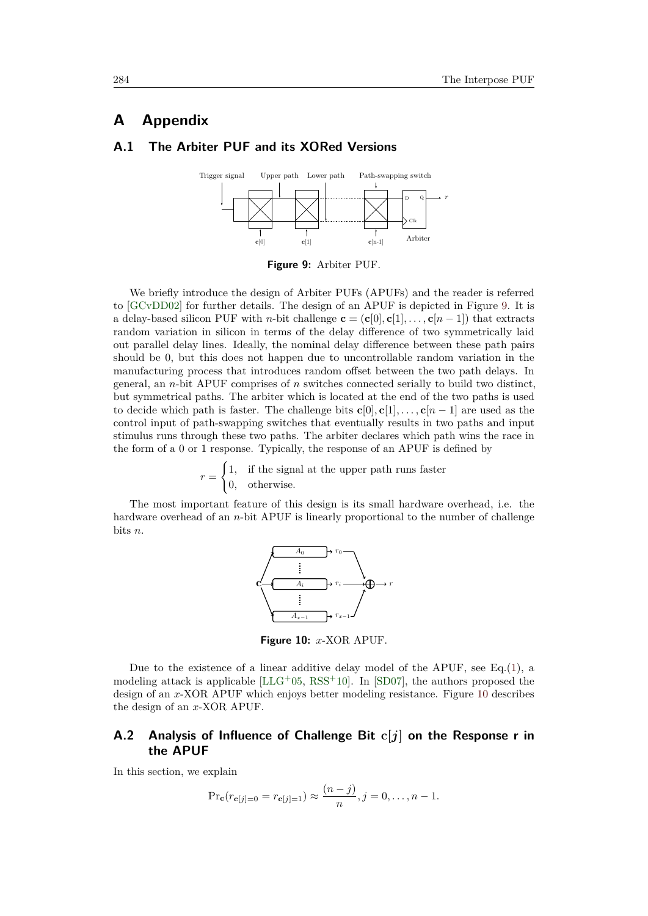# A Appendix

## A.1 The Arbiter PUF and its XORed Versions

Figure 9: Arbiter PUF.

We briefly introduce the design of Arbiter PUFs (APUFs) and the reader is referred to [GCvDD02] for further details. The design of an APUF is depicted in Figure 9. It is a delay-based silicon PUF with $n$-bit challenge $\mathbf{c} = (\mathbf{c}[0], \mathbf{c}[1], \ldots, \mathbf{c}[n-1])$ that extracts random variation in silicon in terms of the delay difference of two symmetrically laid out parallel delay lines. Ideally, the nominal delay difference between these path pairs should be 0, but this does not happen due to uncontrollable random variation in the manufacturing process that introduces random offset between the two path delays. In general, an $n$-bit APUF comprises of $n$ switches connected serially to build two distinct, but symmetrical paths. The arbiter which is located at the end of the two paths is used to decide which path is faster. The challenge bits $\mathbf{c}[0], \mathbf{c}[1], \ldots, \mathbf{c}[n-1]$ are used as the control input of path-swapping switches that eventually results in two paths and input stimulus runs through these two paths. The arbiter declares which path wins the race in the form of a 0 or 1 response. Typically, the response of an APUF is defined by

$$r = \begin{cases} 1, & \text{if the signal at the upper path runs faster} \\ 0, & \text{otherwise.} \end{cases}$$

The most important feature of this design is its small hardware overhead, i.e. the hardware overhead of an $n$-bit APUF is linearly proportional to the number of challenge bits $n$.

Figure 10: $x$-XOR APUF.

Due to the existence of a linear additive delay model of the APUF, see Eq.(1), a modeling attack is applicable [LLG+05, RSS+10]. In [SD07], the authors proposed the design of an $x$-XOR APUF which enjoys better modeling resistance. Figure 10 describes the design of an $x$-XOR APUF.

## A.2 Analysis of Influence of Challenge Bit $\mathbf{c}[j]$ on the Response r in the APUF

In this section, we explain

$$\Pr_{\mathbf{c}}(r_{\mathbf{c}[j]=0} = r_{\mathbf{c}[j]=1}) \approx \frac{(n-j)}{n}, j = 0, \ldots, n-1.$$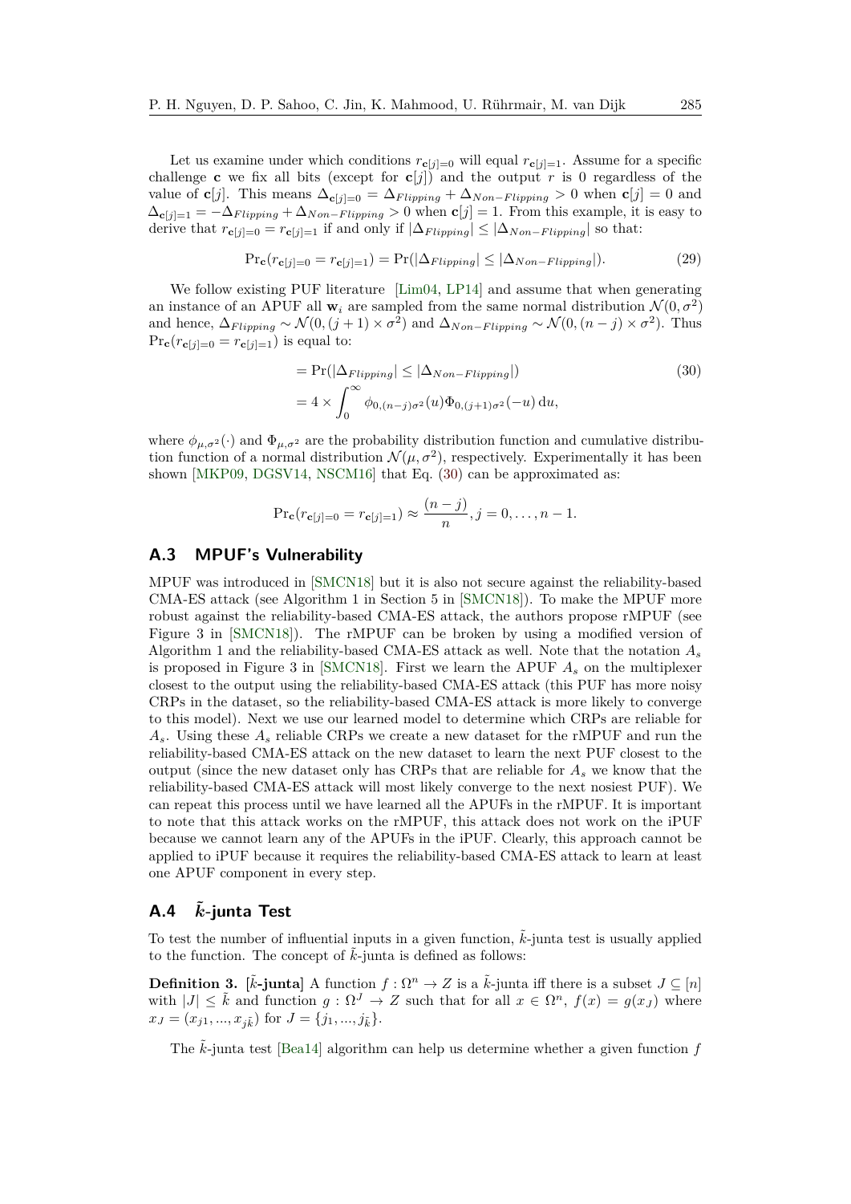Let us examine under which conditions $r_{\mathbf{c}[j]=0}$ will equal $r_{\mathbf{c}[j]=1}$. Assume for a specific challenge $\mathbf{c}$ we fix all bits (except for $\mathbf{c}[j]$) and the output $r$ is 0 regardless of the value of $\mathbf{c}[j]$. This means $\Delta_{\mathbf{c}[j]=0} = \Delta_{Flipping} + \Delta_{Non-Flipping} > 0$ when $\mathbf{c}[j] = 0$ and $\Delta_{\mathbf{c}[j]=1} = -\Delta_{Flipping} + \Delta_{Non-Flipping} > 0$ when $\mathbf{c}[j] = 1$. From this example, it is easy to derive that $r_{\mathbf{c}[j]=0} = r_{\mathbf{c}[j]=1}$ if and only if $|\Delta_{Flipping}| \leq |\Delta_{Non-Flipping}|$ so that:

$$\Pr_{\mathbf{c}}(r_{\mathbf{c}[j]=0} = r_{\mathbf{c}[j]=1}) = \Pr(|\Delta_{Flipping}| \leq |\Delta_{Non-Flipping}|). \tag{29}$$

We follow existing PUF literature [Lim04, LP14] and assume that when generating an instance of an APUF all $\mathbf{w}_i$ are sampled from the same normal distribution $\mathcal{N}(0, \sigma^2)$ and hence, $\Delta_{Flipping} \sim \mathcal{N}(0, (j+1) \times \sigma^2)$ and $\Delta_{Non-Flipping} \sim \mathcal{N}(0, (n-j) \times \sigma^2)$. Thus $\Pr_{\mathbf{c}}(r_{\mathbf{c}[j]=0} = r_{\mathbf{c}[j]=1})$ is equal to:

$$\begin{aligned} &= \Pr(|\Delta_{Flipping}| \leq |\Delta_{Non-Flipping}|) \\ &= 4 \times \int_0^\infty \phi_{0,(n-j)\sigma^2}(u)\Phi_{0,(j+1)\sigma^2}(-u)\, \mathrm{d}u, \end{aligned} \tag{30}$$

where $\phi_{\mu,\sigma^2}(\cdot)$ and $\Phi_{\mu,\sigma^2}$ are the probability distribution function and cumulative distribution function of a normal distribution $\mathcal{N}(\mu, \sigma^2)$, respectively. Experimentally it has been shown [MKP09, DGSV14, NSCM16] that Eq. (30) can be approximated as:

$$\Pr_{\mathbf{c}}(r_{\mathbf{c}[j]=0} = r_{\mathbf{c}[j]=1}) \approx \frac{(n-j)}{n}, j = 0, \ldots, n-1.$$

## A.3 MPUF's Vulnerability

MPUF was introduced in [SMCN18] but it is also not secure against the reliability-based CMA-ES attack (see Algorithm 1 in Section 5 in [SMCN18]). To make the MPUF more robust against the reliability-based CMA-ES attack, the authors propose rMPUF (see Figure 3 in [SMCN18]). The rMPUF can be broken by using a modified version of Algorithm 1 and the reliability-based CMA-ES attack as well. Note that the notation $A_s$ is proposed in Figure 3 in [SMCN18]. First we learn the APUF $A_s$ on the multiplexer closest to the output using the reliability-based CMA-ES attack (this PUF has more noisy CRPs in the dataset, so the reliability-based CMA-ES attack is more likely to converge to this model). Next we use our learned model to determine which CRPs are reliable for $A_s$. Using these $A_s$ reliable CRPs we create a new dataset for the rMPUF and run the reliability-based CMA-ES attack on the new dataset to learn the next PUF closest to the output (since the new dataset only has CRPs that are reliable for $A_s$ we know that the reliability-based CMA-ES attack will most likely converge to the next noisiest PUF). We can repeat this process until we have learned all the APUFs in the rMPUF. It is important to note that this attack works on the rMPUF, this attack does not work on the iPUF because we cannot learn any of the APUFs in the iPUF. Clearly, this approach cannot be applied to iPUF because it requires the reliability-based CMA-ES attack to learn at least one APUF component in every step.

## A.4 $\tilde{k}$-junta Test

To test the number of influential inputs in a given function, $\tilde{k}$-junta test is usually applied to the function. The concept of $\tilde{k}$-junta is defined as follows:

**Definition 3.** [**$\tilde{k}$-junta**] A function $f : \Omega^n \to Z$ is a $\tilde{k}$-junta iff there is a subset $J \subseteq [n]$ with $|J| \leq \tilde{k}$ and function $g : \Omega^J \to Z$ such that for all $x \in \Omega^n$, $f(x) = g(x_J)$ where $x_J = (x_{j1}, ..., x_{j\tilde{k}})$ for $J = \{j_1, ..., j_{\tilde{k}}\}$.

The $\tilde{k}$-junta test [Bea14] algorithm can help us determine whether a given function $f$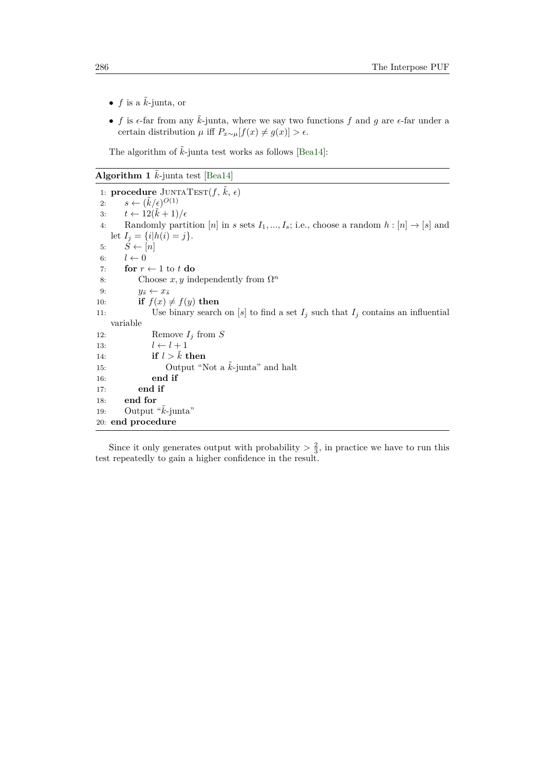- $f$ is a $\tilde{k}$-junta, or
- $f$ is $\epsilon$-far from any $\tilde{k}$-junta, where we say two functions $f$ and $g$ are $\epsilon$-far under a certain distribution $\mu$ iff $P_{x \sim \mu}[f(x) \neq g(x)] > \epsilon$.

The algorithm of $\tilde{k}$-junta test works as follows [Bea14]:

**Algorithm 1** $\tilde{k}$-junta test [Bea14]

```
1: procedure JuntaTest(f, k̃, ε)
2:     s ← (k̃/ε)^O(1)
3:     t ← 12(k̃ + 1)/ε
4:     Randomly partition [n] in s sets I_1, ..., I_s; i.e., choose a random h : [n] → [s] and
       let I_j = {i|h(i) = j}.
5:     S ← [n]
6:     l ← 0
7:     for r ← 1 to t do
8:         Choose x, y independently from Ω^n
9:         y_s̄ ← x_s̄
10:        if f(x) ≠ f(y) then
11:            Use binary search on [s] to find a set I_j such that I_j contains an influential
               variable
12:            Remove I_j from S
13:            l ← l + 1
14:            if l > k̃ then
15:                Output "Not a k̃-junta" and halt
16:            end if
17:        end if
18:    end for
19:    Output "k̃-junta"
20: end procedure
```

Since it only generates output with probability $> \frac{2}{3}$, in practice we have to run this test repeatedly to gain a higher confidence in the result.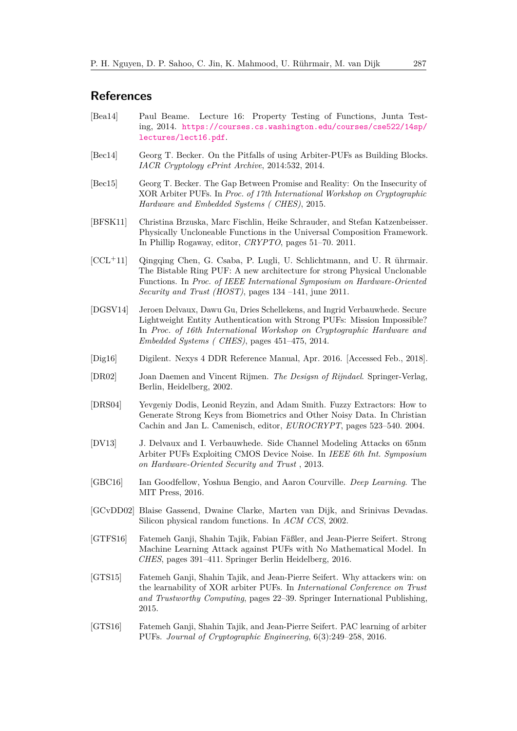## References

[Bea14] Paul Beame. Lecture 16: Property Testing of Functions, Junta Testing, 2014. https://courses.cs.washington.edu/courses/cse522/14sp/lectures/lect16.pdf.

[Bec14] Georg T. Becker. On the Pitfalls of using Arbiter-PUFs as Building Blocks. *IACR Cryptology ePrint Archive*, 2014:532, 2014.

[Bec15] Georg T. Becker. The Gap Between Promise and Reality: On the Insecurity of XOR Arbiter PUFs. In *Proc. of 17th International Workshop on Cryptographic Hardware and Embedded Systems ( CHES)*, 2015.

[BFSK11] Christina Brzuska, Marc Fischlin, Heike Schrauder, and Stefan Katzenbeisser. Physically Uncloneable Functions in the Universal Composition Framework. In Phillip Rogaway, editor, *CRYPTO*, pages 51–70. 2011.

[CCL+11] Qingqing Chen, G. Csaba, P. Lugli, U. Schlichtmann, and U. R ührmair. The Bistable Ring PUF: A new architecture for strong Physical Unclonable Functions. In *Proc. of IEEE International Symposium on Hardware-Oriented Security and Trust (HOST)*, pages 134 –141, june 2011.

[DGSV14] Jeroen Delvaux, Dawu Gu, Dries Schellekens, and Ingrid Verbauwhede. Secure Lightweight Entity Authentication with Strong PUFs: Mission Impossible? In *Proc. of 16th International Workshop on Cryptographic Hardware and Embedded Systems ( CHES)*, pages 451–475, 2014.

[Dig16] Digilent. Nexys 4 DDR Reference Manual, Apr. 2016. [Accessed Feb., 2018].

[DR02] Joan Daemen and Vincent Rijmen. *The Desigsn of Rijndael*. Springer-Verlag, Berlin, Heidelberg, 2002.

[DRS04] Yevgeniy Dodis, Leonid Reyzin, and Adam Smith. Fuzzy Extractors: How to Generate Strong Keys from Biometrics and Other Noisy Data. In Christian Cachin and Jan L. Camenisch, editor, *EUROCRYPT*, pages 523–540. 2004.

[DV13] J. Delvaux and I. Verbauwhede. Side Channel Modeling Attacks on 65nm Arbiter PUFs Exploiting CMOS Device Noise. In *IEEE 6th Int. Symposium on Hardware-Oriented Security and Trust* , 2013.

[GBC16] Ian Goodfellow, Yoshua Bengio, and Aaron Courville. *Deep Learning*. The MIT Press, 2016.

[GCvDD02] Blaise Gassend, Dwaine Clarke, Marten van Dijk, and Srinivas Devadas. Silicon physical random functions. In *ACM CCS*, 2002.

[GTFS16] Fatemeh Ganji, Shahin Tajik, Fabian Fäßler, and Jean-Pierre Seifert. Strong Machine Learning Attack against PUFs with No Mathematical Model. In *CHES*, pages 391–411. Springer Berlin Heidelberg, 2016.

[GTS15] Fatemeh Ganji, Shahin Tajik, and Jean-Pierre Seifert. Why attackers win: on the learnability of XOR arbiter PUFs. In *International Conference on Trust and Trustworthy Computing*, pages 22–39. Springer International Publishing, 2015.

[GTS16] Fatemeh Ganji, Shahin Tajik, and Jean-Pierre Seifert. PAC learning of arbiter PUFs. *Journal of Cryptographic Engineering*, 6(3):249–258, 2016.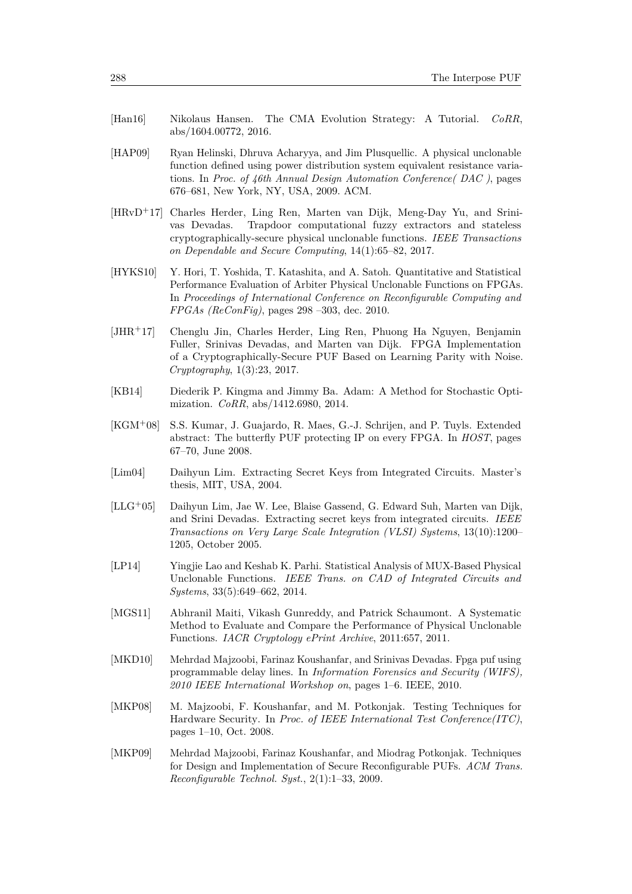[Han16] Nikolaus Hansen. The CMA Evolution Strategy: A Tutorial. *CoRR*, abs/1604.00772, 2016.

[HAP09] Ryan Helinski, Dhruva Acharyya, and Jim Plusquellic. A physical unclonable function defined using power distribution system equivalent resistance variations. In *Proc. of 46th Annual Design Automation Conference( DAC )*, pages 676–681, New York, NY, USA, 2009. ACM.

[HRvD+17] Charles Herder, Ling Ren, Marten van Dijk, Meng-Day Yu, and Srinivas Devadas. Trapdoor computational fuzzy extractors and stateless cryptographically-secure physical unclonable functions. *IEEE Transactions on Dependable and Secure Computing*, 14(1):65–82, 2017.

[HYKS10] Y. Hori, T. Yoshida, T. Katashita, and A. Satoh. Quantitative and Statistical Performance Evaluation of Arbiter Physical Unclonable Functions on FPGAs. In *Proceedings of International Conference on Reconfigurable Computing and FPGAs (ReConFig)*, pages 298 –303, dec. 2010.

[JHR+17] Chenglu Jin, Charles Herder, Ling Ren, Phuong Ha Nguyen, Benjamin Fuller, Srinivas Devadas, and Marten van Dijk. FPGA Implementation of a Cryptographically-Secure PUF Based on Learning Parity with Noise. *Cryptography*, 1(3):23, 2017.

[KB14] Diederik P. Kingma and Jimmy Ba. Adam: A Method for Stochastic Optimization. *CoRR*, abs/1412.6980, 2014.

[KGM+08] S.S. Kumar, J. Guajardo, R. Maes, G.-J. Schrijen, and P. Tuyls. Extended abstract: The butterfly PUF protecting IP on every FPGA. In *HOST*, pages 67–70, June 2008.

[Lim04] Daihyun Lim. Extracting Secret Keys from Integrated Circuits. Master's thesis, MIT, USA, 2004.

[LLG+05] Daihyun Lim, Jae W. Lee, Blaise Gassend, G. Edward Suh, Marten van Dijk, and Srini Devadas. Extracting secret keys from integrated circuits. *IEEE Transactions on Very Large Scale Integration (VLSI) Systems*, 13(10):1200–1205, October 2005.

[LP14] Yingjie Lao and Keshab K. Parhi. Statistical Analysis of MUX-Based Physical Unclonable Functions. *IEEE Trans. on CAD of Integrated Circuits and Systems*, 33(5):649–662, 2014.

[MGS11] Abhranil Maiti, Vikash Gunreddy, and Patrick Schaumont. A Systematic Method to Evaluate and Compare the Performance of Physical Unclonable Functions. *IACR Cryptology ePrint Archive*, 2011:657, 2011.

[MKD10] Mehrdad Majzoobi, Farinaz Koushanfar, and Srinivas Devadas. Fpga puf using programmable delay lines. In *Information Forensics and Security (WIFS), 2010 IEEE International Workshop on*, pages 1–6. IEEE, 2010.

[MKP08] M. Majzoobi, F. Koushanfar, and M. Potkonjak. Testing Techniques for Hardware Security. In *Proc. of IEEE International Test Conference(ITC)*, pages 1–10, Oct. 2008.

[MKP09] Mehrdad Majzoobi, Farinaz Koushanfar, and Miodrag Potkonjak. Techniques for Design and Implementation of Secure Reconfigurable PUFs. *ACM Trans. Reconfigurable Technol. Syst.*, 2(1):1–33, 2009.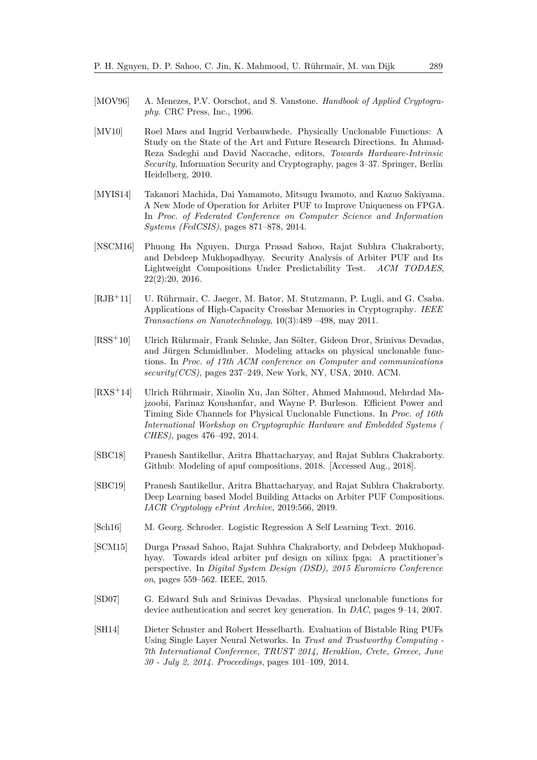[MOV96] A. Menezes, P.V. Oorschot, and S. Vanstone. *Handbook of Applied Cryptography.* CRC Press, Inc., 1996.

[MV10] Roel Maes and Ingrid Verbauwhede. Physically Unclonable Functions: A Study on the State of the Art and Future Research Directions. In Ahmad-Reza Sadeghi and David Naccache, editors, *Towards Hardware-Intrinsic Security*, Information Security and Cryptography, pages 3–37. Springer, Berlin Heidelberg, 2010.

[MYIS14] Takanori Machida, Dai Yamamoto, Mitsugu Iwamoto, and Kazuo Sakiyama. A New Mode of Operation for Arbiter PUF to Improve Uniqueness on FPGA. In *Proc. of Federated Conference on Computer Science and Information Systems (FedCSIS)*, pages 871–878, 2014.

[NSCM16] Phuong Ha Nguyen, Durga Prasad Sahoo, Rajat Subhra Chakraborty, and Debdeep Mukhopadhyay. Security Analysis of Arbiter PUF and Its Lightweight Compositions Under Predictability Test. *ACM TODAES*, 22(2):20, 2016.

[RJB+11] U. Rührmair, C. Jaeger, M. Bator, M. Stutzmann, P. Lugli, and G. Csaba. Applications of High-Capacity Crossbar Memories in Cryptography. *IEEE Transactions on Nanotechnology*, 10(3):489 –498, may 2011.

[RSS+10] Ulrich Rührmair, Frank Sehnke, Jan Sölter, Gideon Dror, Srinivas Devadas, and Jürgen Schmidhuber. Modeling attacks on physical unclonable functions. In *Proc. of 17th ACM conference on Computer and communications security(CCS)*, pages 237–249, New York, NY, USA, 2010. ACM.

[RXS+14] Ulrich Rührmair, Xiaolin Xu, Jan Sölter, Ahmed Mahmoud, Mehrdad Majzoobi, Farinaz Koushanfar, and Wayne P. Burleson. Efficient Power and Timing Side Channels for Physical Unclonable Functions. In *Proc. of 16th International Workshop on Cryptographic Hardware and Embedded Systems ( CHES)*, pages 476–492, 2014.

[SBC18] Pranesh Santikellur, Aritra Bhattacharyay, and Rajat Subhra Chakraborty. Github: Modeling of apuf compositions, 2018. [Accessed Aug., 2018].

[SBC19] Pranesh Santikellur, Aritra Bhattacharyay, and Rajat Subhra Chakraborty. Deep Learning based Model Building Attacks on Arbiter PUF Compositions. *IACR Cryptology ePrint Archive*, 2019:566, 2019.

[Sch16] M. Georg. Schroder. Logistic Regression A Self Learning Text. 2016.

[SCM15] Durga Prasad Sahoo, Rajat Subhra Chakraborty, and Debdeep Mukhopadhyay. Towards ideal arbiter puf design on xilinx fpga: A practitioner's perspective. In *Digital System Design (DSD), 2015 Euromicro Conference on*, pages 559–562. IEEE, 2015.

[SD07] G. Edward Suh and Srinivas Devadas. Physical unclonable functions for device authentication and secret key generation. In *DAC*, pages 9–14, 2007.

[SH14] Dieter Schuster and Robert Hesselbarth. Evaluation of Bistable Ring PUFs Using Single Layer Neural Networks. In *Trust and Trustworthy Computing - 7th International Conference, TRUST 2014, Heraklion, Crete, Greece, June 30 - July 2, 2014. Proceedings*, pages 101–109, 2014.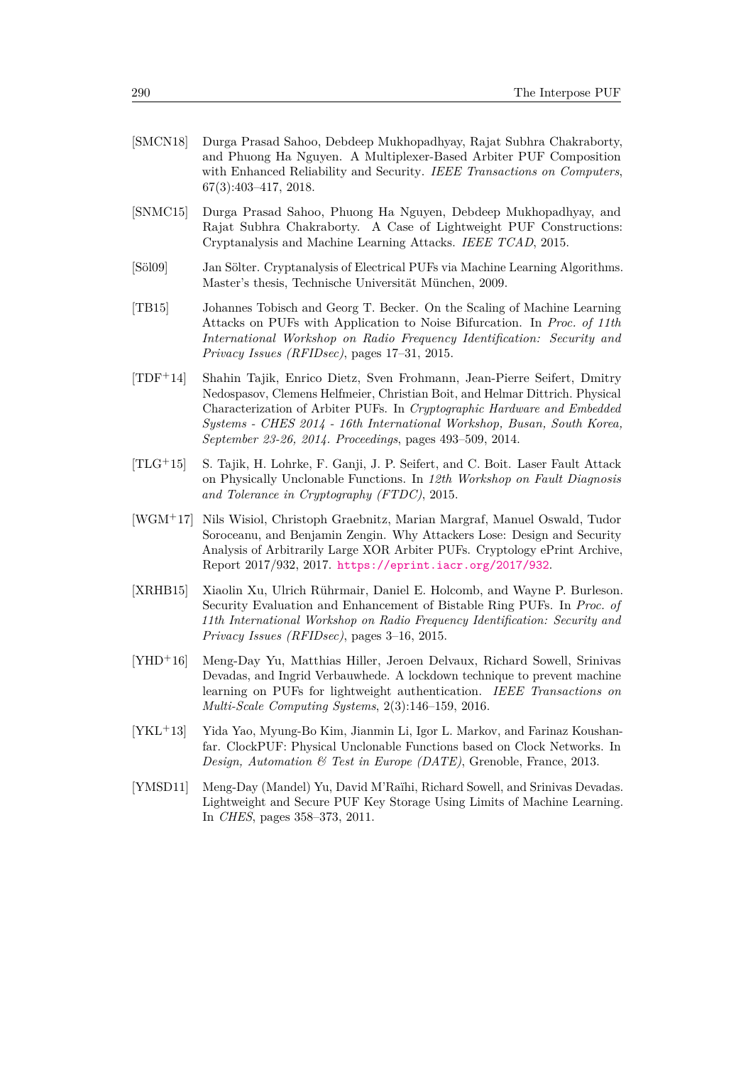[SMCN18] Durga Prasad Sahoo, Debdeep Mukhopadhyay, Rajat Subhra Chakraborty, and Phuong Ha Nguyen. A Multiplexer-Based Arbiter PUF Composition with Enhanced Reliability and Security. *IEEE Transactions on Computers*, 67(3):403–417, 2018.

[SNMC15] Durga Prasad Sahoo, Phuong Ha Nguyen, Debdeep Mukhopadhyay, and Rajat Subhra Chakraborty. A Case of Lightweight PUF Constructions: Cryptanalysis and Machine Learning Attacks. *IEEE TCAD*, 2015.

[Söl09] Jan Sölter. Cryptanalysis of Electrical PUFs via Machine Learning Algorithms. Master's thesis, Technische Universität München, 2009.

[TB15] Johannes Tobisch and Georg T. Becker. On the Scaling of Machine Learning Attacks on PUFs with Application to Noise Bifurcation. In *Proc. of 11th International Workshop on Radio Frequency Identification: Security and Privacy Issues (RFIDsec)*, pages 17–31, 2015.

[TDF+14] Shahin Tajik, Enrico Dietz, Sven Frohmann, Jean-Pierre Seifert, Dmitry Nedospasov, Clemens Helfmeier, Christian Boit, and Helmar Dittrich. Physical Characterization of Arbiter PUFs. In *Cryptographic Hardware and Embedded Systems - CHES 2014 - 16th International Workshop, Busan, South Korea, September 23-26, 2014. Proceedings*, pages 493–509, 2014.

[TLG+15] S. Tajik, H. Lohrke, F. Ganji, J. P. Seifert, and C. Boit. Laser Fault Attack on Physically Unclonable Functions. In *12th Workshop on Fault Diagnosis and Tolerance in Cryptography (FTDC)*, 2015.

[WGM+17] Nils Wisiol, Christoph Graebnitz, Marian Margraf, Manuel Oswald, Tudor Soroceanu, and Benjamin Zengin. Why Attackers Lose: Design and Security Analysis of Arbitrarily Large XOR Arbiter PUFs. Cryptology ePrint Archive, Report 2017/932, 2017. https://eprint.iacr.org/2017/932.

[XRHB15] Xiaolin Xu, Ulrich Rührmair, Daniel E. Holcomb, and Wayne P. Burleson. Security Evaluation and Enhancement of Bistable Ring PUFs. In *Proc. of 11th International Workshop on Radio Frequency Identification: Security and Privacy Issues (RFIDsec)*, pages 3–16, 2015.

[YHD+16] Meng-Day Yu, Matthias Hiller, Jeroen Delvaux, Richard Sowell, Srinivas Devadas, and Ingrid Verbauwhede. A lockdown technique to prevent machine learning on PUFs for lightweight authentication. *IEEE Transactions on Multi-Scale Computing Systems*, 2(3):146–159, 2016.

[YKL+13] Yida Yao, Myung-Bo Kim, Jianmin Li, Igor L. Markov, and Farinaz Koushanfar. ClockPUF: Physical Unclonable Functions based on Clock Networks. In *Design, Automation & Test in Europe (DATE)*, Grenoble, France, 2013.

[YMSD11] Meng-Day (Mandel) Yu, David M'Raïhi, Richard Sowell, and Srinivas Devadas. Lightweight and Secure PUF Key Storage Using Limits of Machine Learning. In *CHES*, pages 358–373, 2011.